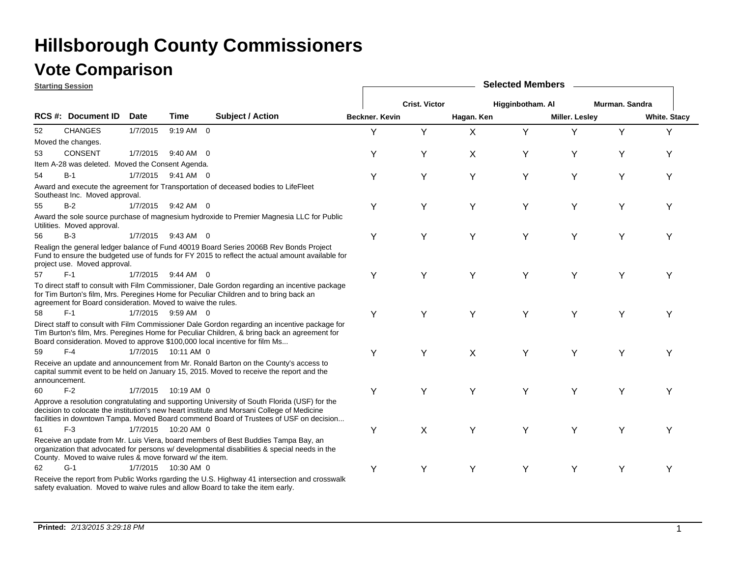# Hillsborough County Commissioners

## Vote Comparison

**Starting Session**

| RCS #: | Document ID | Date | Time | | Subject / Action | Beckner. Kevin | Crist. Victor | Hagan. Ken | Higginbotham. Al | Miller. Lesley | Murman. Sandra | White. Stacy |
|---|---|---|---|---|---|---|---|---|---|---|---|---|
| 52 | CHANGES | 1/7/2015 | 9:19 AM | 0 | Moved the changes. | Y | Y | X | Y | Y | Y | Y |
| 53 | CONSENT | 1/7/2015 | 9:40 AM | 0 | Item A-28 was deleted. Moved the Consent Agenda. | Y | Y | X | Y | Y | Y | Y |
| 54 | B-1 | 1/7/2015 | 9:41 AM | 0 | Award and execute the agreement for Transportation of deceased bodies to LifeFleet Southeast Inc. Moved approval. | Y | Y | Y | Y | Y | Y | Y |
| 55 | B-2 | 1/7/2015 | 9:42 AM | 0 | Award the sole source purchase of magnesium hydroxide to Premier Magnesia LLC for Public Utilities. Moved approval. | Y | Y | Y | Y | Y | Y | Y |
| 56 | B-3 | 1/7/2015 | 9:43 AM | 0 | Realign the general ledger balance of Fund 40019 Board Series 2006B Rev Bonds Project Fund to ensure the budgeted use of funds for FY 2015 to reflect the actual amount available for project use. Moved approval. | Y | Y | Y | Y | Y | Y | Y |
| 57 | F-1 | 1/7/2015 | 9:44 AM | 0 | To direct staff to consult with Film Commissioner, Dale Gordon regarding an incentive package for Tim Burton's film, Mrs. Peregines Home for Peculiar Children and to bring back an agreement for Board consideration. Moved to waive the rules. | Y | Y | Y | Y | Y | Y | Y |
| 58 | F-1 | 1/7/2015 | 9:59 AM | 0 | Direct staff to consult with Film Commissioner Dale Gordon regarding an incentive package for Tim Burton's film, Mrs. Peregines Home for Peculiar Children, & bring back an agreement for Board consideration. Moved to approve $100,000 local incentive for film Ms... | Y | Y | Y | Y | Y | Y | Y |
| 59 | F-4 | 1/7/2015 | 10:11 AM | 0 | Receive an update and announcement from Mr. Ronald Barton on the County's access to capital summit event to be held on January 15, 2015. Moved to receive the report and the announcement. | Y | Y | X | Y | Y | Y | Y |
| 60 | F-2 | 1/7/2015 | 10:19 AM | 0 | Approve a resolution congratulating and supporting University of South Florida (USF) for the decision to colocate the institution's new heart institute and Morsani College of Medicine facilities in downtown Tampa. Moved Board commend Board of Trustees of USF on decision... | Y | Y | Y | Y | Y | Y | Y |
| 61 | F-3 | 1/7/2015 | 10:20 AM | 0 | Receive an update from Mr. Luis Viera, board members of Best Buddies Tampa Bay, an organization that advocated for persons w/ developmental disabilities & special needs in the County. Moved to waive rules & move forward w/ the item. | Y | X | Y | Y | Y | Y | Y |
| 62 | G-1 | 1/7/2015 | 10:30 AM | 0 | Receive the report from Public Works rgarding the U.S. Highway 41 intersection and crosswalk safety evaluation. Moved to waive rules and allow Board to take the item early. | Y | Y | Y | Y | Y | Y | Y |

**Printed:** *2/13/2015 3:29:18 PM*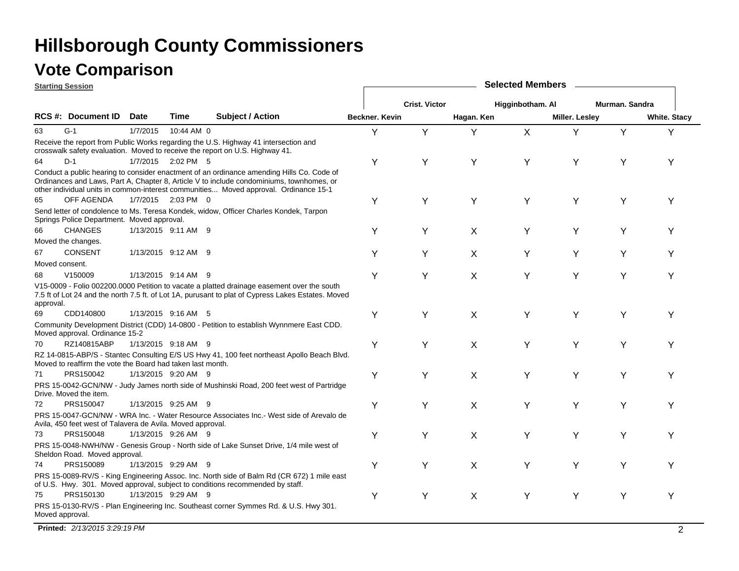# Hillsborough County Commissioners

## Vote Comparison

**Starting Session**

| RCS # | Document ID | Date | Time | | Subject / Action | Beckner. Kevin | Crist. Victor | Hagan. Ken | Higginbotham. Al | Miller. Lesley | Murman. Sandra | White. Stacy |
|---|---|---|---|---|---|---|---|---|---|---|---|---|
| 63 | G-1 | 1/7/2015 | 10:44 AM | 0 | Receive the report from Public Works regarding the U.S. Highway 41 intersection and crosswalk safety evaluation. Moved to receive the report on U.S. Highway 41. | Y | Y | Y | X | Y | Y | Y |
| 64 | D-1 | 1/7/2015 | 2:02 PM | 5 | Conduct a public hearing to consider enactment of an ordinance amending Hills Co. Code of Ordinances and Laws, Part A, Chapter 8, Article V to include condominiums, townhomes, or other individual units in common-interest communities... Moved approval. Ordinance 15-1 | Y | Y | Y | Y | Y | Y | Y |
| 65 | OFF AGENDA | 1/7/2015 | 2:03 PM | 0 | Send letter of condolence to Ms. Teresa Kondek, widow, Officer Charles Kondek, Tarpon Springs Police Department. Moved approval. | Y | Y | Y | Y | Y | Y | Y |
| 66 | CHANGES | 1/13/2015 | 9:11 AM | 9 | Moved the changes. | Y | Y | X | Y | Y | Y | Y |
| 67 | CONSENT | 1/13/2015 | 9:12 AM | 9 | Moved consent. | Y | Y | X | Y | Y | Y | Y |
| 68 | V150009 | 1/13/2015 | 9:14 AM | 9 | V15-0009 - Folio 002200.0000 Petition to vacate a platted drainage easement over the south 7.5 ft of Lot 24 and the north 7.5 ft. of Lot 1A, purusant to plat of Cypress Lakes Estates. Moved approval. | Y | Y | X | Y | Y | Y | Y |
| 69 | CDD140800 | 1/13/2015 | 9:16 AM | 5 | Community Development District (CDD) 14-0800 - Petition to establish Wynnmere East CDD. Moved approval. Ordinance 15-2 | Y | Y | X | Y | Y | Y | Y |
| 70 | RZ140815ABP | 1/13/2015 | 9:18 AM | 9 | RZ 14-0815-ABP/S - Stantec Consulting E/S US Hwy 41, 100 feet northeast Apollo Beach Blvd. Moved to reaffirm the vote the Board had taken last month. | Y | Y | X | Y | Y | Y | Y |
| 71 | PRS150042 | 1/13/2015 | 9:20 AM | 9 | PRS 15-0042-GCN/NW - Judy James north side of Mushinski Road, 200 feet west of Partridge Drive. Moved the item. | Y | Y | X | Y | Y | Y | Y |
| 72 | PRS150047 | 1/13/2015 | 9:25 AM | 9 | PRS 15-0047-GCN/NW - WRA Inc. - Water Resource Associates Inc.- West side of Arevalo de Avila, 450 feet west of Talavera de Avila. Moved approval. | Y | Y | X | Y | Y | Y | Y |
| 73 | PRS150048 | 1/13/2015 | 9:26 AM | 9 | PRS 15-0048-NWH/NW - Genesis Group - North side of Lake Sunset Drive, 1/4 mile west of Sheldon Road. Moved approval. | Y | Y | X | Y | Y | Y | Y |
| 74 | PRS150089 | 1/13/2015 | 9:29 AM | 9 | PRS 15-0089-RV/S - King Engineering Assoc. Inc. North side of Balm Rd (CR 672) 1 mile east of U.S. Hwy. 301. Moved approval, subject to conditions recommended by staff. | Y | Y | X | Y | Y | Y | Y |
| 75 | PRS150130 | 1/13/2015 | 9:29 AM | 9 | PRS 15-0130-RV/S - Plan Engineering Inc. Southeast corner Symmes Rd. & U.S. Hwy 301. Moved approval. | Y | Y | X | Y | Y | Y | Y |

**Printed:** *2/13/2015 3:29:19 PM*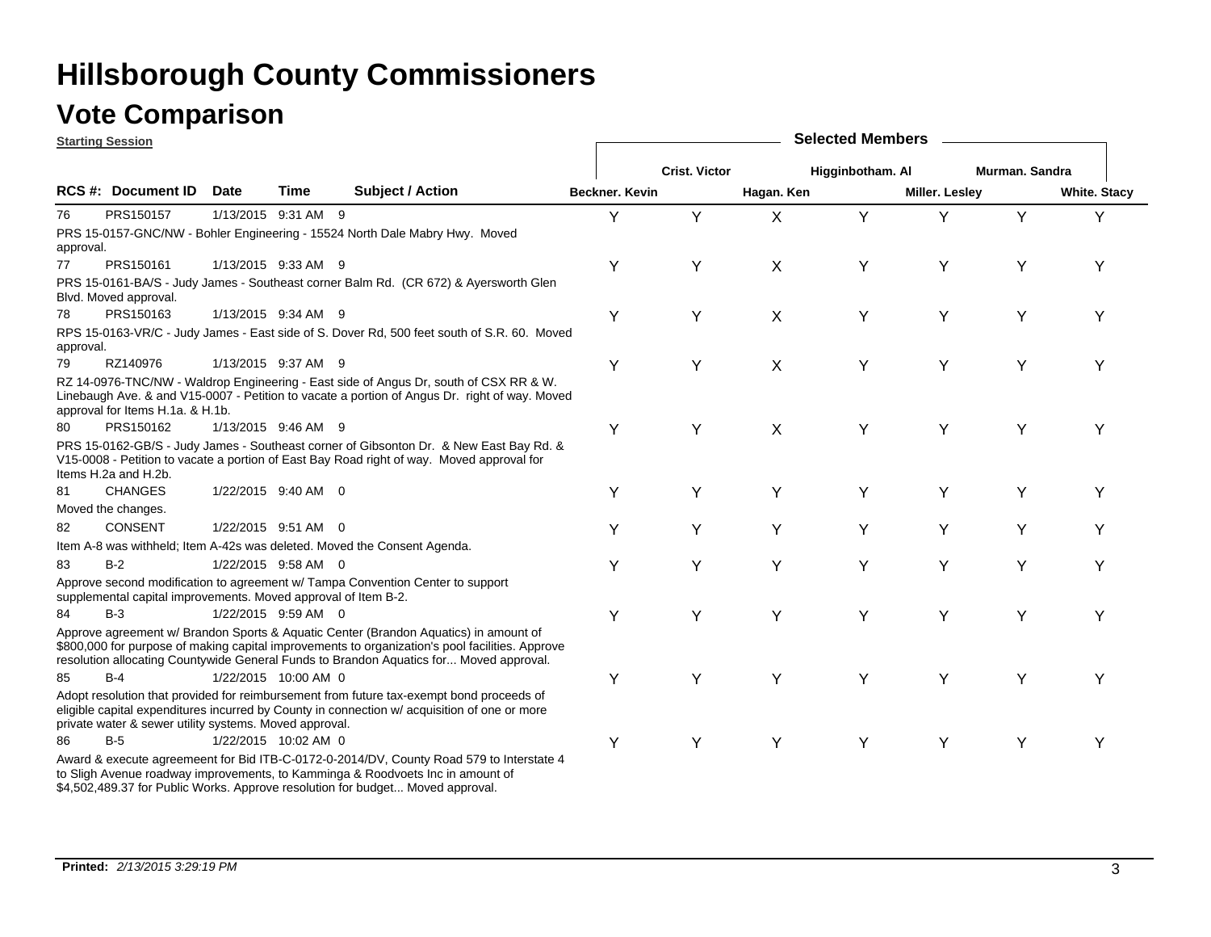# Hillsborough County Commissioners

## Vote Comparison

**Starting Session**

| RCS #: | Document ID | Date | Time | Subject / Action | Beckner. Kevin | Crist. Victor | Hagan. Ken | Higginbotham. Al | Miller. Lesley | Murman. Sandra | White. Stacy |
|---|---|---|---|---|---|---|---|---|---|---|---|
| 76 | PRS150157 | 1/13/2015 | 9:31 AM | 9 | Y | Y | X | Y | Y | Y | Y |
| | PRS 15-0157-GNC/NW - Bohler Engineering - 15524 North Dale Mabry Hwy. Moved approval. | | | | | | | | | | |
| 77 | PRS150161 | 1/13/2015 | 9:33 AM | 9 | Y | Y | X | Y | Y | Y | Y |
| | PRS 15-0161-BA/S - Judy James - Southeast corner Balm Rd. (CR 672) & Ayersworth Glen Blvd. Moved approval. | | | | | | | | | | |
| 78 | PRS150163 | 1/13/2015 | 9:34 AM | 9 | Y | Y | X | Y | Y | Y | Y |
| | RPS 15-0163-VR/C - Judy James - East side of S. Dover Rd, 500 feet south of S.R. 60. Moved approval. | | | | | | | | | | |
| 79 | RZ140976 | 1/13/2015 | 9:37 AM | 9 | Y | Y | X | Y | Y | Y | Y |
| | RZ 14-0976-TNC/NW - Waldrop Engineering - East side of Angus Dr, south of CSX RR & W. Linebaugh Ave. & and V15-0007 - Petition to vacate a portion of Angus Dr. right of way. Moved approval for Items H.1a. & H.1b. | | | | | | | | | | |
| 80 | PRS150162 | 1/13/2015 | 9:46 AM | 9 | Y | Y | X | Y | Y | Y | Y |
| | PRS 15-0162-GB/S - Judy James - Southeast corner of Gibsonton Dr. & New East Bay Rd. & V15-0008 - Petition to vacate a portion of East Bay Road right of way. Moved approval for Items H.2a and H.2b. | | | | | | | | | | |
| 81 | CHANGES | 1/22/2015 | 9:40 AM | 0 | Y | Y | Y | Y | Y | Y | Y |
| | Moved the changes. | | | | | | | | | | |
| 82 | CONSENT | 1/22/2015 | 9:51 AM | 0 | Y | Y | Y | Y | Y | Y | Y |
| | Item A-8 was withheld; Item A-42s was deleted. Moved the Consent Agenda. | | | | | | | | | | |
| 83 | B-2 | 1/22/2015 | 9:58 AM | 0 | Y | Y | Y | Y | Y | Y | Y |
| | Approve second modification to agreement w/ Tampa Convention Center to support supplemental capital improvements. Moved approval of Item B-2. | | | | | | | | | | |
| 84 | B-3 | 1/22/2015 | 9:59 AM | 0 | Y | Y | Y | Y | Y | Y | Y |
| | Approve agreement w/ Brandon Sports & Aquatic Center (Brandon Aquatics) in amount of $800,000 for purpose of making capital improvements to organization's pool facilities. Approve resolution allocating Countywide General Funds to Brandon Aquatics for... Moved approval. | | | | | | | | | | |
| 85 | B-4 | 1/22/2015 | 10:00 AM | 0 | Y | Y | Y | Y | Y | Y | Y |
| | Adopt resolution that provided for reimbursement from future tax-exempt bond proceeds of eligible capital expenditures incurred by County in connection w/ acquisition of one or more private water & sewer utility systems. Moved approval. | | | | | | | | | | |
| 86 | B-5 | 1/22/2015 | 10:02 AM | 0 | Y | Y | Y | Y | Y | Y | Y |
| | Award & execute agreemeent for Bid ITB-C-0172-0-2014/DV, County Road 579 to Interstate 4 to Sligh Avenue roadway improvements, to Kamminga & Roodvoets Inc in amount of $4,502,489.37 for Public Works. Approve resolution for budget... Moved approval. | | | | | | | | | | |

**Printed:** *2/13/2015 3:29:19 PM*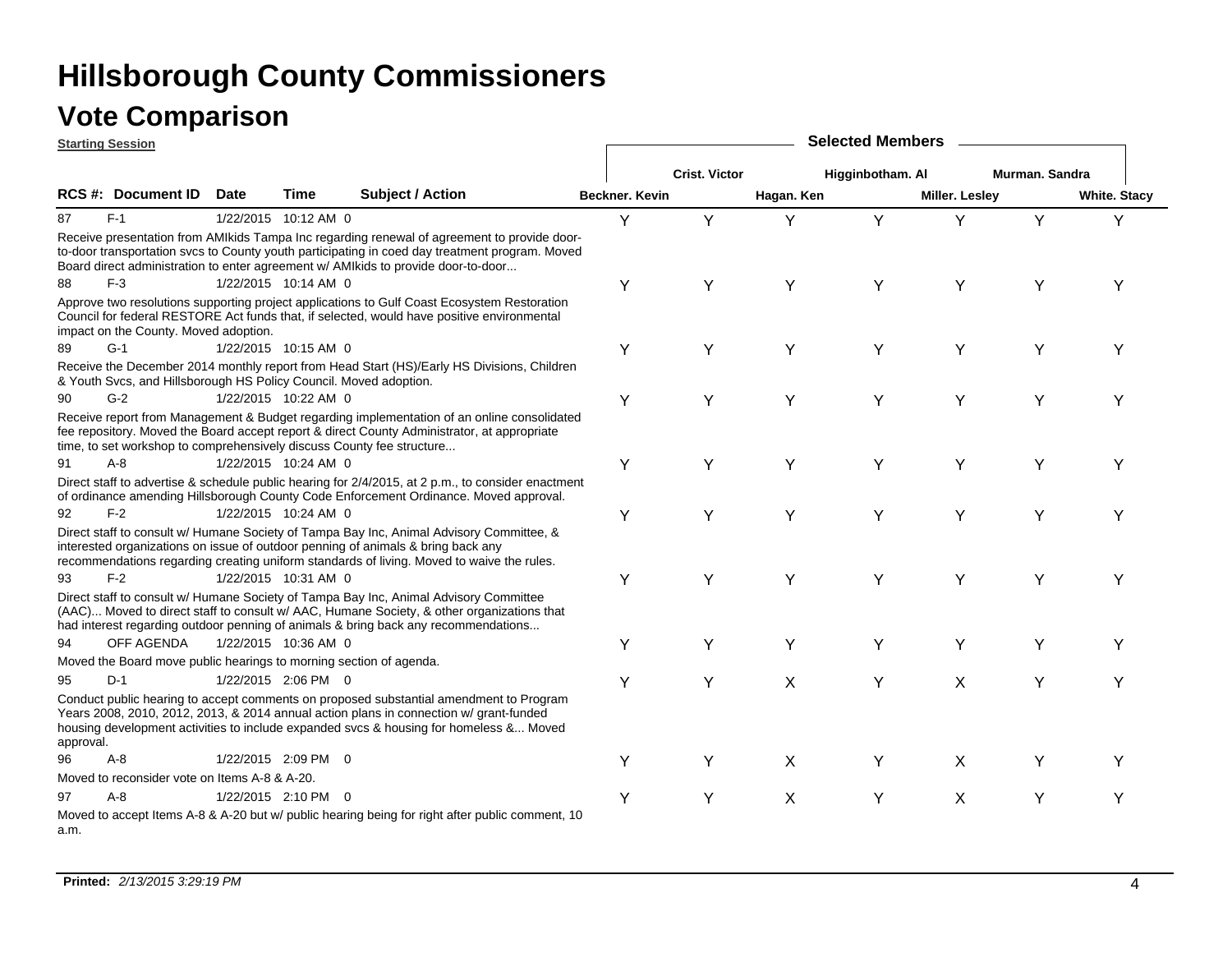# Hillsborough County Commissioners

## Vote Comparison

**Starting Session**

| RCS #: | Document ID | Date | Time | | Subject / Action | Beckner. Kevin | Crist. Victor | Hagan. Ken | Higginbotham. Al | Miller. Lesley | Murman. Sandra | White. Stacy |
|---|---|---|---|---|---|---|---|---|---|---|---|---|
| 87 | F-1 | 1/22/2015 | 10:12 AM | 0 | Receive presentation from AMIkids Tampa Inc regarding renewal of agreement to provide door-to-door transportation svcs to County youth participating in coed day treatment program. Moved Board direct administration to enter agreement w/ AMIkids to provide door-to-door... | Y | Y | Y | Y | Y | Y | Y |
| 88 | F-3 | 1/22/2015 | 10:14 AM | 0 | Approve two resolutions supporting project applications to Gulf Coast Ecosystem Restoration Council for federal RESTORE Act funds that, if selected, would have positive environmental impact on the County. Moved adoption. | Y | Y | Y | Y | Y | Y | Y |
| 89 | G-1 | 1/22/2015 | 10:15 AM | 0 | Receive the December 2014 monthly report from Head Start (HS)/Early HS Divisions, Children & Youth Svcs, and Hillsborough HS Policy Council. Moved adoption. | Y | Y | Y | Y | Y | Y | Y |
| 90 | G-2 | 1/22/2015 | 10:22 AM | 0 | Receive report from Management & Budget regarding implementation of an online consolidated fee repository. Moved the Board accept report & direct County Administrator, at appropriate time, to set workshop to comprehensively discuss County fee structure... | Y | Y | Y | Y | Y | Y | Y |
| 91 | A-8 | 1/22/2015 | 10:24 AM | 0 | Direct staff to advertise & schedule public hearing for 2/4/2015, at 2 p.m., to consider enactment of ordinance amending Hillsborough County Code Enforcement Ordinance. Moved approval. | Y | Y | Y | Y | Y | Y | Y |
| 92 | F-2 | 1/22/2015 | 10:24 AM | 0 | Direct staff to consult w/ Humane Society of Tampa Bay Inc, Animal Advisory Committee, & interested organizations on issue of outdoor penning of animals & bring back any recommendations regarding creating uniform standards of living. Moved to waive the rules. | Y | Y | Y | Y | Y | Y | Y |
| 93 | F-2 | 1/22/2015 | 10:31 AM | 0 | Direct staff to consult w/ Humane Society of Tampa Bay Inc, Animal Advisory Committee (AAC)... Moved to direct staff to consult w/ AAC, Humane Society, & other organizations that had interest regarding outdoor penning of animals & bring back any recommendations... | Y | Y | Y | Y | Y | Y | Y |
| 94 | OFF AGENDA | 1/22/2015 | 10:36 AM | 0 | Moved the Board move public hearings to morning section of agenda. | Y | Y | Y | Y | Y | Y | Y |
| 95 | D-1 | 1/22/2015 | 2:06 PM | 0 | Conduct public hearing to accept comments on proposed substantial amendment to Program Years 2008, 2010, 2012, 2013, & 2014 annual action plans in connection w/ grant-funded housing development activities to include expanded svcs & housing for homeless &... Moved approval. | Y | Y | X | Y | X | Y | Y |
| 96 | A-8 | 1/22/2015 | 2:09 PM | 0 | Moved to reconsider vote on Items A-8 & A-20. | Y | Y | X | Y | X | Y | Y |
| 97 | A-8 | 1/22/2015 | 2:10 PM | 0 | Moved to accept Items A-8 & A-20 but w/ public hearing being for right after public comment, 10 a.m. | Y | Y | X | Y | X | Y | Y |

**Printed:** *2/13/2015 3:29:19 PM*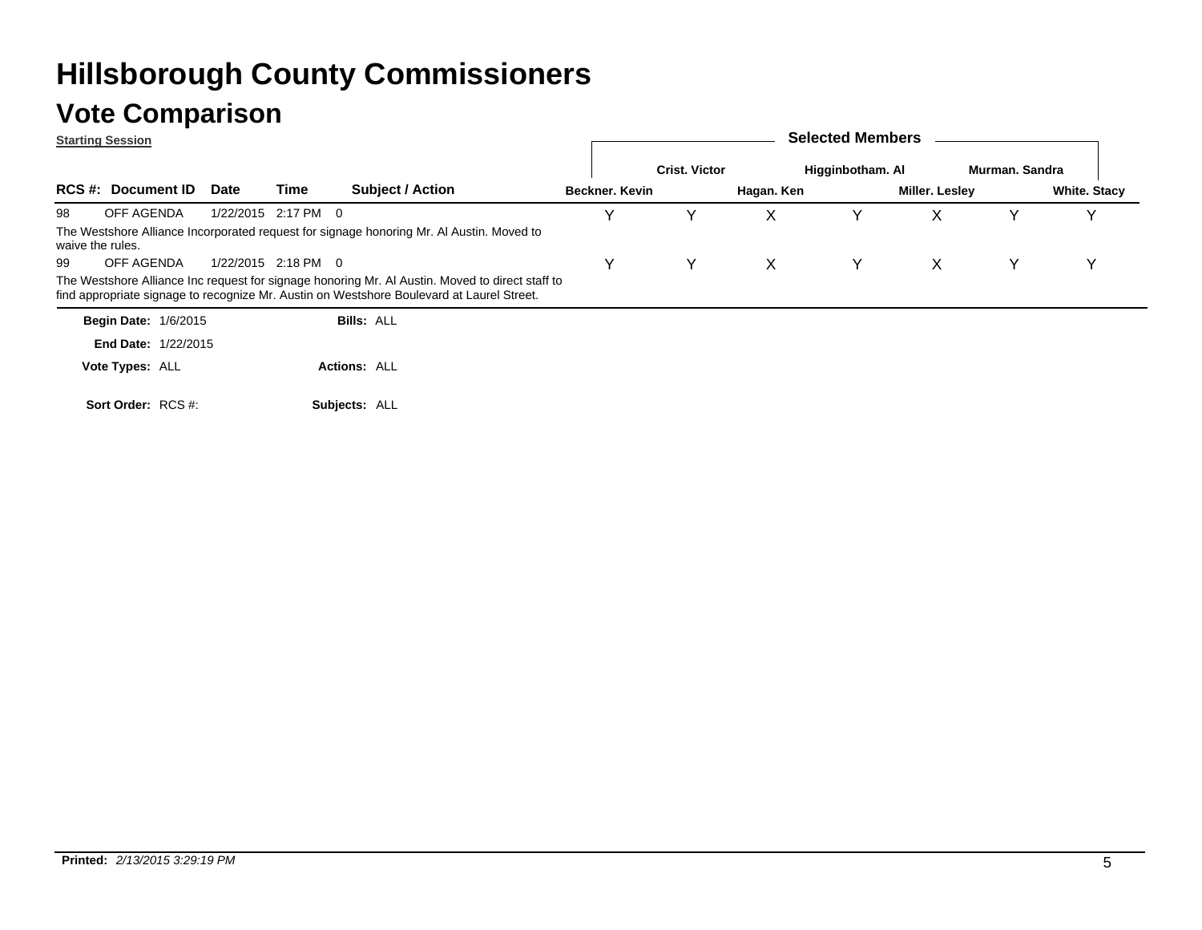# Hillsborough County Commissioners

## Vote Comparison

**Starting Session**

| RCS #: | Document ID | Date | Time | Subject / Action | Beckner. Kevin | Crist. Victor | Hagan. Ken | Higginbotham. Al | Miller. Lesley | Murman. Sandra | White. Stacy |
|---|---|---|---|---|---|---|---|---|---|---|---|
| 98 | OFF AGENDA | 1/22/2015 | 2:17 PM | 0 | Y | Y | X | Y | X | Y | Y |
| | The Westshore Alliance Incorporated request for signage honoring Mr. Al Austin. Moved to waive the rules. | | | | | | | | | | |
| 99 | OFF AGENDA | 1/22/2015 | 2:18 PM | 0 | Y | Y | X | Y | X | Y | Y |
| | The Westshore Alliance Inc request for signage honoring Mr. Al Austin. Moved to direct staff to find appropriate signage to recognize Mr. Austin on Westshore Boulevard at Laurel Street. | | | | | | | | | | |

**Begin Date:** 1/6/2015 **Bills:** ALL

**End Date:** 1/22/2015

**Vote Types:** ALL **Actions:** ALL

**Sort Order:** RCS #: **Subjects:** ALL

**Printed:** *2/13/2015 3:29:19 PM*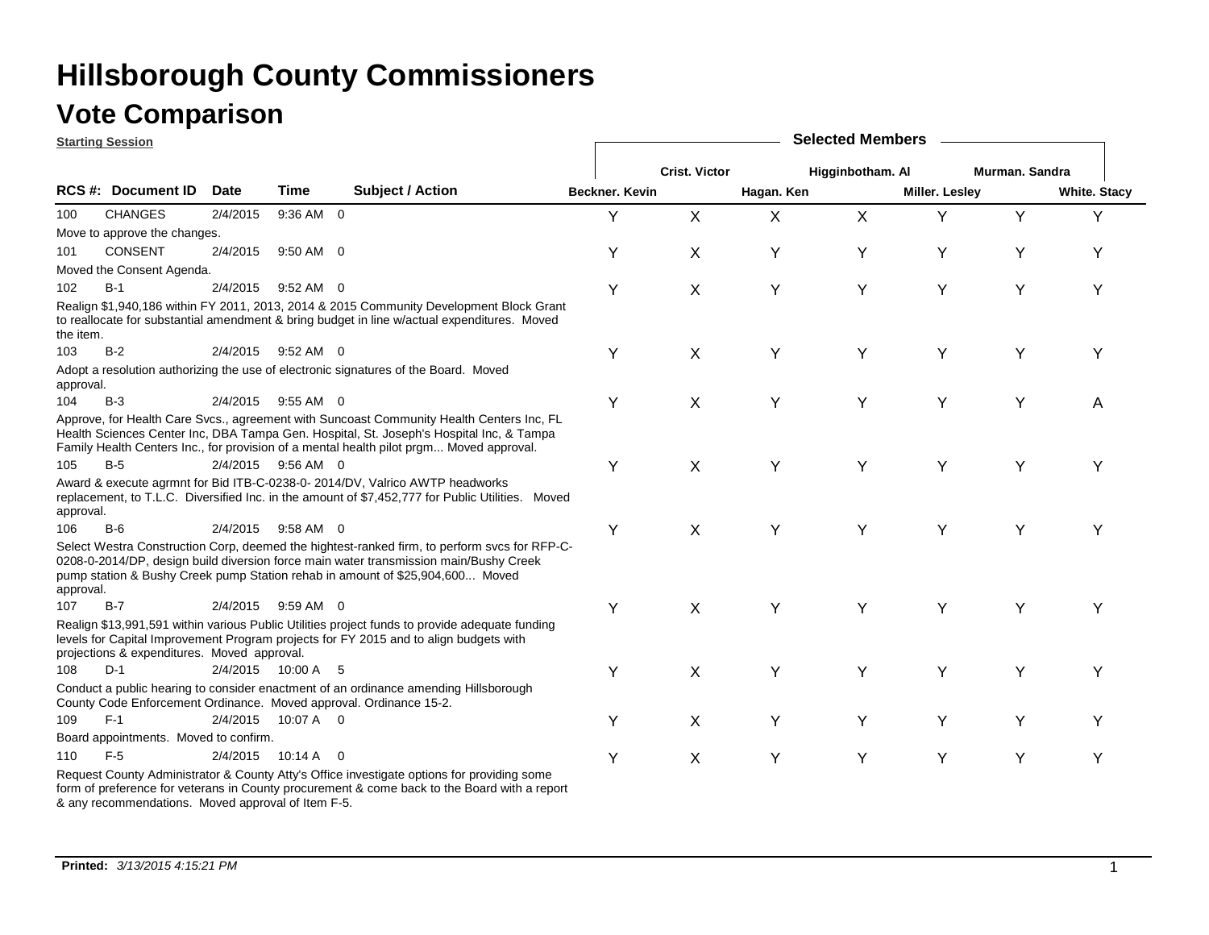# Hillsborough County Commissioners

## Vote Comparison

**Starting Session**

| RCS #: | Document ID | Date | Time | Subject / Action | Beckner. Kevin | Crist. Victor | Hagan. Ken | Higginbotham. Al | Miller. Lesley | Murman. Sandra | White. Stacy |
|---|---|---|---|---|---|---|---|---|---|---|---|
| 100 | CHANGES | 2/4/2015 | 9:36 AM | 0 | Y | X | X | X | Y | Y | Y |
| Move to approve the changes. | | | | | | | | | | | |
| 101 | CONSENT | 2/4/2015 | 9:50 AM | 0 | Y | X | Y | Y | Y | Y | Y |
| Moved the Consent Agenda. | | | | | | | | | | | |
| 102 | B-1 | 2/4/2015 | 9:52 AM | 0 | Y | X | Y | Y | Y | Y | Y |
| Realign $1,940,186 within FY 2011, 2013, 2014 & 2015 Community Development Block Grant to reallocate for substantial amendment & bring budget in line w/actual expenditures. Moved the item. | | | | | | | | | | | |
| 103 | B-2 | 2/4/2015 | 9:52 AM | 0 | Y | X | Y | Y | Y | Y | Y |
| Adopt a resolution authorizing the use of electronic signatures of the Board. Moved approval. | | | | | | | | | | | |
| 104 | B-3 | 2/4/2015 | 9:55 AM | 0 | Y | X | Y | Y | Y | Y | A |
| Approve, for Health Care Svcs., agreement with Suncoast Community Health Centers Inc, FL Health Sciences Center Inc, DBA Tampa Gen. Hospital, St. Joseph's Hospital Inc, & Tampa Family Health Centers Inc., for provision of a mental health pilot prgm... Moved approval. | | | | | | | | | | | |
| 105 | B-5 | 2/4/2015 | 9:56 AM | 0 | Y | X | Y | Y | Y | Y | Y |
| Award & execute agrmnt for Bid ITB-C-0238-0- 2014/DV, Valrico AWTP headworks replacement, to T.L.C. Diversified Inc. in the amount of $7,452,777 for Public Utilities. Moved approval. | | | | | | | | | | | |
| 106 | B-6 | 2/4/2015 | 9:58 AM | 0 | Y | X | Y | Y | Y | Y | Y |
| Select Westra Construction Corp, deemed the hightest-ranked firm, to perform svcs for RFP-C-0208-0-2014/DP, design build diversion force main water transmission main/Bushy Creek pump station & Bushy Creek pump Station rehab in amount of $25,904,600... Moved approval. | | | | | | | | | | | |
| 107 | B-7 | 2/4/2015 | 9:59 AM | 0 | Y | X | Y | Y | Y | Y | Y |
| Realign $13,991,591 within various Public Utilities project funds to provide adequate funding levels for Capital Improvement Program projects for FY 2015 and to align budgets with projections & expenditures. Moved approval. | | | | | | | | | | | |
| 108 | D-1 | 2/4/2015 | 10:00 A | 5 | Y | X | Y | Y | Y | Y | Y |
| Conduct a public hearing to consider enactment of an ordinance amending Hillsborough County Code Enforcement Ordinance. Moved approval. Ordinance 15-2. | | | | | | | | | | | |
| 109 | F-1 | 2/4/2015 | 10:07 A | 0 | Y | X | Y | Y | Y | Y | Y |
| Board appointments. Moved to confirm. | | | | | | | | | | | |
| 110 | F-5 | 2/4/2015 | 10:14 A | 0 | Y | X | Y | Y | Y | Y | Y |
| Request County Administrator & County Atty's Office investigate options for providing some form of preference for veterans in County procurement & come back to the Board with a report & any recommendations. Moved approval of Item F-5. | | | | | | | | | | | |

**Printed:** *3/13/2015 4:15:21 PM*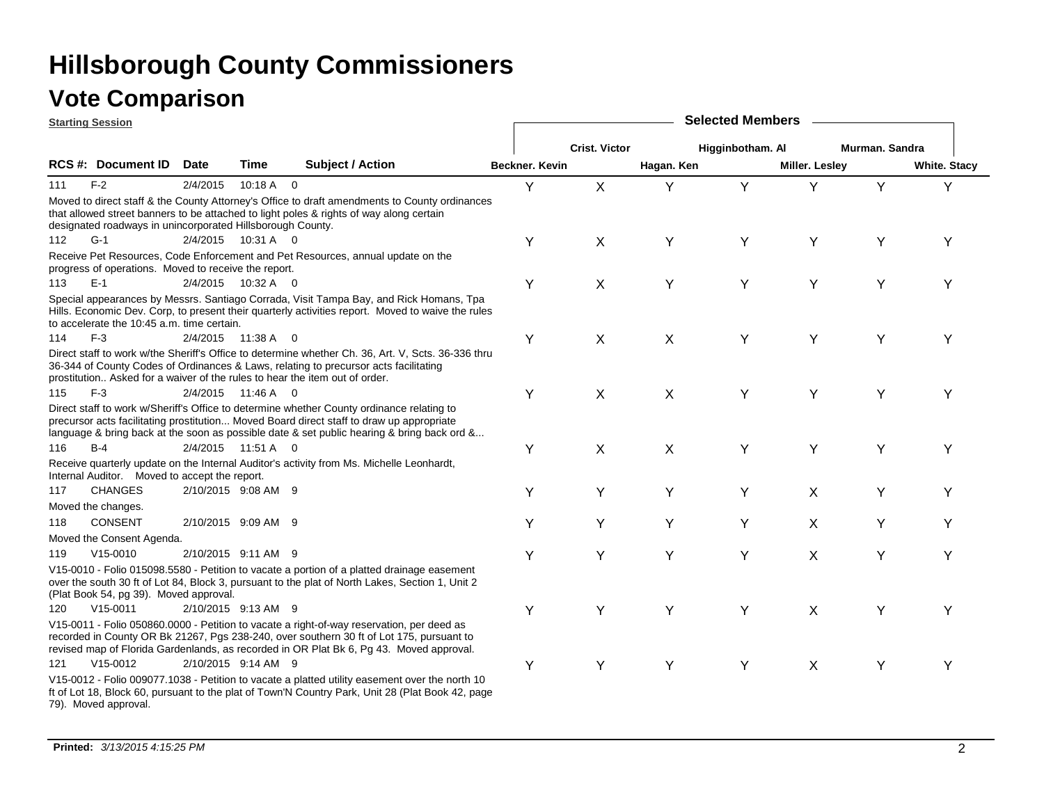# Hillsborough County Commissioners

## Vote Comparison

**Starting Session**

| RCS #: | Document ID | Date | Time | Subject / Action | Beckner. Kevin | Crist. Victor | Hagan. Ken | Higginbotham. Al | Miller. Lesley | Murman. Sandra | White. Stacy |
|---|---|---|---|---|---|---|---|---|---|---|---|
| 111 | F-2 | 2/4/2015 | 10:18 A | 0 | Y | X | Y | Y | Y | Y | Y |
| | Moved to direct staff & the County Attorney's Office to draft amendments to County ordinances that allowed street banners to be attached to light poles & rights of way along certain designated roadways in unincorporated Hillsborough County. | | | | | | | | | | |
| 112 | G-1 | 2/4/2015 | 10:31 A | 0 | Y | X | Y | Y | Y | Y | Y |
| | Receive Pet Resources, Code Enforcement and Pet Resources, annual update on the progress of operations. Moved to receive the report. | | | | | | | | | | |
| 113 | E-1 | 2/4/2015 | 10:32 A | 0 | Y | X | Y | Y | Y | Y | Y |
| | Special appearances by Messrs. Santiago Corrada, Visit Tampa Bay, and Rick Homans, Tpa Hills. Economic Dev. Corp, to present their quarterly activities report. Moved to waive the rules to accelerate the 10:45 a.m. time certain. | | | | | | | | | | |
| 114 | F-3 | 2/4/2015 | 11:38 A | 0 | Y | X | X | Y | Y | Y | Y |
| | Direct staff to work w/the Sheriff's Office to determine whether Ch. 36, Art. V, Scts. 36-336 thru 36-344 of County Codes of Ordinances & Laws, relating to precursor acts facilitating prostitution.. Asked for a waiver of the rules to hear the item out of order. | | | | | | | | | | |
| 115 | F-3 | 2/4/2015 | 11:46 A | 0 | Y | X | X | Y | Y | Y | Y |
| | Direct staff to work w/Sheriff's Office to determine whether County ordinance relating to precursor acts facilitating prostitution... Moved Board direct staff to draw up appropriate language & bring back at the soon as possible date & set public hearing & bring back ord &... | | | | | | | | | | |
| 116 | B-4 | 2/4/2015 | 11:51 A | 0 | Y | X | X | Y | Y | Y | Y |
| | Receive quarterly update on the Internal Auditor's activity from Ms. Michelle Leonhardt, Internal Auditor. Moved to accept the report. | | | | | | | | | | |
| 117 | CHANGES | 2/10/2015 | 9:08 AM | 9 | Y | Y | Y | Y | X | Y | Y |
| | Moved the changes. | | | | | | | | | | |
| 118 | CONSENT | 2/10/2015 | 9:09 AM | 9 | Y | Y | Y | Y | X | Y | Y |
| | Moved the Consent Agenda. | | | | | | | | | | |
| 119 | V15-0010 | 2/10/2015 | 9:11 AM | 9 | Y | Y | Y | Y | X | Y | Y |
| | V15-0010 - Folio 015098.5580 - Petition to vacate a portion of a platted drainage easement over the south 30 ft of Lot 84, Block 3, pursuant to the plat of North Lakes, Section 1, Unit 2 (Plat Book 54, pg 39). Moved approval. | | | | | | | | | | |
| 120 | V15-0011 | 2/10/2015 | 9:13 AM | 9 | Y | Y | Y | Y | X | Y | Y |
| | V15-0011 - Folio 050860.0000 - Petition to vacate a right-of-way reservation, per deed as recorded in County OR Bk 21267, Pgs 238-240, over southern 30 ft of Lot 175, pursuant to revised map of Florida Gardenlands, as recorded in OR Plat Bk 6, Pg 43. Moved approval. | | | | | | | | | | |
| 121 | V15-0012 | 2/10/2015 | 9:14 AM | 9 | Y | Y | Y | Y | X | Y | Y |
| | V15-0012 - Folio 009077.1038 - Petition to vacate a platted utility easement over the north 10 ft of Lot 18, Block 60, pursuant to the plat of Town'N Country Park, Unit 28 (Plat Book 42, page 79). Moved approval. | | | | | | | | | | |

**Printed:** *3/13/2015 4:15:25 PM*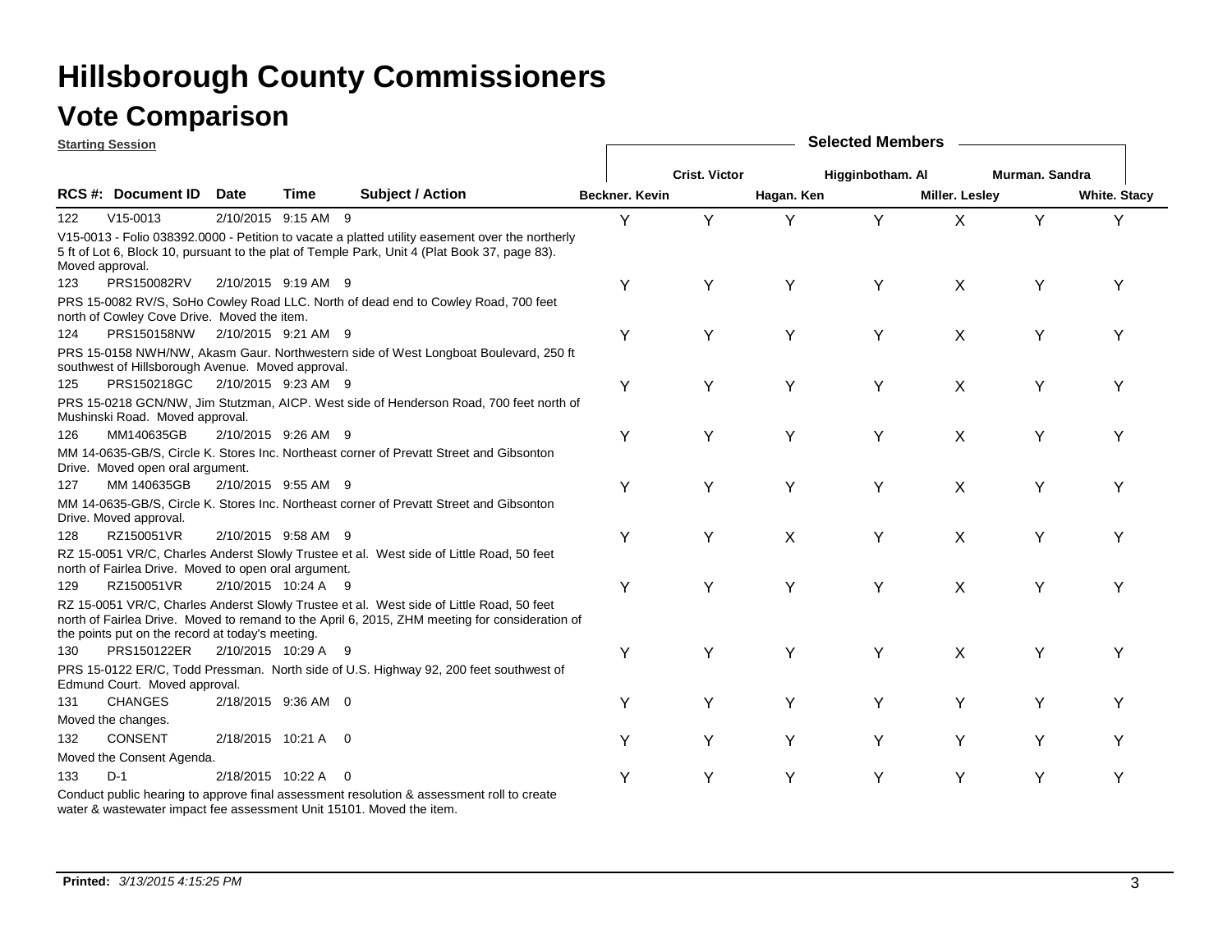# Hillsborough County Commissioners

## Vote Comparison

**Starting Session**

| RCS # | Document ID | Date | Time | Subject / Action | Beckner. Kevin | Crist. Victor | Hagan. Ken | Higginbotham. Al | Miller. Lesley | Murman. Sandra | White. Stacy |
|---|---|---|---|---|---|---|---|---|---|---|---|
| 122 | V15-0013 | 2/10/2015 | 9:15 AM | 9 | Y | Y | Y | Y | X | Y | Y |
| | V15-0013 - Folio 038392.0000 - Petition to vacate a platted utility easement over the northerly 5 ft of Lot 6, Block 10, pursuant to the plat of Temple Park, Unit 4 (Plat Book 37, page 83). Moved approval. | | | | | | | | | | |
| 123 | PRS150082RV | 2/10/2015 | 9:19 AM | 9 | Y | Y | Y | Y | X | Y | Y |
| | PRS 15-0082 RV/S, SoHo Cowley Road LLC. North of dead end to Cowley Road, 700 feet north of Cowley Cove Drive. Moved the item. | | | | | | | | | | |
| 124 | PRS150158NW | 2/10/2015 | 9:21 AM | 9 | Y | Y | Y | Y | X | Y | Y |
| | PRS 15-0158 NWH/NW, Akasm Gaur. Northwestern side of West Longboat Boulevard, 250 ft southwest of Hillsborough Avenue. Moved approval. | | | | | | | | | | |
| 125 | PRS150218GC | 2/10/2015 | 9:23 AM | 9 | Y | Y | Y | Y | X | Y | Y |
| | PRS 15-0218 GCN/NW, Jim Stutzman, AICP. West side of Henderson Road, 700 feet north of Mushinski Road. Moved approval. | | | | | | | | | | |
| 126 | MM140635GB | 2/10/2015 | 9:26 AM | 9 | Y | Y | Y | Y | X | Y | Y |
| | MM 14-0635-GB/S, Circle K. Stores Inc. Northeast corner of Prevatt Street and Gibsonton Drive. Moved open oral argument. | | | | | | | | | | |
| 127 | MM 140635GB | 2/10/2015 | 9:55 AM | 9 | Y | Y | Y | Y | X | Y | Y |
| | MM 14-0635-GB/S, Circle K. Stores Inc. Northeast corner of Prevatt Street and Gibsonton Drive. Moved approval. | | | | | | | | | | |
| 128 | RZ150051VR | 2/10/2015 | 9:58 AM | 9 | Y | Y | X | Y | X | Y | Y |
| | RZ 15-0051 VR/C, Charles Anderst Slowly Trustee et al. West side of Little Road, 50 feet north of Fairlea Drive. Moved to open oral argument. | | | | | | | | | | |
| 129 | RZ150051VR | 2/10/2015 | 10:24 A | 9 | Y | Y | Y | Y | X | Y | Y |
| | RZ 15-0051 VR/C, Charles Anderst Slowly Trustee et al. West side of Little Road, 50 feet north of Fairlea Drive. Moved to remand to the April 6, 2015, ZHM meeting for consideration of the points put on the record at today's meeting. | | | | | | | | | | |
| 130 | PRS150122ER | 2/10/2015 | 10:29 A | 9 | Y | Y | Y | Y | X | Y | Y |
| | PRS 15-0122 ER/C, Todd Pressman. North side of U.S. Highway 92, 200 feet southwest of Edmund Court. Moved approval. | | | | | | | | | | |
| 131 | CHANGES | 2/18/2015 | 9:36 AM | 0 | Y | Y | Y | Y | Y | Y | Y |
| | Moved the changes. | | | | | | | | | | |
| 132 | CONSENT | 2/18/2015 | 10:21 A | 0 | Y | Y | Y | Y | Y | Y | Y |
| | Moved the Consent Agenda. | | | | | | | | | | |
| 133 | D-1 | 2/18/2015 | 10:22 A | 0 | Y | Y | Y | Y | Y | Y | Y |
| | Conduct public hearing to approve final assessment resolution & assessment roll to create water & wastewater impact fee assessment Unit 15101. Moved the item. | | | | | | | | | | |

**Printed:** *3/13/2015 4:15:25 PM*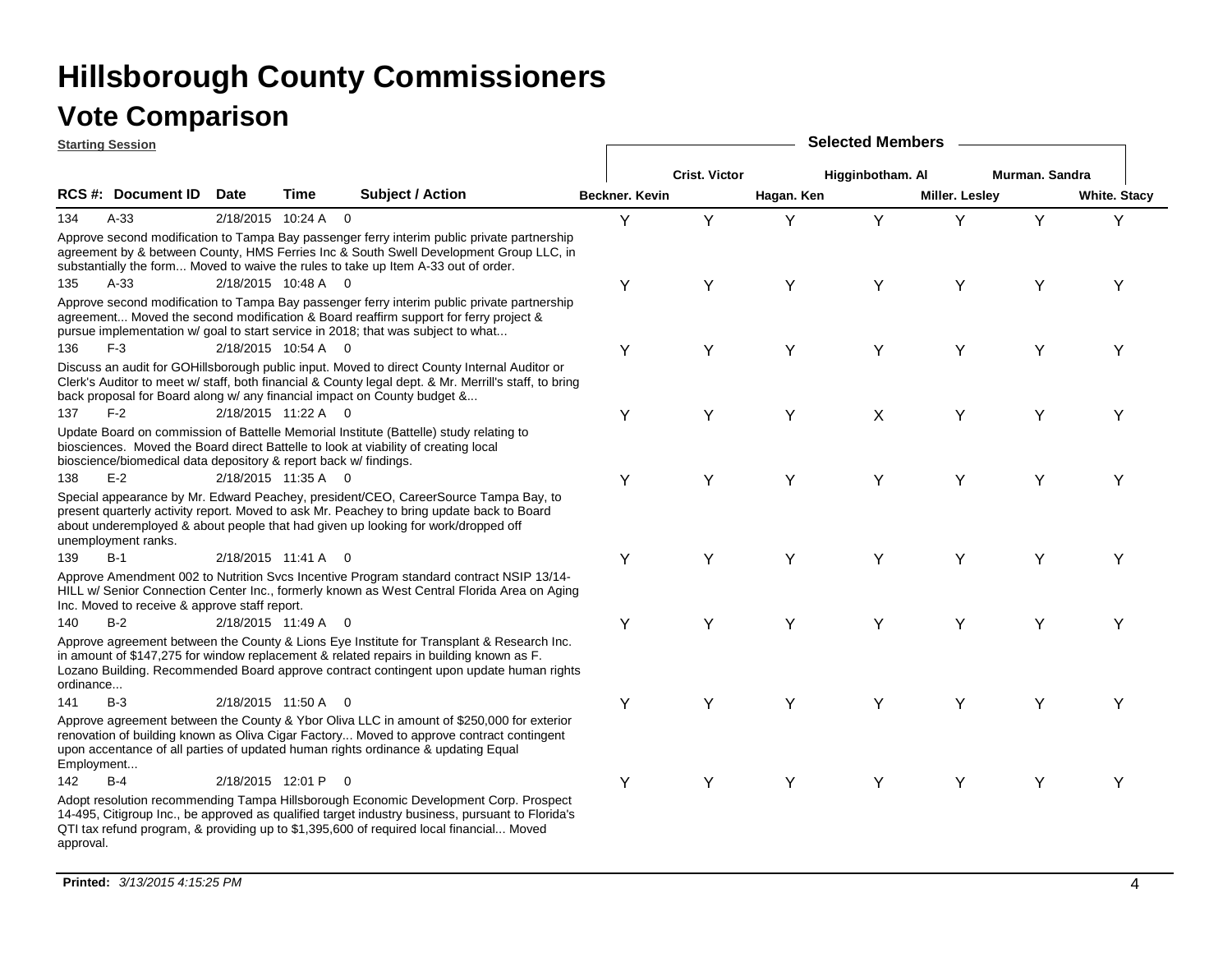# Hillsborough County Commissioners

## Vote Comparison

**Starting Session**

| RCS #: | Document ID | Date | Time | | Subject / Action | Beckner. Kevin | Crist. Victor | Hagan. Ken | Higginbotham. Al | Miller. Lesley | Murman. Sandra | White. Stacy |
|---|---|---|---|---|---|---|---|---|---|---|---|---|
| 134 | A-33 | 2/18/2015 | 10:24 A | 0 | Approve second modification to Tampa Bay passenger ferry interim public private partnership agreement by & between County, HMS Ferries Inc & South Swell Development Group LLC, in substantially the form... Moved to waive the rules to take up Item A-33 out of order. | Y | Y | Y | Y | Y | Y | Y |
| 135 | A-33 | 2/18/2015 | 10:48 A | 0 | Approve second modification to Tampa Bay passenger ferry interim public private partnership agreement... Moved the second modification & Board reaffirm support for ferry project & pursue implementation w/ goal to start service in 2018; that was subject to what... | Y | Y | Y | Y | Y | Y | Y |
| 136 | F-3 | 2/18/2015 | 10:54 A | 0 | Discuss an audit for GOHillsborough public input. Moved to direct County Internal Auditor or Clerk's Auditor to meet w/ staff, both financial & County legal dept. & Mr. Merrill's staff, to bring back proposal for Board along w/ any financial impact on County budget &... | Y | Y | Y | Y | Y | Y | Y |
| 137 | F-2 | 2/18/2015 | 11:22 A | 0 | Update Board on commission of Battelle Memorial Institute (Battelle) study relating to biosciences. Moved the Board direct Battelle to look at viability of creating local bioscience/biomedical data depository & report back w/ findings. | Y | Y | Y | X | Y | Y | Y |
| 138 | E-2 | 2/18/2015 | 11:35 A | 0 | Special appearance by Mr. Edward Peachey, president/CEO, CareerSource Tampa Bay, to present quarterly activity report. Moved to ask Mr. Peachey to bring update back to Board about underemployed & about people that had given up looking for work/dropped off unemployment ranks. | Y | Y | Y | Y | Y | Y | Y |
| 139 | B-1 | 2/18/2015 | 11:41 A | 0 | Approve Amendment 002 to Nutrition Svcs Incentive Program standard contract NSIP 13/14-HILL w/ Senior Connection Center Inc., formerly known as West Central Florida Area on Aging Inc. Moved to receive & approve staff report. | Y | Y | Y | Y | Y | Y | Y |
| 140 | B-2 | 2/18/2015 | 11:49 A | 0 | Approve agreement between the County & Lions Eye Institute for Transplant & Research Inc. in amount of $147,275 for window replacement & related repairs in building known as F. Lozano Building. Recommended Board approve contract contingent upon update human rights ordinance... | Y | Y | Y | Y | Y | Y | Y |
| 141 | B-3 | 2/18/2015 | 11:50 A | 0 | Approve agreement between the County & Ybor Oliva LLC in amount of $250,000 for exterior renovation of building known as Oliva Cigar Factory... Moved to approve contract contingent upon accentance of all parties of updated human rights ordinance & updating Equal Employment... | Y | Y | Y | Y | Y | Y | Y |
| 142 | B-4 | 2/18/2015 | 12:01 P | 0 | Adopt resolution recommending Tampa Hillsborough Economic Development Corp. Prospect 14-495, Citigroup Inc., be approved as qualified target industry business, pursuant to Florida's QTI tax refund program, & providing up to $1,395,600 of required local financial... Moved approval. | Y | Y | Y | Y | Y | Y | Y |

**Printed:** *3/13/2015 4:15:25 PM*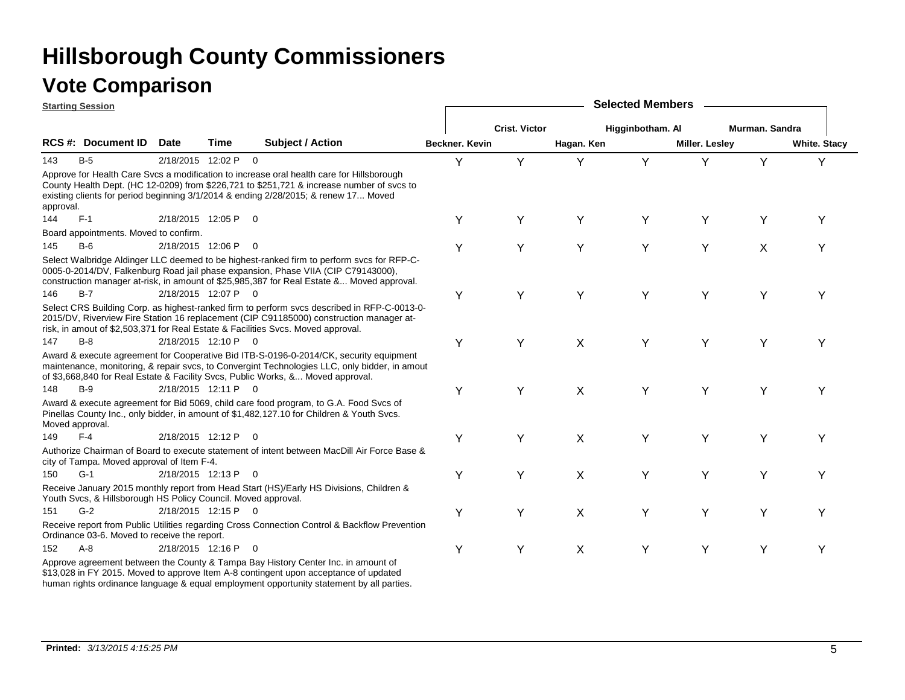# Hillsborough County Commissioners

## Vote Comparison

**Starting Session**

| RCS #: | Document ID | Date | Time | Subject / Action | Beckner. Kevin | Crist. Victor | Hagan. Ken | Higginbotham. Al | Miller. Lesley | Murman. Sandra | White. Stacy |
|---|---|---|---|---|---|---|---|---|---|---|---|
| 143 | B-5 | 2/18/2015 | 12:02 P | 0 | Y | Y | Y | Y | Y | Y | Y |
| | Approve for Health Care Svcs a modification to increase oral health care for Hillsborough County Health Dept. (HC 12-0209) from $226,721 to $251,721 & increase number of svcs to existing clients for period beginning 3/1/2014 & ending 2/28/2015; & renew 17... Moved approval. | | | | | | | | | | |
| 144 | F-1 | 2/18/2015 | 12:05 P | 0 | Y | Y | Y | Y | Y | Y | Y |
| | Board appointments. Moved to confirm. | | | | | | | | | | |
| 145 | B-6 | 2/18/2015 | 12:06 P | 0 | Y | Y | Y | Y | Y | X | Y |
| | Select Walbridge Aldinger LLC deemed to be highest-ranked firm to perform svcs for RFP-C-0005-0-2014/DV, Falkenburg Road jail phase expansion, Phase VIIA (CIP C79143000), construction manager at-risk, in amount of $25,985,387 for Real Estate &... Moved approval. | | | | | | | | | | |
| 146 | B-7 | 2/18/2015 | 12:07 P | 0 | Y | Y | Y | Y | Y | Y | Y |
| | Select CRS Building Corp. as highest-ranked firm to perform svcs described in RFP-C-0013-0-2015/DV, Riverview Fire Station 16 replacement (CIP C91185000) construction manager at-risk, in amout of $2,503,371 for Real Estate & Facilities Svcs. Moved approval. | | | | | | | | | | |
| 147 | B-8 | 2/18/2015 | 12:10 P | 0 | Y | Y | X | Y | Y | Y | Y |
| | Award & execute agreement for Cooperative Bid ITB-S-0196-0-2014/CK, security equipment maintenance, monitoring, & repair svcs, to Convergint Technologies LLC, only bidder, in amout of $3,668,840 for Real Estate & Facility Svcs, Public Works, &... Moved approval. | | | | | | | | | | |
| 148 | B-9 | 2/18/2015 | 12:11 P | 0 | Y | Y | X | Y | Y | Y | Y |
| | Award & execute agreement for Bid 5069, child care food program, to G.A. Food Svcs of Pinellas County Inc., only bidder, in amount of $1,482,127.10 for Children & Youth Svcs. Moved approval. | | | | | | | | | | |
| 149 | F-4 | 2/18/2015 | 12:12 P | 0 | Y | Y | X | Y | Y | Y | Y |
| | Authorize Chairman of Board to execute statement of intent between MacDill Air Force Base & city of Tampa. Moved approval of Item F-4. | | | | | | | | | | |
| 150 | G-1 | 2/18/2015 | 12:13 P | 0 | Y | Y | X | Y | Y | Y | Y |
| | Receive January 2015 monthly report from Head Start (HS)/Early HS Divisions, Children & Youth Svcs, & Hillsborough HS Policy Council. Moved approval. | | | | | | | | | | |
| 151 | G-2 | 2/18/2015 | 12:15 P | 0 | Y | Y | X | Y | Y | Y | Y |
| | Receive report from Public Utilities regarding Cross Connection Control & Backflow Prevention Ordinance 03-6. Moved to receive the report. | | | | | | | | | | |
| 152 | A-8 | 2/18/2015 | 12:16 P | 0 | Y | Y | X | Y | Y | Y | Y |
| | Approve agreement between the County & Tampa Bay History Center Inc. in amount of $13,028 in FY 2015. Moved to approve Item A-8 contingent upon acceptance of updated human rights ordinance language & equal employment opportunity statement by all parties. | | | | | | | | | | |

**Printed:** *3/13/2015 4:15:25 PM*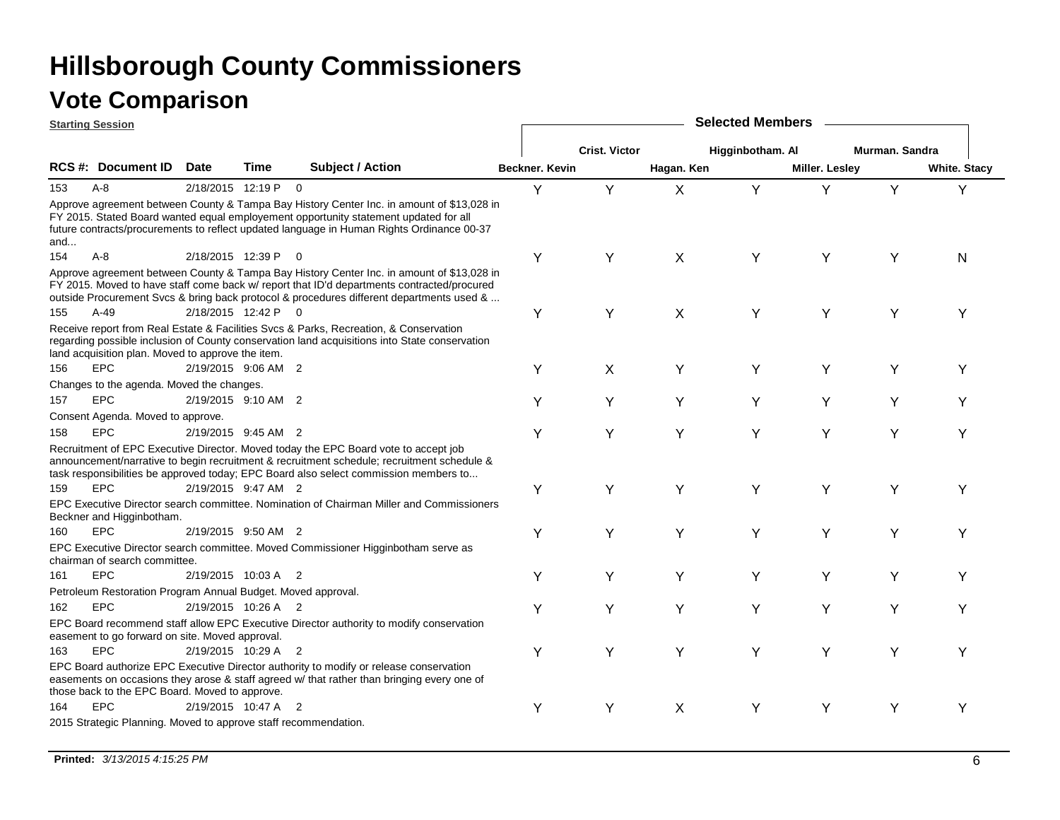# Hillsborough County Commissioners

## Vote Comparison

**Starting Session**

| RCS # | Document ID | Date | Time | Subject / Action | Beckner. Kevin | Crist. Victor | Hagan. Ken | Higginbotham. Al | Miller. Lesley | Murman. Sandra | White. Stacy |
|---|---|---|---|---|---|---|---|---|---|---|---|
| 153 | A-8 | 2/18/2015 | 12:19 P | 0 | Y | Y | X | Y | Y | Y | Y |
| | | | | Approve agreement between County & Tampa Bay History Center Inc. in amount of $13,028 in FY 2015. Stated Board wanted equal employement opportunity statement updated for all future contracts/procurements to reflect updated language in Human Rights Ordinance 00-37 and... | | | | | | | |
| 154 | A-8 | 2/18/2015 | 12:39 P | 0 | Y | Y | X | Y | Y | Y | N |
| | | | | Approve agreement between County & Tampa Bay History Center Inc. in amount of $13,028 in FY 2015. Moved to have staff come back w/ report that ID'd departments contracted/procured outside Procurement Svcs & bring back protocol & procedures different departments used & ... | | | | | | | |
| 155 | A-49 | 2/18/2015 | 12:42 P | 0 | Y | Y | X | Y | Y | Y | Y |
| | | | | Receive report from Real Estate & Facilities Svcs & Parks, Recreation, & Conservation regarding possible inclusion of County conservation land acquisitions into State conservation land acquisition plan. Moved to approve the item. | | | | | | | |
| 156 | EPC | 2/19/2015 | 9:06 AM | 2 | Y | X | Y | Y | Y | Y | Y |
| | | | | Changes to the agenda. Moved the changes. | | | | | | | |
| 157 | EPC | 2/19/2015 | 9:10 AM | 2 | Y | Y | Y | Y | Y | Y | Y |
| | | | | Consent Agenda. Moved to approve. | | | | | | | |
| 158 | EPC | 2/19/2015 | 9:45 AM | 2 | Y | Y | Y | Y | Y | Y | Y |
| | | | | Recruitment of EPC Executive Director. Moved today the EPC Board vote to accept job announcement/narrative to begin recruitment & recruitment schedule; recruitment schedule & task responsibilities be approved today; EPC Board also select commission members to... | | | | | | | |
| 159 | EPC | 2/19/2015 | 9:47 AM | 2 | Y | Y | Y | Y | Y | Y | Y |
| | | | | EPC Executive Director search committee. Nomination of Chairman Miller and Commissioners Beckner and Higginbotham. | | | | | | | |
| 160 | EPC | 2/19/2015 | 9:50 AM | 2 | Y | Y | Y | Y | Y | Y | Y |
| | | | | EPC Executive Director search committee. Moved Commissioner Higginbotham serve as chairman of search committee. | | | | | | | |
| 161 | EPC | 2/19/2015 | 10:03 A | 2 | Y | Y | Y | Y | Y | Y | Y |
| | | | | Petroleum Restoration Program Annual Budget. Moved approval. | | | | | | | |
| 162 | EPC | 2/19/2015 | 10:26 A | 2 | Y | Y | Y | Y | Y | Y | Y |
| | | | | EPC Board recommend staff allow EPC Executive Director authority to modify conservation easement to go forward on site. Moved approval. | | | | | | | |
| 163 | EPC | 2/19/2015 | 10:29 A | 2 | Y | Y | Y | Y | Y | Y | Y |
| | | | | EPC Board authorize EPC Executive Director authority to modify or release conservation easements on occasions they arose & staff agreed w/ that rather than bringing every one of those back to the EPC Board. Moved to approve. | | | | | | | |
| 164 | EPC | 2/19/2015 | 10:47 A | 2 | Y | Y | X | Y | Y | Y | Y |
| | | | | 2015 Strategic Planning. Moved to approve staff recommendation. | | | | | | | |

**Printed:** *3/13/2015 4:15:25 PM*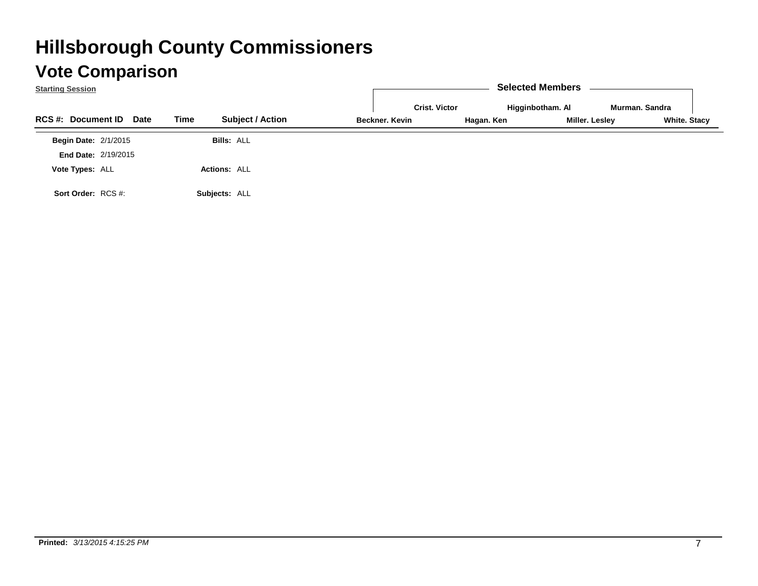# Hillsborough County Commissioners

## Vote Comparison

**Starting Session**

| RCS #: | Document ID | Date | Time | Subject / Action | Beckner. Kevin | Crist. Victor | Hagan. Ken | Higginbotham. Al | Miller. Lesley | Murman. Sandra | White. Stacy |
|---|---|---|---|---|---|---|---|---|---|---|---|

**Selected Members**

**Begin Date:** 2/1/2015 **Bills:** ALL

**End Date:** 2/19/2015

**Vote Types:** ALL **Actions:** ALL

**Sort Order:** RCS #: **Subjects:** ALL

**Printed:** *3/13/2015 4:15:25 PM*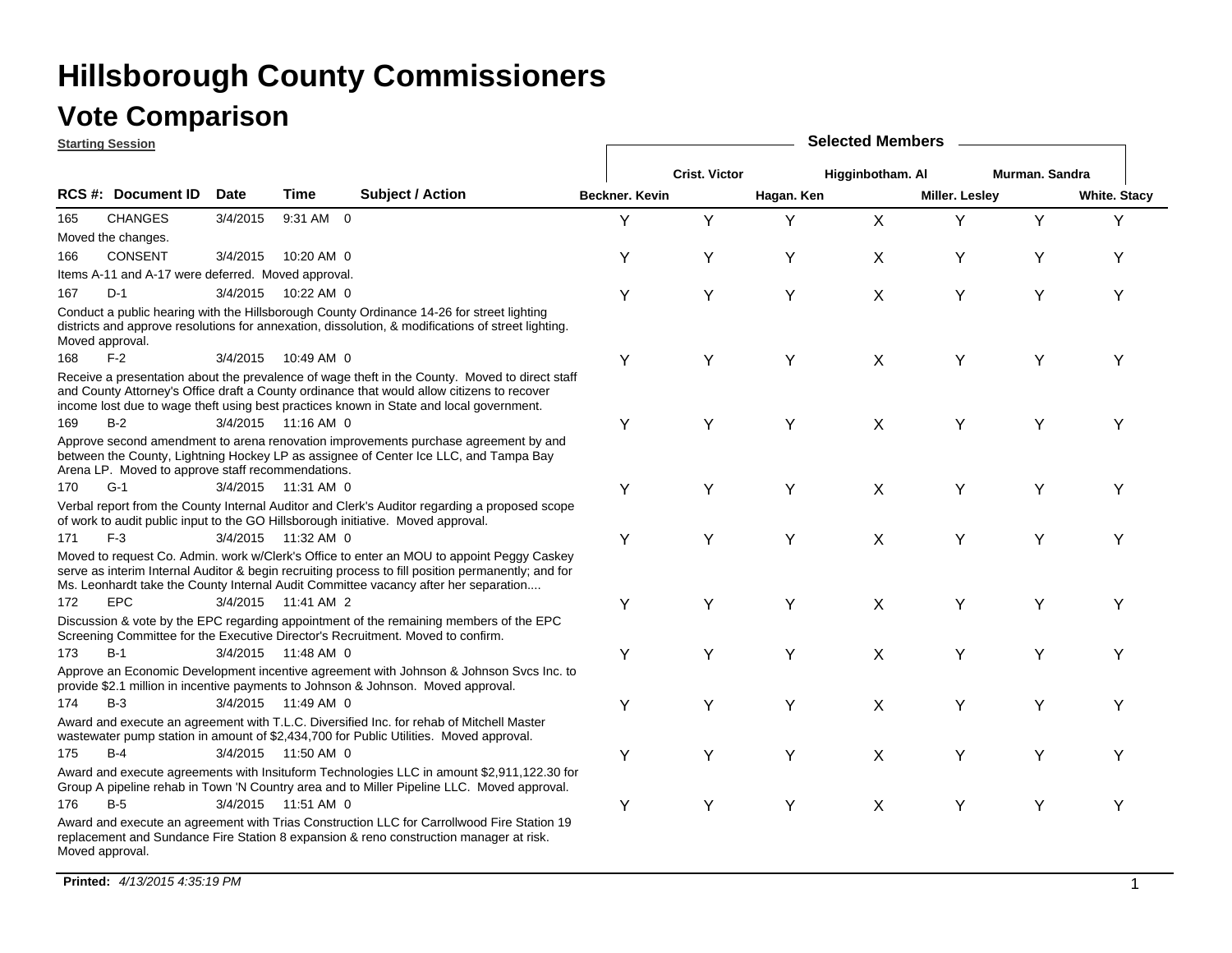# Hillsborough County Commissioners

## Vote Comparison

**Starting Session**

| RCS # | Document ID | Date | Time | | Subject / Action | Beckner. Kevin | Crist. Victor | Hagan. Ken | Higginbotham. Al | Miller. Lesley | Murman. Sandra | White. Stacy |
|---|---|---|---|---|---|---|---|---|---|---|---|---|
| 165 | CHANGES | 3/4/2015 | 9:31 AM | 0 | Moved the changes. | Y | Y | Y | X | Y | Y | Y |
| 166 | CONSENT | 3/4/2015 | 10:20 AM | 0 | Items A-11 and A-17 were deferred. Moved approval. | Y | Y | Y | X | Y | Y | Y |
| 167 | D-1 | 3/4/2015 | 10:22 AM | 0 | Conduct a public hearing with the Hillsborough County Ordinance 14-26 for street lighting districts and approve resolutions for annexation, dissolution, & modifications of street lighting. Moved approval. | Y | Y | Y | X | Y | Y | Y |
| 168 | F-2 | 3/4/2015 | 10:49 AM | 0 | Receive a presentation about the prevalence of wage theft in the County. Moved to direct staff and County Attorney's Office draft a County ordinance that would allow citizens to recover income lost due to wage theft using best practices known in State and local government. | Y | Y | Y | X | Y | Y | Y |
| 169 | B-2 | 3/4/2015 | 11:16 AM | 0 | Approve second amendment to arena renovation improvements purchase agreement by and between the County, Lightning Hockey LP as assignee of Center Ice LLC, and Tampa Bay Arena LP. Moved to approve staff recommendations. | Y | Y | Y | X | Y | Y | Y |
| 170 | G-1 | 3/4/2015 | 11:31 AM | 0 | Verbal report from the County Internal Auditor and Clerk's Auditor regarding a proposed scope of work to audit public input to the GO Hillsborough initiative. Moved approval. | Y | Y | Y | X | Y | Y | Y |
| 171 | F-3 | 3/4/2015 | 11:32 AM | 0 | Moved to request Co. Admin. work w/Clerk's Office to enter an MOU to appoint Peggy Caskey serve as interim Internal Auditor & begin recruiting process to fill position permanently; and for Ms. Leonhardt take the County Internal Audit Committee vacancy after her separation.... | Y | Y | Y | X | Y | Y | Y |
| 172 | EPC | 3/4/2015 | 11:41 AM | 2 | Discussion & vote by the EPC regarding appointment of the remaining members of the EPC Screening Committee for the Executive Director's Recruitment. Moved to confirm. | Y | Y | Y | X | Y | Y | Y |
| 173 | B-1 | 3/4/2015 | 11:48 AM | 0 | Approve an Economic Development incentive agreement with Johnson & Johnson Svcs Inc. to provide $2.1 million in incentive payments to Johnson & Johnson. Moved approval. | Y | Y | Y | X | Y | Y | Y |
| 174 | B-3 | 3/4/2015 | 11:49 AM | 0 | Award and execute an agreement with T.L.C. Diversified Inc. for rehab of Mitchell Master wastewater pump station in amount of $2,434,700 for Public Utilities. Moved approval. | Y | Y | Y | X | Y | Y | Y |
| 175 | B-4 | 3/4/2015 | 11:50 AM | 0 | Award and execute agreements with Insituform Technologies LLC in amount $2,911,122.30 for Group A pipeline rehab in Town 'N Country area and to Miller Pipeline LLC. Moved approval. | Y | Y | Y | X | Y | Y | Y |
| 176 | B-5 | 3/4/2015 | 11:51 AM | 0 | Award and execute an agreement with Trias Construction LLC for Carrollwood Fire Station 19 replacement and Sundance Fire Station 8 expansion & reno construction manager at risk. Moved approval. | Y | Y | Y | X | Y | Y | Y |

**Printed:** *4/13/2015 4:35:19 PM*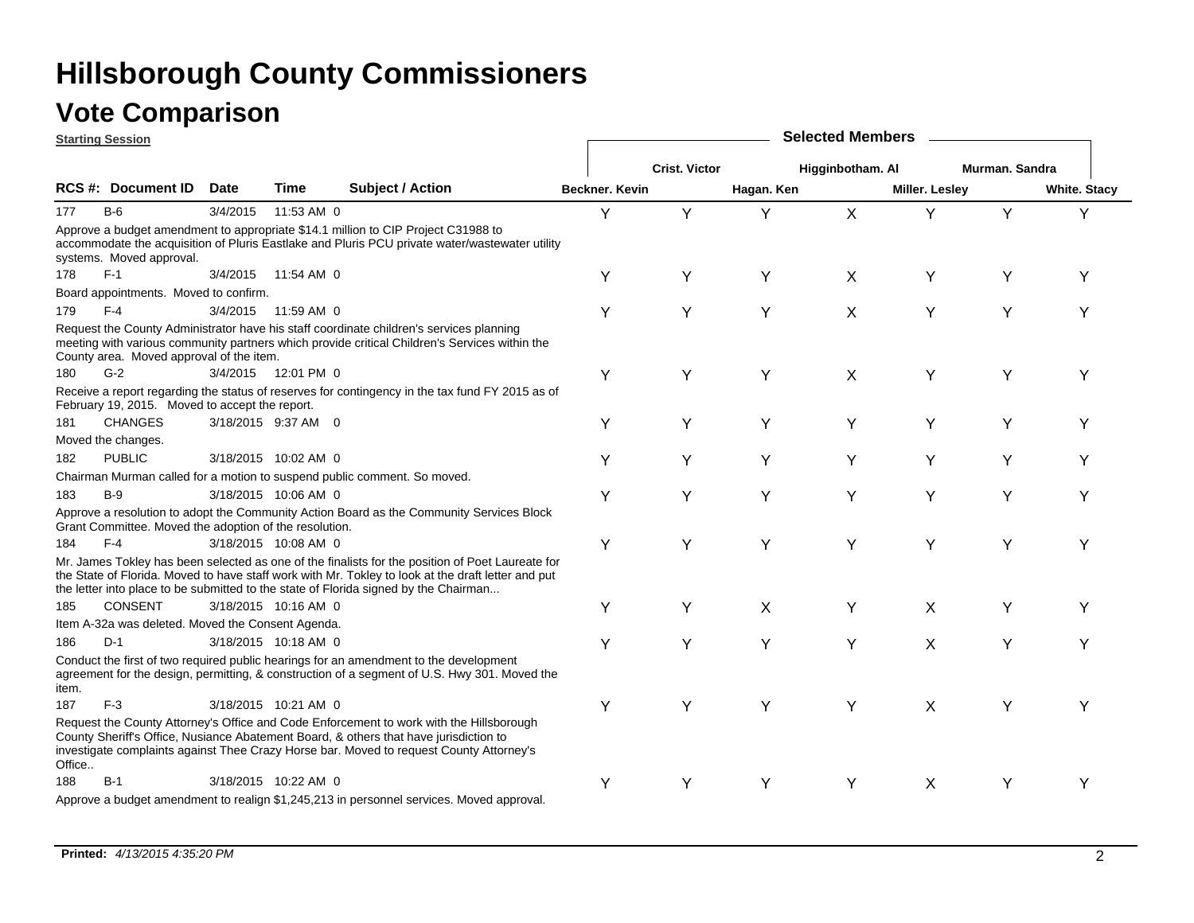# Hillsborough County Commissioners

## Vote Comparison

**Starting Session**

| RCS #: | Document ID | Date | Time | Subject / Action | Beckner. Kevin | Crist. Victor | Hagan. Ken | Higginbotham. Al | Miller. Lesley | Murman. Sandra | White. Stacy |
|---|---|---|---|---|---|---|---|---|---|---|---|
| 177 | B-6 | 3/4/2015 | 11:53 AM | 0 | Y | Y | Y | X | Y | Y | Y |
| | Approve a budget amendment to appropriate $14.1 million to CIP Project C31988 to accommodate the acquisition of Pluris Eastlake and Pluris PCU private water/wastewater utility systems. Moved approval. | | | | | | | | | | |
| 178 | F-1 | 3/4/2015 | 11:54 AM | 0 | Y | Y | Y | X | Y | Y | Y |
| | Board appointments. Moved to confirm. | | | | | | | | | | |
| 179 | F-4 | 3/4/2015 | 11:59 AM | 0 | Y | Y | Y | X | Y | Y | Y |
| | Request the County Administrator have his staff coordinate children's services planning meeting with various community partners which provide critical Children's Services within the County area. Moved approval of the item. | | | | | | | | | | |
| 180 | G-2 | 3/4/2015 | 12:01 PM | 0 | Y | Y | Y | X | Y | Y | Y |
| | Receive a report regarding the status of reserves for contingency in the tax fund FY 2015 as of February 19, 2015. Moved to accept the report. | | | | | | | | | | |
| 181 | CHANGES | 3/18/2015 | 9:37 AM | 0 | Y | Y | Y | Y | Y | Y | Y |
| | Moved the changes. | | | | | | | | | | |
| 182 | PUBLIC | 3/18/2015 | 10:02 AM | 0 | Y | Y | Y | Y | Y | Y | Y |
| | Chairman Murman called for a motion to suspend public comment. So moved. | | | | | | | | | | |
| 183 | B-9 | 3/18/2015 | 10:06 AM | 0 | Y | Y | Y | Y | Y | Y | Y |
| | Approve a resolution to adopt the Community Action Board as the Community Services Block Grant Committee. Moved the adoption of the resolution. | | | | | | | | | | |
| 184 | F-4 | 3/18/2015 | 10:08 AM | 0 | Y | Y | Y | Y | Y | Y | Y |
| | Mr. James Tokley has been selected as one of the finalists for the position of Poet Laureate for the State of Florida. Moved to have staff work with Mr. Tokley to look at the draft letter and put the letter into place to be submitted to the state of Florida signed by the Chairman... | | | | | | | | | | |
| 185 | CONSENT | 3/18/2015 | 10:16 AM | 0 | Y | Y | X | Y | X | Y | Y |
| | Item A-32a was deleted. Moved the Consent Agenda. | | | | | | | | | | |
| 186 | D-1 | 3/18/2015 | 10:18 AM | 0 | Y | Y | Y | Y | X | Y | Y |
| | Conduct the first of two required public hearings for an amendment to the development agreement for the design, permitting, & construction of a segment of U.S. Hwy 301. Moved the item. | | | | | | | | | | |
| 187 | F-3 | 3/18/2015 | 10:21 AM | 0 | Y | Y | Y | Y | X | Y | Y |
| | Request the County Attorney's Office and Code Enforcement to work with the Hillsborough County Sheriff's Office, Nusiance Abatement Board, & others that have jurisdiction to investigate complaints against Thee Crazy Horse bar. Moved to request County Attorney's Office.. | | | | | | | | | | |
| 188 | B-1 | 3/18/2015 | 10:22 AM | 0 | Y | Y | Y | Y | X | Y | Y |
| | Approve a budget amendment to realign $1,245,213 in personnel services. Moved approval. | | | | | | | | | | |

**Printed:** *4/13/2015 4:35:20 PM*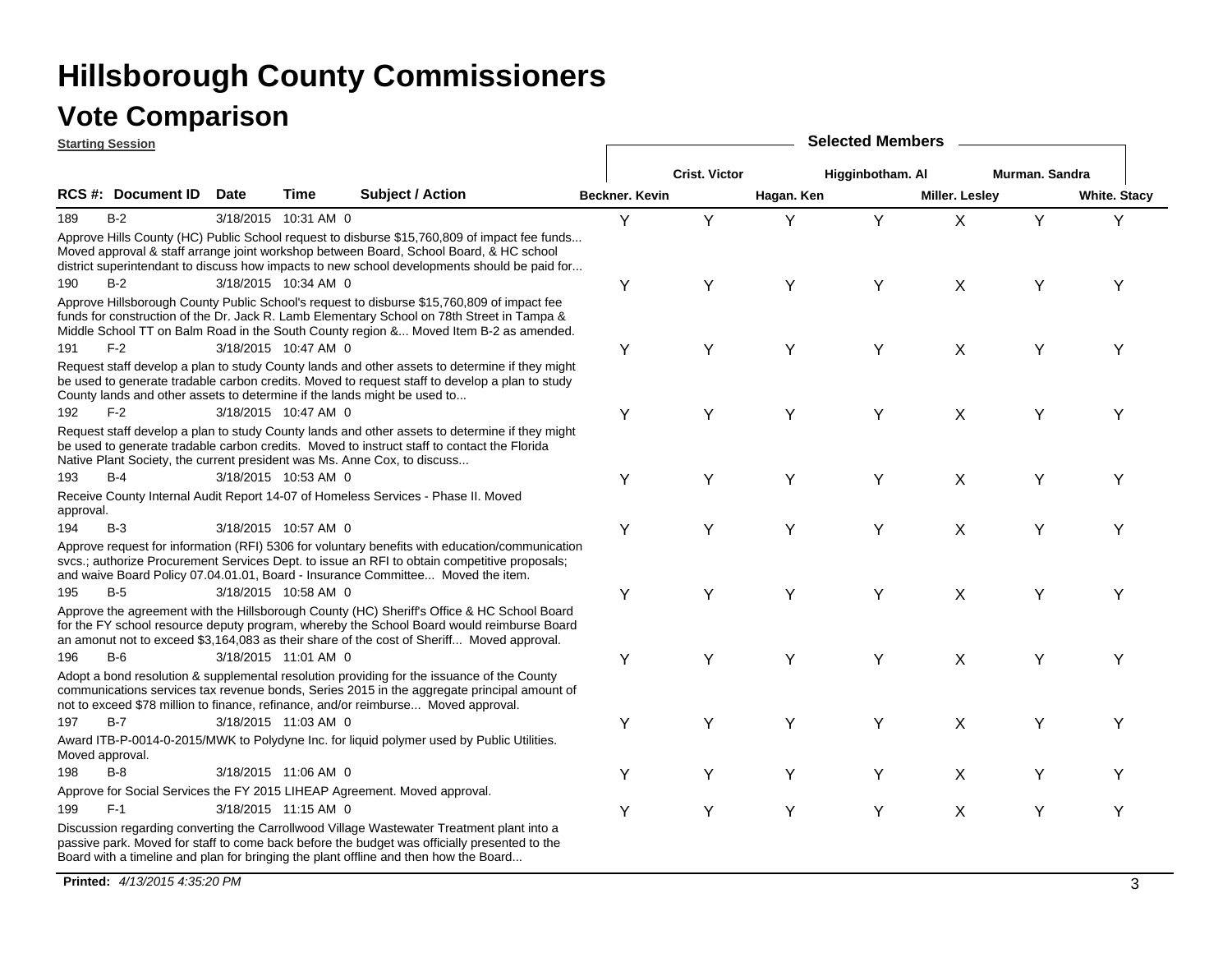# Hillsborough County Commissioners

## Vote Comparison

**Starting Session**

| RCS #: | Document ID | Date | Time | Subject / Action | Beckner. Kevin | Crist. Victor | Hagan. Ken | Higginbotham. Al | Miller. Lesley | Murman. Sandra | White. Stacy |
|---|---|---|---|---|---|---|---|---|---|---|---|
| 189 | B-2 | 3/18/2015 | 10:31 AM | 0 | Y | Y | Y | Y | X | Y | Y |
| | | | | Approve Hills County (HC) Public School request to disburse $15,760,809 of impact fee funds... Moved approval & staff arrange joint workshop between Board, School Board, & HC school district superintendant to discuss how impacts to new school developments should be paid for... | | | | | | | |
| 190 | B-2 | 3/18/2015 | 10:34 AM | 0 | Y | Y | Y | Y | X | Y | Y |
| | | | | Approve Hillsborough County Public School's request to disburse $15,760,809 of impact fee funds for construction of the Dr. Jack R. Lamb Elementary School on 78th Street in Tampa & Middle School TT on Balm Road in the South County region &... Moved Item B-2 as amended. | | | | | | | |
| 191 | F-2 | 3/18/2015 | 10:47 AM | 0 | Y | Y | Y | Y | X | Y | Y |
| | | | | Request staff develop a plan to study County lands and other assets to determine if they might be used to generate tradable carbon credits. Moved to request staff to develop a plan to study County lands and other assets to determine if the lands might be used to... | | | | | | | |
| 192 | F-2 | 3/18/2015 | 10:47 AM | 0 | Y | Y | Y | Y | X | Y | Y |
| | | | | Request staff develop a plan to study County lands and other assets to determine if they might be used to generate tradable carbon credits. Moved to instruct staff to contact the Florida Native Plant Society, the current president was Ms. Anne Cox, to discuss... | | | | | | | |
| 193 | B-4 | 3/18/2015 | 10:53 AM | 0 | Y | Y | Y | Y | X | Y | Y |
| | | | | Receive County Internal Audit Report 14-07 of Homeless Services - Phase II. Moved approval. | | | | | | | |
| 194 | B-3 | 3/18/2015 | 10:57 AM | 0 | Y | Y | Y | Y | X | Y | Y |
| | | | | Approve request for information (RFI) 5306 for voluntary benefits with education/communication svcs.; authorize Procurement Services Dept. to issue an RFI to obtain competitive proposals; and waive Board Policy 07.04.01.01, Board - Insurance Committee... Moved the item. | | | | | | | |
| 195 | B-5 | 3/18/2015 | 10:58 AM | 0 | Y | Y | Y | Y | X | Y | Y |
| | | | | Approve the agreement with the Hillsborough County (HC) Sheriff's Office & HC School Board for the FY school resource deputy program, whereby the School Board would reimburse Board an amonut not to exceed $3,164,083 as their share of the cost of Sheriff... Moved approval. | | | | | | | |
| 196 | B-6 | 3/18/2015 | 11:01 AM | 0 | Y | Y | Y | Y | X | Y | Y |
| | | | | Adopt a bond resolution & supplemental resolution providing for the issuance of the County communications services tax revenue bonds, Series 2015 in the aggregate principal amount of not to exceed $78 million to finance, refinance, and/or reimburse... Moved approval. | | | | | | | |
| 197 | B-7 | 3/18/2015 | 11:03 AM | 0 | Y | Y | Y | Y | X | Y | Y |
| | | | | Award ITB-P-0014-0-2015/MWK to Polydyne Inc. for liquid polymer used by Public Utilities. Moved approval. | | | | | | | |
| 198 | B-8 | 3/18/2015 | 11:06 AM | 0 | Y | Y | Y | Y | X | Y | Y |
| | | | | Approve for Social Services the FY 2015 LIHEAP Agreement. Moved approval. | | | | | | | |
| 199 | F-1 | 3/18/2015 | 11:15 AM | 0 | Y | Y | Y | Y | X | Y | Y |
| | | | | Discussion regarding converting the Carrollwood Village Wastewater Treatment plant into a passive park. Moved for staff to come back before the budget was officially presented to the Board with a timeline and plan for bringing the plant offline and then how the Board... | | | | | | | |

**Printed:** *4/13/2015 4:35:20 PM*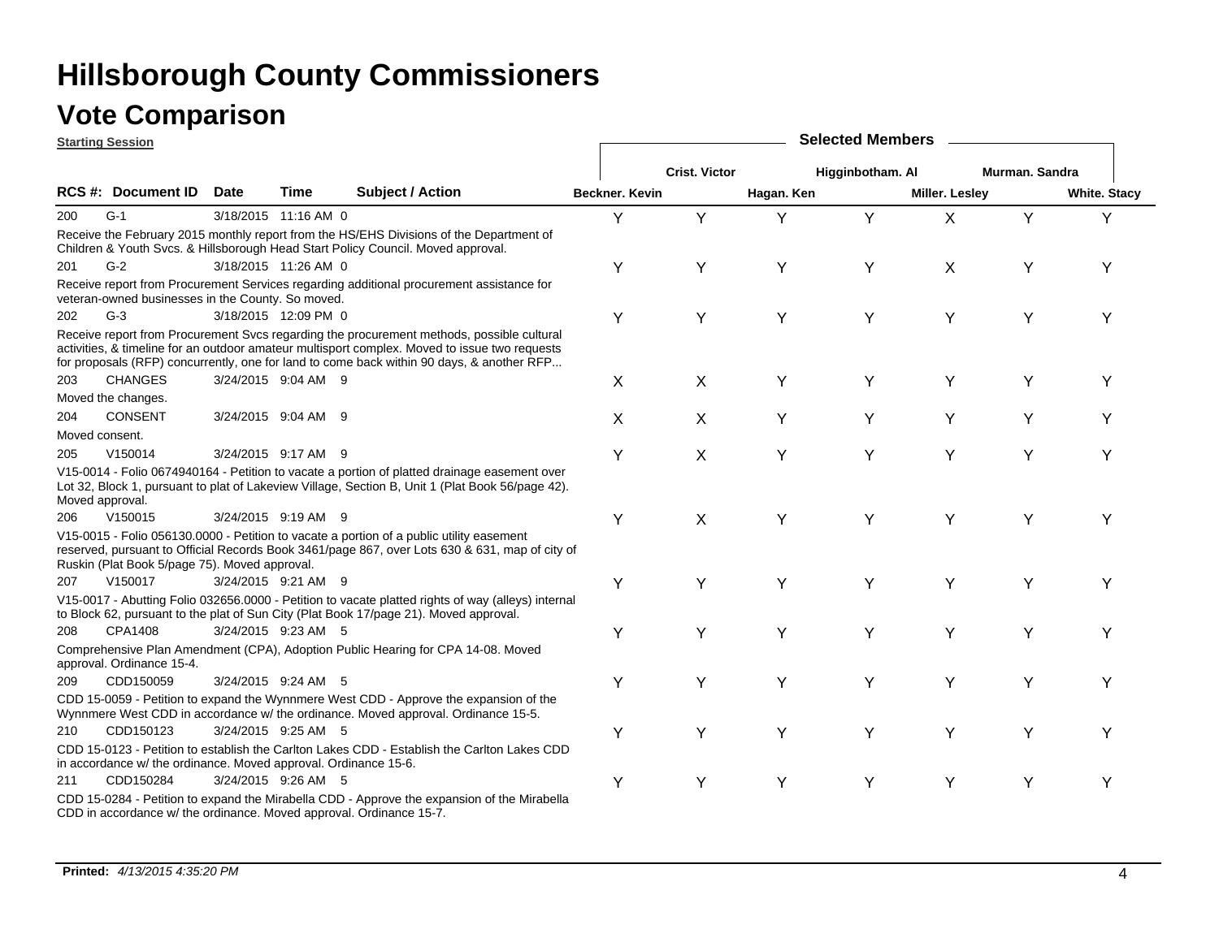# Hillsborough County Commissioners

## Vote Comparison

**Starting Session**

| RCS # | Document ID | Date | Time | | Subject / Action | Beckner. Kevin | Crist. Victor | Hagan. Ken | Higginbotham. Al | Miller. Lesley | Murman. Sandra | White. Stacy |
|---|---|---|---|---|---|---|---|---|---|---|---|---|
| 200 | G-1 | 3/18/2015 | 11:16 AM | 0 | Receive the February 2015 monthly report from the HS/EHS Divisions of the Department of Children & Youth Svcs. & Hillsborough Head Start Policy Council. Moved approval. | Y | Y | Y | Y | X | Y | Y |
| 201 | G-2 | 3/18/2015 | 11:26 AM | 0 | Receive report from Procurement Services regarding additional procurement assistance for veteran-owned businesses in the County. So moved. | Y | Y | Y | Y | X | Y | Y |
| 202 | G-3 | 3/18/2015 | 12:09 PM | 0 | Receive report from Procurement Svcs regarding the procurement methods, possible cultural activities, & timeline for an outdoor amateur multisport complex. Moved to issue two requests for proposals (RFP) concurrently, one for land to come back within 90 days, & another RFP... | Y | Y | Y | Y | Y | Y | Y |
| 203 | CHANGES | 3/24/2015 | 9:04 AM | 9 | Moved the changes. | X | X | Y | Y | Y | Y | Y |
| 204 | CONSENT | 3/24/2015 | 9:04 AM | 9 | Moved consent. | X | X | Y | Y | Y | Y | Y |
| 205 | V150014 | 3/24/2015 | 9:17 AM | 9 | V15-0014 - Folio 0674940164 - Petition to vacate a portion of platted drainage easement over Lot 32, Block 1, pursuant to plat of Lakeview Village, Section B, Unit 1 (Plat Book 56/page 42). Moved approval. | Y | X | Y | Y | Y | Y | Y |
| 206 | V150015 | 3/24/2015 | 9:19 AM | 9 | V15-0015 - Folio 056130.0000 - Petition to vacate a portion of a public utility easement reserved, pursuant to Official Records Book 3461/page 867, over Lots 630 & 631, map of city of Ruskin (Plat Book 5/page 75). Moved approval. | Y | X | Y | Y | Y | Y | Y |
| 207 | V150017 | 3/24/2015 | 9:21 AM | 9 | V15-0017 - Abutting Folio 032656.0000 - Petition to vacate platted rights of way (alleys) internal to Block 62, pursuant to the plat of Sun City (Plat Book 17/page 21). Moved approval. | Y | Y | Y | Y | Y | Y | Y |
| 208 | CPA1408 | 3/24/2015 | 9:23 AM | 5 | Comprehensive Plan Amendment (CPA), Adoption Public Hearing for CPA 14-08. Moved approval. Ordinance 15-4. | Y | Y | Y | Y | Y | Y | Y |
| 209 | CDD150059 | 3/24/2015 | 9:24 AM | 5 | CDD 15-0059 - Petition to expand the Wynnmere West CDD - Approve the expansion of the Wynnmere West CDD in accordance w/ the ordinance. Moved approval. Ordinance 15-5. | Y | Y | Y | Y | Y | Y | Y |
| 210 | CDD150123 | 3/24/2015 | 9:25 AM | 5 | CDD 15-0123 - Petition to establish the Carlton Lakes CDD - Establish the Carlton Lakes CDD in accordance w/ the ordinance. Moved approval. Ordinance 15-6. | Y | Y | Y | Y | Y | Y | Y |
| 211 | CDD150284 | 3/24/2015 | 9:26 AM | 5 | CDD 15-0284 - Petition to expand the Mirabella CDD - Approve the expansion of the Mirabella CDD in accordance w/ the ordinance. Moved approval. Ordinance 15-7. | Y | Y | Y | Y | Y | Y | Y |

**Printed:** *4/13/2015 4:35:20 PM*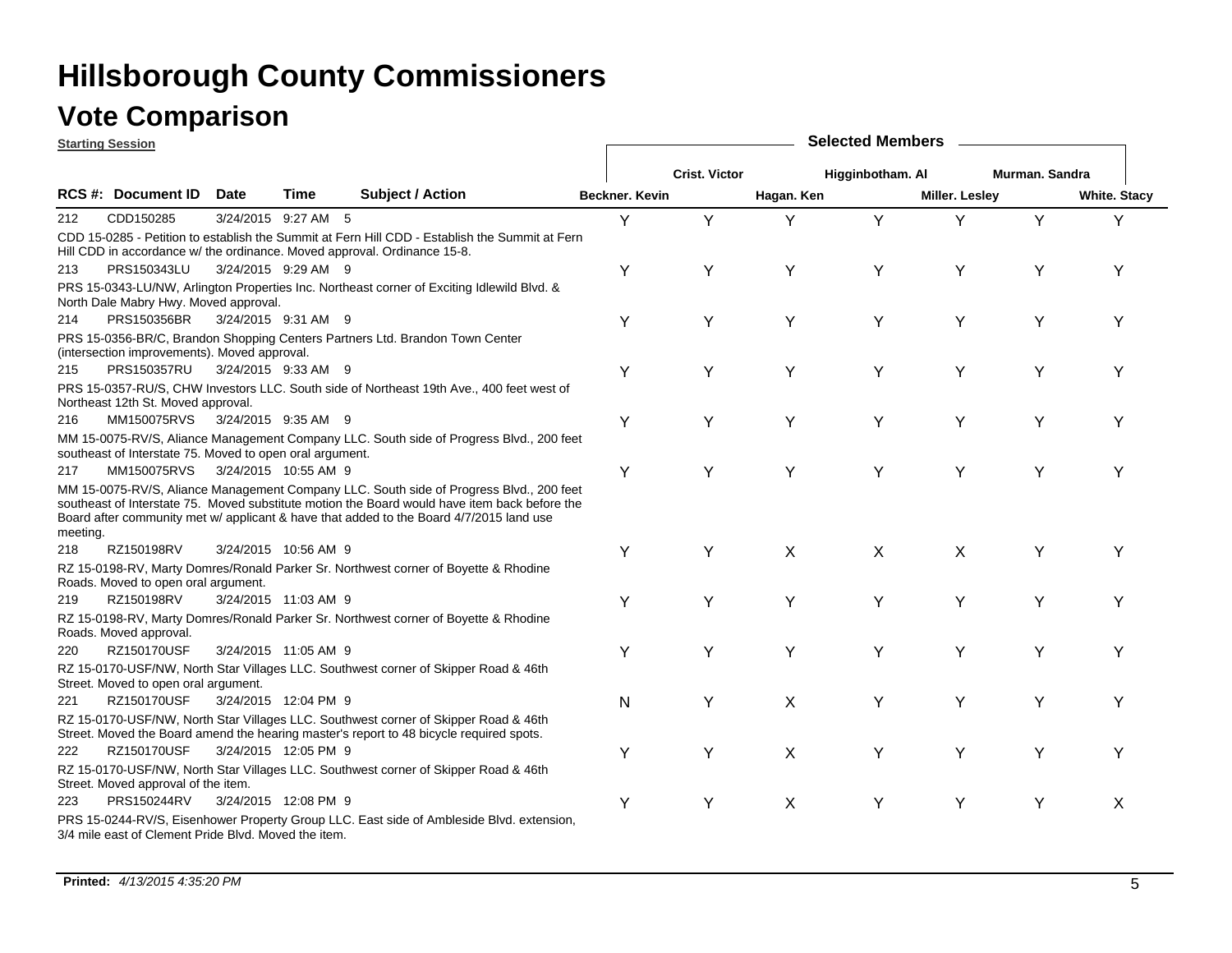# Hillsborough County Commissioners

## Vote Comparison

**Starting Session**

| RCS # | Document ID | Date | Time | Subject / Action | Beckner. Kevin | Crist. Victor | Hagan. Ken | Higginbotham. Al | Miller. Lesley | Murman. Sandra | White. Stacy |
|---|---|---|---|---|---|---|---|---|---|---|---|
| 212 | CDD150285 | 3/24/2015 | 9:27 AM | 5 | Y | Y | Y | Y | Y | Y | Y |
| | | | | CDD 15-0285 - Petition to establish the Summit at Fern Hill CDD - Establish the Summit at Fern Hill CDD in accordance w/ the ordinance. Moved approval. Ordinance 15-8. | | | | | | | |
| 213 | PRS150343LU | 3/24/2015 | 9:29 AM | 9 | Y | Y | Y | Y | Y | Y | Y |
| | | | | PRS 15-0343-LU/NW, Arlington Properties Inc. Northeast corner of Exciting Idlewild Blvd. & North Dale Mabry Hwy. Moved approval. | | | | | | | |
| 214 | PRS150356BR | 3/24/2015 | 9:31 AM | 9 | Y | Y | Y | Y | Y | Y | Y |
| | | | | PRS 15-0356-BR/C, Brandon Shopping Centers Partners Ltd. Brandon Town Center (intersection improvements). Moved approval. | | | | | | | |
| 215 | PRS150357RU | 3/24/2015 | 9:33 AM | 9 | Y | Y | Y | Y | Y | Y | Y |
| | | | | PRS 15-0357-RU/S, CHW Investors LLC. South side of Northeast 19th Ave., 400 feet west of Northeast 12th St. Moved approval. | | | | | | | |
| 216 | MM150075RVS | 3/24/2015 | 9:35 AM | 9 | Y | Y | Y | Y | Y | Y | Y |
| | | | | MM 15-0075-RV/S, Aliance Management Company LLC. South side of Progress Blvd., 200 feet southeast of Interstate 75. Moved to open oral argument. | | | | | | | |
| 217 | MM150075RVS | 3/24/2015 | 10:55 AM | 9 | Y | Y | Y | Y | Y | Y | Y |
| | | | | MM 15-0075-RV/S, Aliance Management Company LLC. South side of Progress Blvd., 200 feet southeast of Interstate 75. Moved substitute motion the Board would have item back before the Board after community met w/ applicant & have that added to the Board 4/7/2015 land use meeting. | | | | | | | |
| 218 | RZ150198RV | 3/24/2015 | 10:56 AM | 9 | Y | Y | X | X | X | Y | Y |
| | | | | RZ 15-0198-RV, Marty Domres/Ronald Parker Sr. Northwest corner of Boyette & Rhodine Roads. Moved to open oral argument. | | | | | | | |
| 219 | RZ150198RV | 3/24/2015 | 11:03 AM | 9 | Y | Y | Y | Y | Y | Y | Y |
| | | | | RZ 15-0198-RV, Marty Domres/Ronald Parker Sr. Northwest corner of Boyette & Rhodine Roads. Moved approval. | | | | | | | |
| 220 | RZ150170USF | 3/24/2015 | 11:05 AM | 9 | Y | Y | Y | Y | Y | Y | Y |
| | | | | RZ 15-0170-USF/NW, North Star Villages LLC. Southwest corner of Skipper Road & 46th Street. Moved to open oral argument. | | | | | | | |
| 221 | RZ150170USF | 3/24/2015 | 12:04 PM | 9 | N | Y | X | Y | Y | Y | Y |
| | | | | RZ 15-0170-USF/NW, North Star Villages LLC. Southwest corner of Skipper Road & 46th Street. Moved the Board amend the hearing master's report to 48 bicycle required spots. | | | | | | | |
| 222 | RZ150170USF | 3/24/2015 | 12:05 PM | 9 | Y | Y | X | Y | Y | Y | Y |
| | | | | RZ 15-0170-USF/NW, North Star Villages LLC. Southwest corner of Skipper Road & 46th Street. Moved approval of the item. | | | | | | | |
| 223 | PRS150244RV | 3/24/2015 | 12:08 PM | 9 | Y | Y | X | Y | Y | Y | X |
| | | | | PRS 15-0244-RV/S, Eisenhower Property Group LLC. East side of Ambleside Blvd. extension, 3/4 mile east of Clement Pride Blvd. Moved the item. | | | | | | | |

**Printed:** *4/13/2015 4:35:20 PM*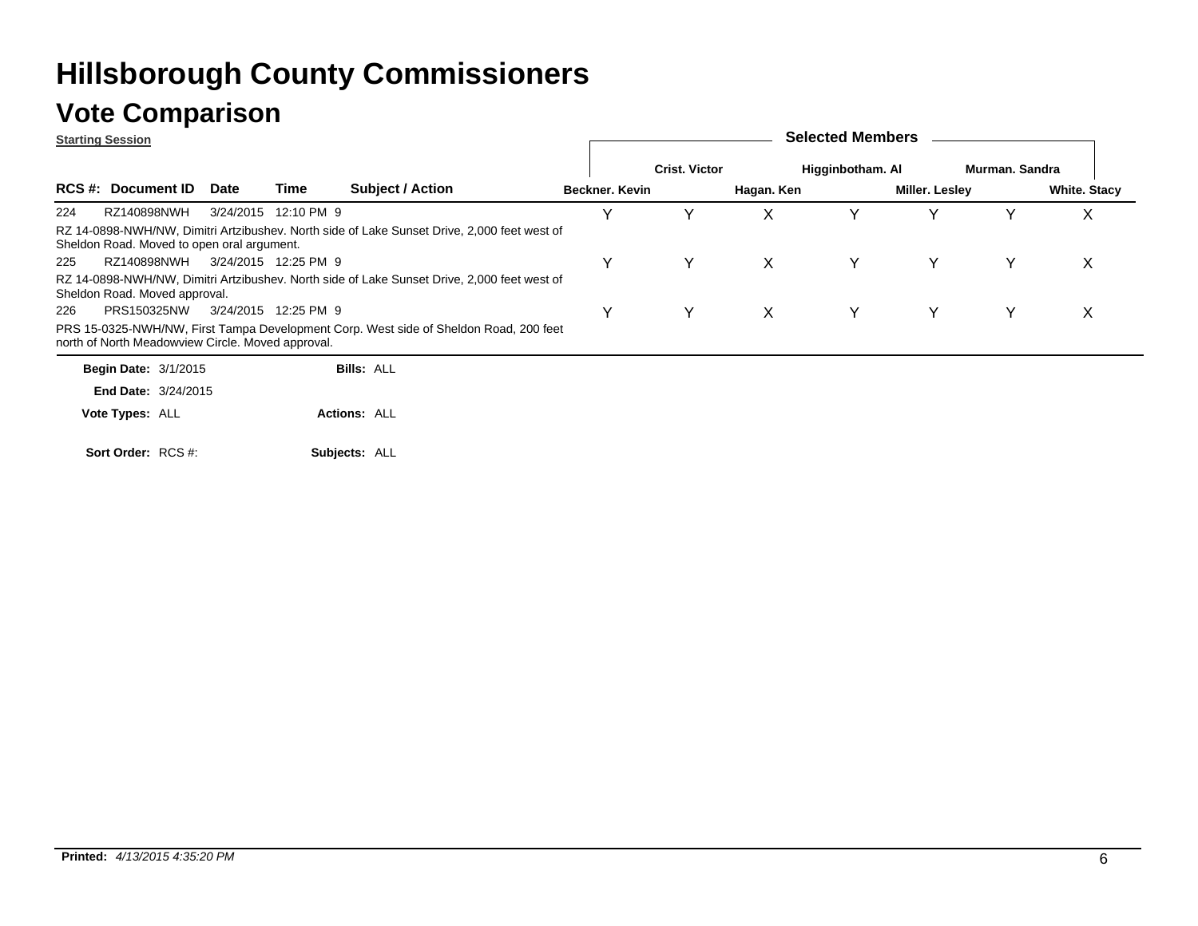# Hillsborough County Commissioners

## Vote Comparison

**Starting Session**

| RCS #: | Document ID | Date | Time | Subject / Action | Beckner. Kevin | Crist. Victor | Hagan. Ken | Higginbotham. Al | Miller. Lesley | Murman. Sandra | White. Stacy |
|---|---|---|---|---|---|---|---|---|---|---|---|
| 224 | RZ140898NWH | 3/24/2015 | 12:10 PM | 9 | Y | Y | X | Y | Y | Y | X |
| | | | | RZ 14-0898-NWH/NW, Dimitri Artzibushev. North side of Lake Sunset Drive, 2,000 feet west of Sheldon Road. Moved to open oral argument. | | | | | | | |
| 225 | RZ140898NWH | 3/24/2015 | 12:25 PM | 9 | Y | Y | X | Y | Y | Y | X |
| | | | | RZ 14-0898-NWH/NW, Dimitri Artzibushev. North side of Lake Sunset Drive, 2,000 feet west of Sheldon Road. Moved approval. | | | | | | | |
| 226 | PRS150325NW | 3/24/2015 | 12:25 PM | 9 | Y | Y | X | Y | Y | Y | X |
| | | | | PRS 15-0325-NWH/NW, First Tampa Development Corp. West side of Sheldon Road, 200 feet north of North Meadowview Circle. Moved approval. | | | | | | | |

**Begin Date:** 3/1/2015

**End Date:** 3/24/2015

**Vote Types:** ALL

**Sort Order:** RCS #:

**Bills:** ALL

**Actions:** ALL

**Subjects:** ALL

**Printed:** *4/13/2015 4:35:20 PM*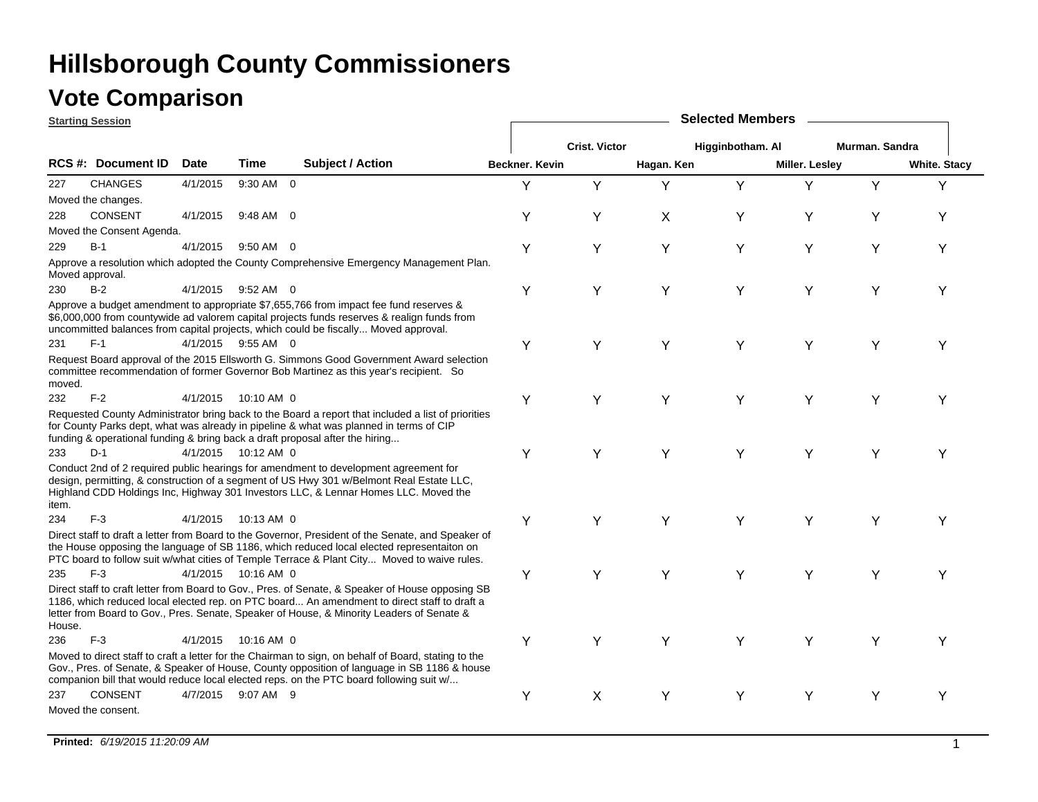# Hillsborough County Commissioners

## Vote Comparison

**Starting Session**

| RCS #: | Document ID | Date | Time | Subject / Action | Beckner. Kevin | Crist. Victor | Hagan. Ken | Higginbotham. Al | Miller. Lesley | Murman. Sandra | White. Stacy |
|---|---|---|---|---|---|---|---|---|---|---|---|
| 227 | CHANGES | 4/1/2015 | 9:30 AM | 0 | Y | Y | Y | Y | Y | Y | Y |
| Moved the changes. | | | | | | | | | | | |
| 228 | CONSENT | 4/1/2015 | 9:48 AM | 0 | Y | Y | X | Y | Y | Y | Y |
| Moved the Consent Agenda. | | | | | | | | | | | |
| 229 | B-1 | 4/1/2015 | 9:50 AM | 0 | Y | Y | Y | Y | Y | Y | Y |
| Approve a resolution which adopted the County Comprehensive Emergency Management Plan. Moved approval. | | | | | | | | | | | |
| 230 | B-2 | 4/1/2015 | 9:52 AM | 0 | Y | Y | Y | Y | Y | Y | Y |
| Approve a budget amendment to appropriate $7,655,766 from impact fee fund reserves & $6,000,000 from countywide ad valorem capital projects funds reserves & realign funds from uncommitted balances from capital projects, which could be fiscally... Moved approval. | | | | | | | | | | | |
| 231 | F-1 | 4/1/2015 | 9:55 AM | 0 | Y | Y | Y | Y | Y | Y | Y |
| Request Board approval of the 2015 Ellsworth G. Simmons Good Government Award selection committee recommendation of former Governor Bob Martinez as this year's recipient. So moved. | | | | | | | | | | | |
| 232 | F-2 | 4/1/2015 | 10:10 AM | 0 | Y | Y | Y | Y | Y | Y | Y |
| Requested County Administrator bring back to the Board a report that included a list of priorities for County Parks dept, what was already in pipeline & what was planned in terms of CIP funding & operational funding & bring back a draft proposal after the hiring... | | | | | | | | | | | |
| 233 | D-1 | 4/1/2015 | 10:12 AM | 0 | Y | Y | Y | Y | Y | Y | Y |
| Conduct 2nd of 2 required public hearings for amendment to development agreement for design, permitting, & construction of a segment of US Hwy 301 w/Belmont Real Estate LLC, Highland CDD Holdings Inc, Highway 301 Investors LLC, & Lennar Homes LLC. Moved the item. | | | | | | | | | | | |
| 234 | F-3 | 4/1/2015 | 10:13 AM | 0 | Y | Y | Y | Y | Y | Y | Y |
| Direct staff to draft a letter from Board to the Governor, President of the Senate, and Speaker of the House opposing the language of SB 1186, which reduced local elected representaiton on PTC board to follow suit w/what cities of Temple Terrace & Plant City... Moved to waive rules. | | | | | | | | | | | |
| 235 | F-3 | 4/1/2015 | 10:16 AM | 0 | Y | Y | Y | Y | Y | Y | Y |
| Direct staff to craft letter from Board to Gov., Pres. of Senate, & Speaker of House opposing SB 1186, which reduced local elected rep. on PTC board... An amendment to direct staff to draft a letter from Board to Gov., Pres. Senate, Speaker of House, & Minority Leaders of Senate & House. | | | | | | | | | | | |
| 236 | F-3 | 4/1/2015 | 10:16 AM | 0 | Y | Y | Y | Y | Y | Y | Y |
| Moved to direct staff to craft a letter for the Chairman to sign, on behalf of Board, stating to the Gov., Pres. of Senate, & Speaker of House, County opposition of language in SB 1186 & house companion bill that would reduce local elected reps. on the PTC board following suit w/... | | | | | | | | | | | |
| 237 | CONSENT | 4/7/2015 | 9:07 AM | 9 | Y | X | Y | Y | Y | Y | Y |
| Moved the consent. | | | | | | | | | | | |

**Printed:** *6/19/2015 11:20:09 AM*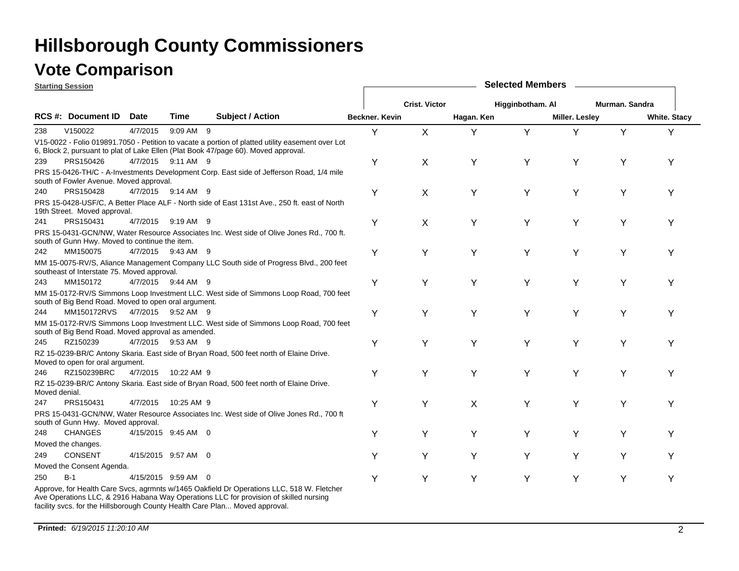# Hillsborough County Commissioners

## Vote Comparison

**Starting Session**

| RCS # | Document ID | Date | Time | | Subject / Action | Beckner. Kevin | Crist. Victor | Hagan. Ken | Higginbotham. Al | Miller. Lesley | Murman. Sandra | White. Stacy |
|---|---|---|---|---|---|---|---|---|---|---|---|---|
| 238 | V150022 | 4/7/2015 | 9:09 AM | 9 | V15-0022 - Folio 019891.7050 - Petition to vacate a portion of platted utility easement over Lot 6, Block 2, pursuant to plat of Lake Ellen (Plat Book 47/page 60). Moved approval. | Y | X | Y | Y | Y | Y | Y |
| 239 | PRS150426 | 4/7/2015 | 9:11 AM | 9 | PRS 15-0426-TH/C - A-Investments Development Corp. East side of Jefferson Road, 1/4 mile south of Fowler Avenue. Moved approval. | Y | X | Y | Y | Y | Y | Y |
| 240 | PRS150428 | 4/7/2015 | 9:14 AM | 9 | PRS 15-0428-USF/C, A Better Place ALF - North side of East 131st Ave., 250 ft. east of North 19th Street. Moved approval. | Y | X | Y | Y | Y | Y | Y |
| 241 | PRS150431 | 4/7/2015 | 9:19 AM | 9 | PRS 15-0431-GCN/NW, Water Resource Associates Inc. West side of Olive Jones Rd., 700 ft. south of Gunn Hwy. Moved to continue the item. | Y | X | Y | Y | Y | Y | Y |
| 242 | MM150075 | 4/7/2015 | 9:43 AM | 9 | MM 15-0075-RV/S, Alliance Management Company LLC South side of Progress Blvd., 200 feet southeast of Interstate 75. Moved approval. | Y | Y | Y | Y | Y | Y | Y |
| 243 | MM150172 | 4/7/2015 | 9:44 AM | 9 | MM 15-0172-RV/S Simmons Loop Investment LLC. West side of Simmons Loop Road, 700 feet south of Big Bend Road. Moved to open oral argument. | Y | Y | Y | Y | Y | Y | Y |
| 244 | MM150172RVS | 4/7/2015 | 9:52 AM | 9 | MM 15-0172-RV/S Simmons Loop Investment LLC. West side of Simmons Loop Road, 700 feet south of Big Bend Road. Moved approval as amended. | Y | Y | Y | Y | Y | Y | Y |
| 245 | RZ150239 | 4/7/2015 | 9:53 AM | 9 | RZ 15-0239-BR/C Antony Skaria. East side of Bryan Road, 500 feet north of Elaine Drive. Moved to open for oral argument. | Y | Y | Y | Y | Y | Y | Y |
| 246 | RZ150239BRC | 4/7/2015 | 10:22 AM | 9 | RZ 15-0239-BR/C Antony Skaria. East side of Bryan Road, 500 feet north of Elaine Drive. Moved denial. | Y | Y | Y | Y | Y | Y | Y |
| 247 | PRS150431 | 4/7/2015 | 10:25 AM | 9 | PRS 15-0431-GCN/NW, Water Resource Associates Inc. West side of Olive Jones Rd., 700 ft south of Gunn Hwy. Moved approval. | Y | Y | X | Y | Y | Y | Y |
| 248 | CHANGES | 4/15/2015 | 9:45 AM | 0 | Moved the changes. | Y | Y | Y | Y | Y | Y | Y |
| 249 | CONSENT | 4/15/2015 | 9:57 AM | 0 | Moved the Consent Agenda. | Y | Y | Y | Y | Y | Y | Y |
| 250 | B-1 | 4/15/2015 | 9:59 AM | 0 | Approve, for Health Care Svcs, agrmnts w/1465 Oakfield Dr Operations LLC, 518 W. Fletcher Ave Operations LLC, & 2916 Habana Way Operations LLC for provision of skilled nursing facility svcs. for the Hillsborough County Health Care Plan... Moved approval. | Y | Y | Y | Y | Y | Y | Y |

**Printed:** *6/19/2015 11:20:10 AM*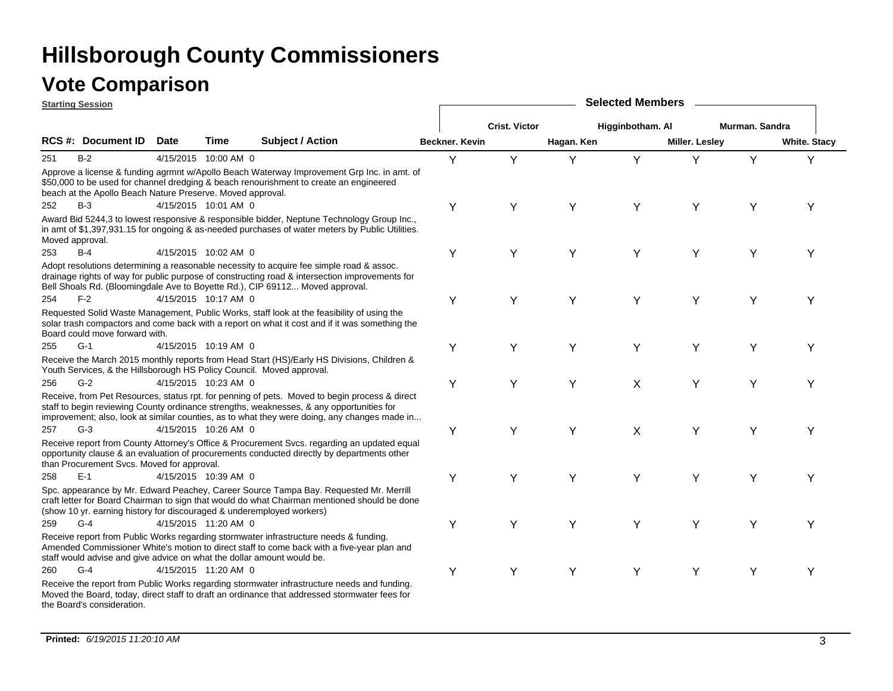# Hillsborough County Commissioners

## Vote Comparison

**Starting Session**

| RCS #: | Document ID | Date | Time | Subject / Action | Beckner. Kevin | Crist. Victor | Hagan. Ken | Higginbotham. Al | Miller. Lesley | Murman. Sandra | White. Stacy |
|---|---|---|---|---|---|---|---|---|---|---|---|
| 251 | B-2 | 4/15/2015 | 10:00 AM | 0 Approve a license & funding agrmnt w/Apollo Beach Waterway Improvement Grp Inc. in amt. of $50,000 to be used for channel dredging & beach renourishment to create an engineered beach at the Apollo Beach Nature Preserve. Moved approval. | Y | Y | Y | Y | Y | Y | Y |
| 252 | B-3 | 4/15/2015 | 10:01 AM | 0 Award Bid 5244,3 to lowest responsive & responsible bidder, Neptune Technology Group Inc., in amt of $1,397,931.15 for ongoing & as-needed purchases of water meters by Public Utilities. Moved approval. | Y | Y | Y | Y | Y | Y | Y |
| 253 | B-4 | 4/15/2015 | 10:02 AM | 0 Adopt resolutions determining a reasonable necessity to acquire fee simple road & assoc. drainage rights of way for public purpose of constructing road & intersection improvements for Bell Shoals Rd. (Bloomingdale Ave to Boyette Rd.), CIP 69112... Moved approval. | Y | Y | Y | Y | Y | Y | Y |
| 254 | F-2 | 4/15/2015 | 10:17 AM | 0 Requested Solid Waste Management, Public Works, staff look at the feasibility of using the solar trash compactors and come back with a report on what it cost and if it was something the Board could move forward with. | Y | Y | Y | Y | Y | Y | Y |
| 255 | G-1 | 4/15/2015 | 10:19 AM | 0 Receive the March 2015 monthly reports from Head Start (HS)/Early HS Divisions, Children & Youth Services, & the Hillsborough HS Policy Council. Moved approval. | Y | Y | Y | Y | Y | Y | Y |
| 256 | G-2 | 4/15/2015 | 10:23 AM | 0 Receive, from Pet Resources, status rpt. for penning of pets. Moved to begin process & direct staff to begin reviewing County ordinance strengths, weaknesses, & any opportunities for improvement; also, look at similar counties, as to what they were doing, any changes made in... | Y | Y | Y | X | Y | Y | Y |
| 257 | G-3 | 4/15/2015 | 10:26 AM | 0 Receive report from County Attorney's Office & Procurement Svcs. regarding an updated equal opportunity clause & an evaluation of procurements conducted directly by departments other than Procurement Svcs. Moved for approval. | Y | Y | Y | X | Y | Y | Y |
| 258 | E-1 | 4/15/2015 | 10:39 AM | 0 Spc. appearance by Mr. Edward Peachey, Career Source Tampa Bay. Requested Mr. Merrill craft letter for Board Chairman to sign that would do what Chairman mentioned should be done (show 10 yr. earning history for discouraged & underemployed workers) | Y | Y | Y | Y | Y | Y | Y |
| 259 | G-4 | 4/15/2015 | 11:20 AM | 0 Receive report from Public Works regarding stormwater infrastructure needs & funding. Amended Commissioner White's motion to direct staff to come back with a five-year plan and staff would advise and give advice on what the dollar amount would be. | Y | Y | Y | Y | Y | Y | Y |
| 260 | G-4 | 4/15/2015 | 11:20 AM | 0 Receive the report from Public Works regarding stormwater infrastructure needs and funding. Moved the Board, today, direct staff to draft an ordinance that addressed stormwater fees for the Board's consideration. | Y | Y | Y | Y | Y | Y | Y |

**Printed:** *6/19/2015 11:20:10 AM*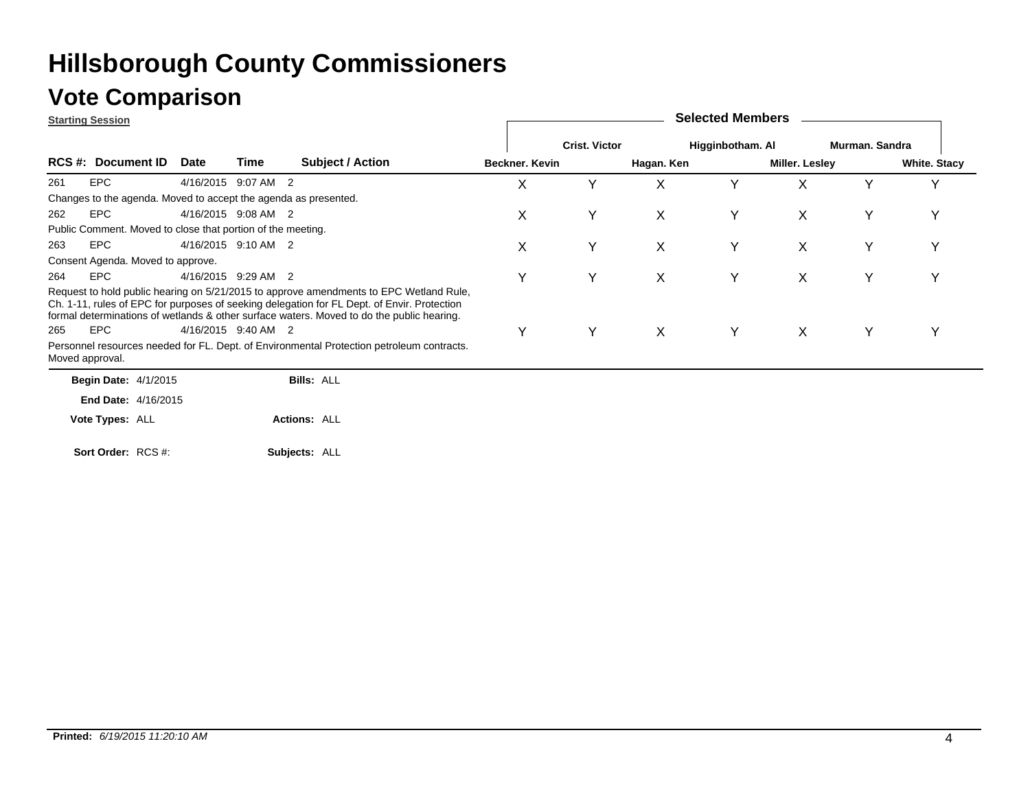# Hillsborough County Commissioners

## Vote Comparison

**Starting Session**

| RCS #: | Document ID | Date | Time | Subject / Action | Beckner. Kevin | Crist. Victor | Hagan. Ken | Higginbotham. Al | Miller. Lesley | Murman. Sandra | White. Stacy |
|---|---|---|---|---|---|---|---|---|---|---|---|
| 261 | EPC | 4/16/2015 | 9:07 AM | 2 | X | Y | X | Y | X | Y | Y |
| | Changes to the agenda. Moved to accept the agenda as presented. | | | | | | | | | | |
| 262 | EPC | 4/16/2015 | 9:08 AM | 2 | X | Y | X | Y | X | Y | Y |
| | Public Comment. Moved to close that portion of the meeting. | | | | | | | | | | |
| 263 | EPC | 4/16/2015 | 9:10 AM | 2 | X | Y | X | Y | X | Y | Y |
| | Consent Agenda. Moved to approve. | | | | | | | | | | |
| 264 | EPC | 4/16/2015 | 9:29 AM | 2 | Y | Y | X | Y | X | Y | Y |
| | Request to hold public hearing on 5/21/2015 to approve amendments to EPC Wetland Rule, Ch. 1-11, rules of EPC for purposes of seeking delegation for FL Dept. of Envir. Protection formal determinations of wetlands & other surface waters. Moved to do the public hearing. | | | | | | | | | | |
| 265 | EPC | 4/16/2015 | 9:40 AM | 2 | Y | Y | X | Y | X | Y | Y |
| | Personnel resources needed for FL. Dept. of Environmental Protection petroleum contracts. Moved approval. | | | | | | | | | | |

**Begin Date:** 4/1/2015 **Bills:** ALL

**End Date:** 4/16/2015

**Vote Types:** ALL **Actions:** ALL

**Sort Order:** RCS #: **Subjects:** ALL

**Printed:** *6/19/2015 11:20:10 AM*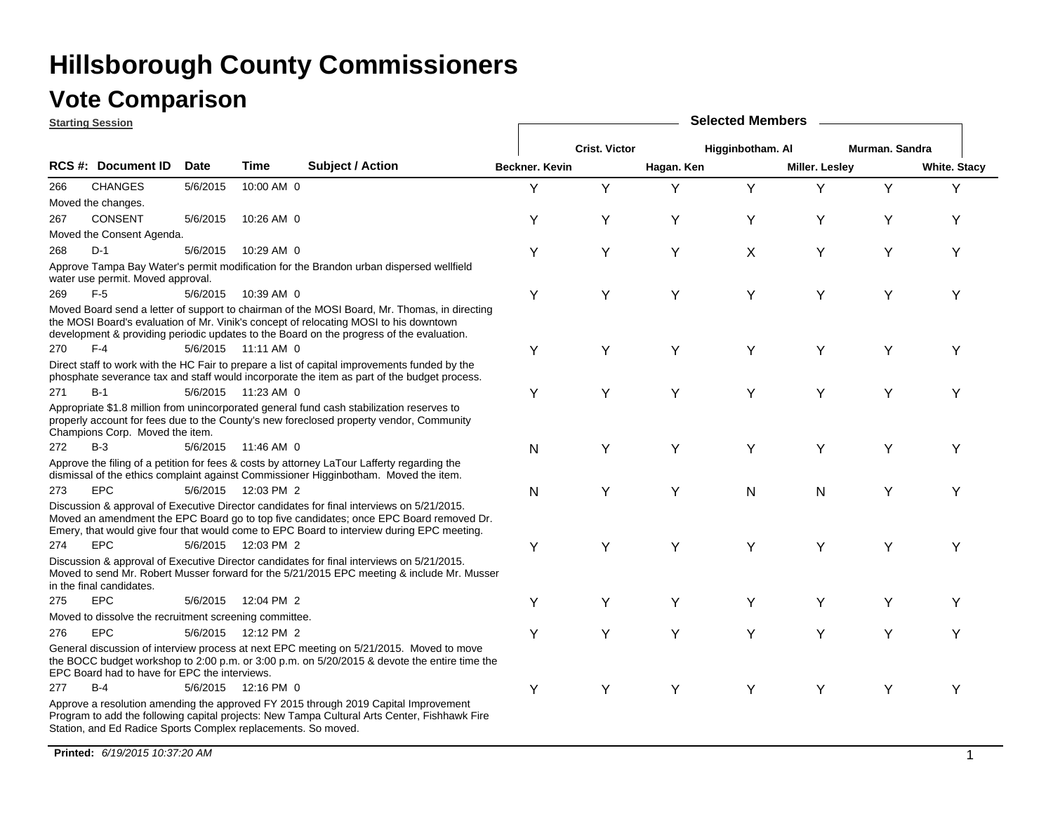# Hillsborough County Commissioners

## Vote Comparison

**Starting Session**

| RCS #: | Document ID | Date | Time | | Subject / Action | Beckner. Kevin | Crist. Victor | Hagan. Ken | Higginbotham. Al | Miller. Lesley | Murman. Sandra | White. Stacy |
|---|---|---|---|---|---|---|---|---|---|---|---|---|
| 266 | CHANGES | 5/6/2015 | 10:00 AM | 0 | Moved the changes. | Y | Y | Y | Y | Y | Y | Y |
| 267 | CONSENT | 5/6/2015 | 10:26 AM | 0 | Moved the Consent Agenda. | Y | Y | Y | Y | Y | Y | Y |
| 268 | D-1 | 5/6/2015 | 10:29 AM | 0 | Approve Tampa Bay Water's permit modification for the Brandon urban dispersed wellfield water use permit. Moved approval. | Y | Y | Y | X | Y | Y | Y |
| 269 | F-5 | 5/6/2015 | 10:39 AM | 0 | Moved Board send a letter of support to chairman of the MOSI Board, Mr. Thomas, in directing the MOSI Board's evaluation of Mr. Vinik's concept of relocating MOSI to his downtown development & providing periodic updates to the Board on the progress of the evaluation. | Y | Y | Y | Y | Y | Y | Y |
| 270 | F-4 | 5/6/2015 | 11:11 AM | 0 | Direct staff to work with the HC Fair to prepare a list of capital improvements funded by the phosphate severance tax and staff would incorporate the item as part of the budget process. | Y | Y | Y | Y | Y | Y | Y |
| 271 | B-1 | 5/6/2015 | 11:23 AM | 0 | Appropriate $1.8 million from unincorporated general fund cash stabilization reserves to properly account for fees due to the County's new foreclosed property vendor, Community Champions Corp. Moved the item. | Y | Y | Y | Y | Y | Y | Y |
| 272 | B-3 | 5/6/2015 | 11:46 AM | 0 | Approve the filing of a petition for fees & costs by attorney LaTour Lafferty regarding the dismissal of the ethics complaint against Commissioner Higginbotham. Moved the item. | N | Y | Y | Y | Y | Y | Y |
| 273 | EPC | 5/6/2015 | 12:03 PM | 2 | Discussion & approval of Executive Director candidates for final interviews on 5/21/2015. Moved an amendment the EPC Board go to top five candidates; once EPC Board removed Dr. Emery, that would give four that would come to EPC Board to interview during EPC meeting. | N | Y | Y | N | N | Y | Y |
| 274 | EPC | 5/6/2015 | 12:03 PM | 2 | Discussion & approval of Executive Director candidates for final interviews on 5/21/2015. Moved to send Mr. Robert Musser forward for the 5/21/2015 EPC meeting & include Mr. Musser in the final candidates. | Y | Y | Y | Y | Y | Y | Y |
| 275 | EPC | 5/6/2015 | 12:04 PM | 2 | Moved to dissolve the recruitment screening committee. | Y | Y | Y | Y | Y | Y | Y |
| 276 | EPC | 5/6/2015 | 12:12 PM | 2 | General discussion of interview process at next EPC meeting on 5/21/2015. Moved to move the BOCC budget workshop to 2:00 p.m. or 3:00 p.m. on 5/20/2015 & devote the entire time the EPC Board had to have for EPC the interviews. | Y | Y | Y | Y | Y | Y | Y |
| 277 | B-4 | 5/6/2015 | 12:16 PM | 0 | Approve a resolution amending the approved FY 2015 through 2019 Capital Improvement Program to add the following capital projects: New Tampa Cultural Arts Center, Fishhawk Fire Station, and Ed Radice Sports Complex replacements. So moved. | Y | Y | Y | Y | Y | Y | Y |

**Printed:** *6/19/2015 10:37:20 AM*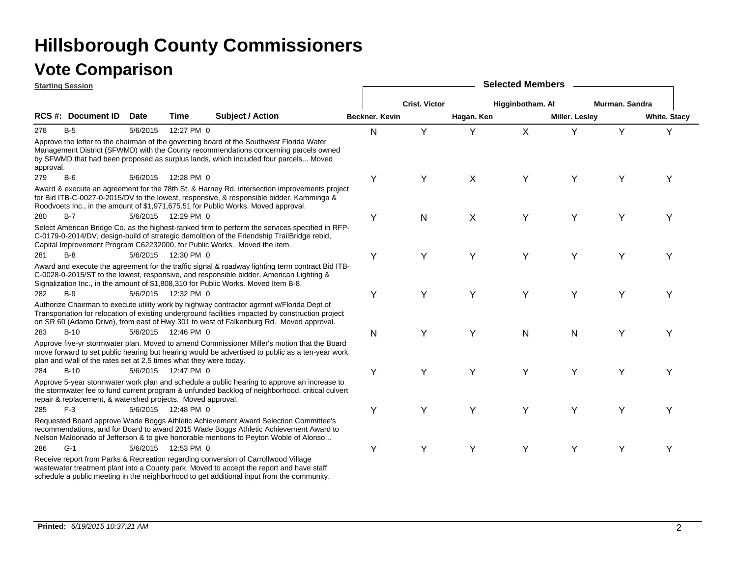# Hillsborough County Commissioners

## Vote Comparison

**Starting Session**

| RCS #: | Document ID | Date | Time | Subject / Action | Beckner. Kevin | Crist. Victor | Hagan. Ken | Higginbotham. Al | Miller. Lesley | Murman. Sandra | White. Stacy |
|---|---|---|---|---|---|---|---|---|---|---|---|
| 278 | B-5 | 5/6/2015 | 12:27 PM 0 | Approve the letter to the chairman of the governing board of the Southwest Florida Water Management District (SFWMD) with the County recommendations concerning parcels owned by SFWMD that had been proposed as surplus lands, which included four parcels... Moved approval. | N | Y | Y | X | Y | Y | Y |
| 279 | B-6 | 5/6/2015 | 12:28 PM 0 | Award & execute an agreement for the 78th St. & Harney Rd. intersection improvements project for Bid ITB-C-0027-0-2015/DV to the lowest, responsive, & responsible bidder, Kamminga & Roodvoets Inc., in the amount of $1,971,675.51 for Public Works. Moved approval. | Y | Y | X | Y | Y | Y | Y |
| 280 | B-7 | 5/6/2015 | 12:29 PM 0 | Select American Bridge Co. as the highest-ranked firm to perform the services specified in RFP-C-0179-0-2014/DV, design-build of strategic demolition of the Friendship TrailBridge rebid, Capital Improvement Program C62232000, for Public Works. Moved the item. | Y | N | X | Y | Y | Y | Y |
| 281 | B-8 | 5/6/2015 | 12:30 PM 0 | Award and execute the agreement for the traffic signal & roadway lighting term contract Bid ITB-C-0028-0-2015/ST to the lowest, responsive, and responsible bidder, American Lighting & Signalization Inc., in the amount of $1,808,310 for Public Works. Moved Item B-8. | Y | Y | Y | Y | Y | Y | Y |
| 282 | B-9 | 5/6/2015 | 12:32 PM 0 | Authorize Chairman to execute utility work by highway contractor agrmnt w/Florida Dept of Transportation for relocation of existing underground facilities impacted by construction project on SR 60 (Adamo Drive), from east of Hwy 301 to west of Falkenburg Rd. Moved approval. | Y | Y | Y | Y | Y | Y | Y |
| 283 | B-10 | 5/6/2015 | 12:46 PM 0 | Approve five-yr stormwater plan. Moved to amend Commissioner Miller's motion that the Board move forward to set public hearing but hearing would be advertised to public as a ten-year work plan and w/all of the rates set at 2.5 times what they were today. | N | Y | Y | N | N | Y | Y |
| 284 | B-10 | 5/6/2015 | 12:47 PM 0 | Approve 5-year stormwater work plan and schedule a public hearing to approve an increase to the stormwater fee to fund current program & unfunded backlog of neighborhood, critical culvert repair & replacement, & watershed projects. Moved approval. | Y | Y | Y | Y | Y | Y | Y |
| 285 | F-3 | 5/6/2015 | 12:48 PM 0 | Requested Board approve Wade Boggs Athletic Achievement Award Selection Committee's recommendations, and for Board to award 2015 Wade Boggs Athletic Achievement Award to Nelson Maldonado of Jefferson & to give honorable mentions to Peyton Woble of Alonso... | Y | Y | Y | Y | Y | Y | Y |
| 286 | G-1 | 5/6/2015 | 12:53 PM 0 | Receive report from Parks & Recreation regarding conversion of Carrollwood Village wastewater treatment plant into a County park. Moved to accept the report and have staff schedule a public meeting in the neighborhood to get additional input from the community. | Y | Y | Y | Y | Y | Y | Y |

**Printed:** *6/19/2015 10:37:21 AM*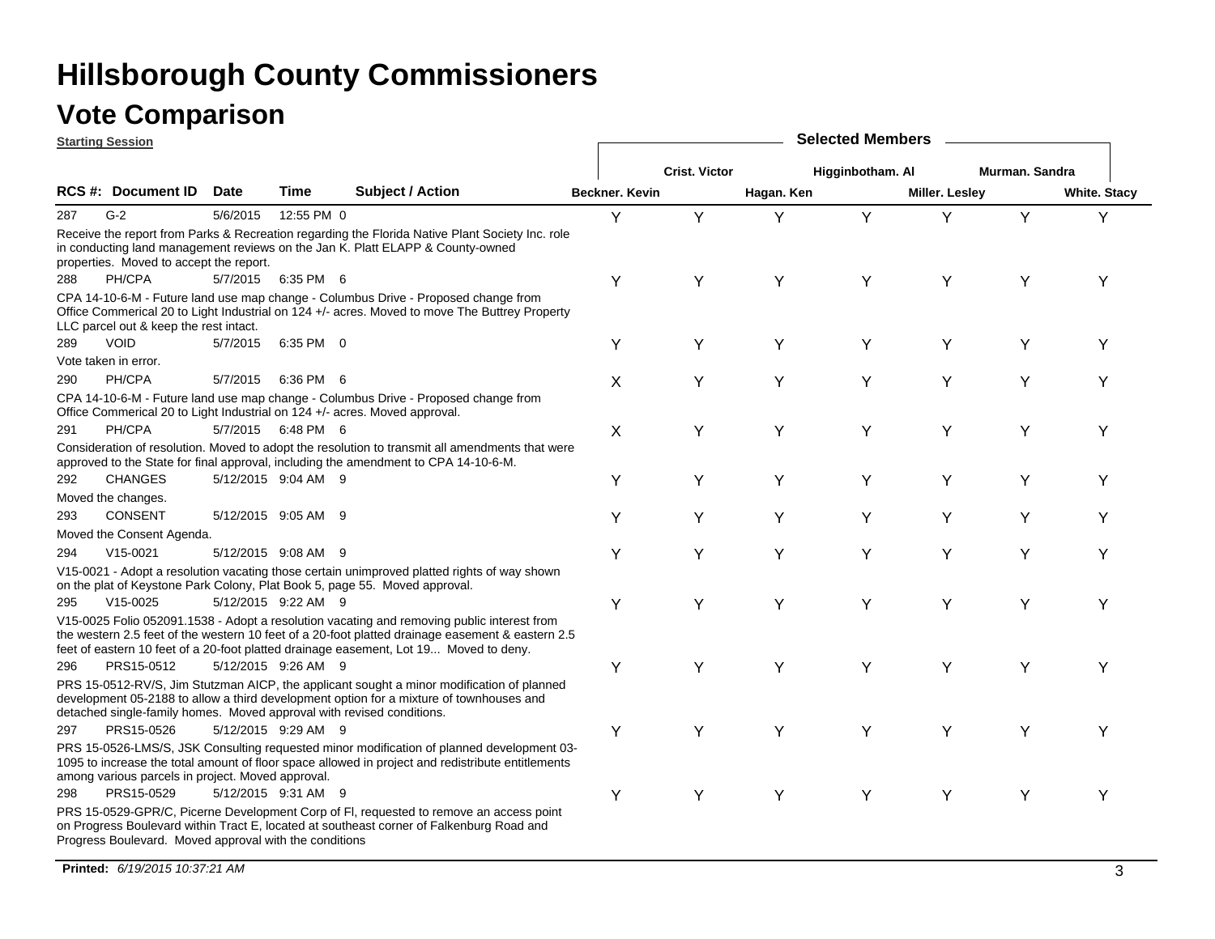# Hillsborough County Commissioners

## Vote Comparison

**Starting Session**

| RCS # | Document ID | Date | Time | | Subject / Action | Beckner. Kevin | Crist. Victor | Hagan. Ken | Higginbotham. Al | Miller. Lesley | Murman. Sandra | White. Stacy |
|---|---|---|---|---|---|---|---|---|---|---|---|---|
| 287 | G-2 | 5/6/2015 | 12:55 PM | 0 | Receive the report from Parks & Recreation regarding the Florida Native Plant Society Inc. role in conducting land management reviews on the Jan K. Platt ELAPP & County-owned properties. Moved to accept the report. | Y | Y | Y | Y | Y | Y | Y |
| 288 | PH/CPA | 5/7/2015 | 6:35 PM | 6 | CPA 14-10-6-M - Future land use map change - Columbus Drive - Proposed change from Office Commerical 20 to Light Industrial on 124 +/- acres. Moved to move The Buttrey Property LLC parcel out & keep the rest intact. | Y | Y | Y | Y | Y | Y | Y |
| 289 | VOID | 5/7/2015 | 6:35 PM | 0 | Vote taken in error. | Y | Y | Y | Y | Y | Y | Y |
| 290 | PH/CPA | 5/7/2015 | 6:36 PM | 6 | CPA 14-10-6-M - Future land use map change - Columbus Drive - Proposed change from Office Commerical 20 to Light Industrial on 124 +/- acres. Moved approval. | X | Y | Y | Y | Y | Y | Y |
| 291 | PH/CPA | 5/7/2015 | 6:48 PM | 6 | Consideration of resolution. Moved to adopt the resolution to transmit all amendments that were approved to the State for final approval, including the amendment to CPA 14-10-6-M. | X | Y | Y | Y | Y | Y | Y |
| 292 | CHANGES | 5/12/2015 | 9:04 AM | 9 | Moved the changes. | Y | Y | Y | Y | Y | Y | Y |
| 293 | CONSENT | 5/12/2015 | 9:05 AM | 9 | Moved the Consent Agenda. | Y | Y | Y | Y | Y | Y | Y |
| 294 | V15-0021 | 5/12/2015 | 9:08 AM | 9 | V15-0021 - Adopt a resolution vacating those certain unimproved platted rights of way shown on the plat of Keystone Park Colony, Plat Book 5, page 55. Moved approval. | Y | Y | Y | Y | Y | Y | Y |
| 295 | V15-0025 | 5/12/2015 | 9:22 AM | 9 | V15-0025 Folio 052091.1538 - Adopt a resolution vacating and removing public interest from the western 2.5 feet of the western 10 feet of a 20-foot platted drainage easement & eastern 2.5 feet of eastern 10 feet of a 20-foot platted drainage easement, Lot 19... Moved to deny. | Y | Y | Y | Y | Y | Y | Y |
| 296 | PRS15-0512 | 5/12/2015 | 9:26 AM | 9 | PRS 15-0512-RV/S, Jim Stutzman AICP, the applicant sought a minor modification of planned development 05-2188 to allow a third development option for a mixture of townhouses and detached single-family homes. Moved approval with revised conditions. | Y | Y | Y | Y | Y | Y | Y |
| 297 | PRS15-0526 | 5/12/2015 | 9:29 AM | 9 | PRS 15-0526-LMS/S, JSK Consulting requested minor modification of planned development 03-1095 to increase the total amount of floor space allowed in project and redistribute entitlements among various parcels in project. Moved approval. | Y | Y | Y | Y | Y | Y | Y |
| 298 | PRS15-0529 | 5/12/2015 | 9:31 AM | 9 | PRS 15-0529-GPR/C, Picerne Development Corp of Fl, requested to remove an access point on Progress Boulevard within Tract E, located at southeast corner of Falkenburg Road and Progress Boulevard. Moved approval with the conditions | Y | Y | Y | Y | Y | Y | Y |

**Printed:** *6/19/2015 10:37:21 AM*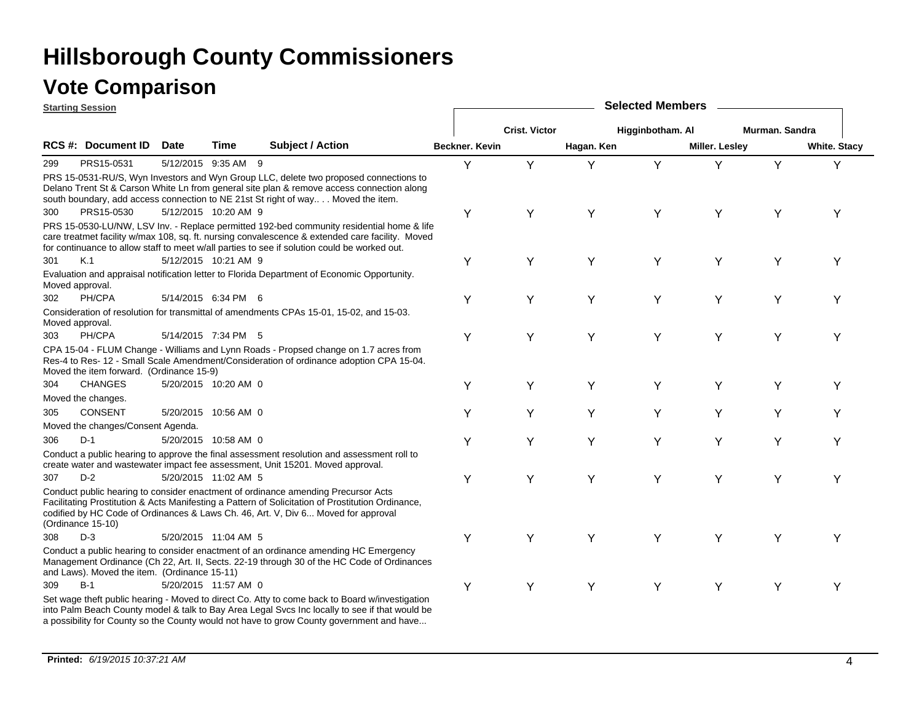# Hillsborough County Commissioners

## Vote Comparison

**Starting Session**

| RCS #: | Document ID | Date | Time | Subject / Action | Beckner. Kevin | Crist. Victor | Hagan. Ken | Higginbotham. Al | Miller. Lesley | Murman. Sandra | White. Stacy |
|---|---|---|---|---|---|---|---|---|---|---|---|
| 299 | PRS15-0531 | 5/12/2015 | 9:35 AM | 9 | Y | Y | Y | Y | Y | Y | Y |
| | PRS 15-0531-RU/S, Wyn Investors and Wyn Group LLC, delete two proposed connections to Delano Trent St & Carson White Ln from general site plan & remove access connection along south boundary, add access connection to NE 21st St right of way.. . . Moved the item. | | | | | | | | | | |
| 300 | PRS15-0530 | 5/12/2015 | 10:20 AM | 9 | Y | Y | Y | Y | Y | Y | Y |
| | PRS 15-0530-LU/NW, LSV Inv. - Replace permitted 192-bed community residential home & life care treatmet facility w/max 108, sq. ft. nursing convalescence & extended care facility. Moved for continuance to allow staff to meet w/all parties to see if solution could be worked out. | | | | | | | | | | |
| 301 | K.1 | 5/12/2015 | 10:21 AM | 9 | Y | Y | Y | Y | Y | Y | Y |
| | Evaluation and appraisal notification letter to Florida Department of Economic Opportunity. Moved approval. | | | | | | | | | | |
| 302 | PH/CPA | 5/14/2015 | 6:34 PM | 6 | Y | Y | Y | Y | Y | Y | Y |
| | Consideration of resolution for transmittal of amendments CPAs 15-01, 15-02, and 15-03. Moved approval. | | | | | | | | | | |
| 303 | PH/CPA | 5/14/2015 | 7:34 PM | 5 | Y | Y | Y | Y | Y | Y | Y |
| | CPA 15-04 - FLUM Change - Williams and Lynn Roads - Propsed change on 1.7 acres from Res-4 to Res- 12 - Small Scale Amendment/Consideration of ordinance adoption CPA 15-04. Moved the item forward. (Ordinance 15-9) | | | | | | | | | | |
| 304 | CHANGES | 5/20/2015 | 10:20 AM | 0 | Y | Y | Y | Y | Y | Y | Y |
| | Moved the changes. | | | | | | | | | | |
| 305 | CONSENT | 5/20/2015 | 10:56 AM | 0 | Y | Y | Y | Y | Y | Y | Y |
| | Moved the changes/Consent Agenda. | | | | | | | | | | |
| 306 | D-1 | 5/20/2015 | 10:58 AM | 0 | Y | Y | Y | Y | Y | Y | Y |
| | Conduct a public hearing to approve the final assessment resolution and assessment roll to create water and wastewater impact fee assessment, Unit 15201. Moved approval. | | | | | | | | | | |
| 307 | D-2 | 5/20/2015 | 11:02 AM | 5 | Y | Y | Y | Y | Y | Y | Y |
| | Conduct public hearing to consider enactment of ordinance amending Precursor Acts Facilitating Prostitution & Acts Manifesting a Pattern of Solicitation of Prostitution Ordinance, codified by HC Code of Ordinances & Laws Ch. 46, Art. V, Div 6... Moved for approval (Ordinance 15-10) | | | | | | | | | | |
| 308 | D-3 | 5/20/2015 | 11:04 AM | 5 | Y | Y | Y | Y | Y | Y | Y |
| | Conduct a public hearing to consider enactment of an ordinance amending HC Emergency Management Ordinance (Ch 22, Art. II, Sects. 22-19 through 30 of the HC Code of Ordinances and Laws). Moved the item. (Ordinance 15-11) | | | | | | | | | | |
| 309 | B-1 | 5/20/2015 | 11:57 AM | 0 | Y | Y | Y | Y | Y | Y | Y |
| | Set wage theft public hearing - Moved to direct Co. Atty to come back to Board w/investigation into Palm Beach County model & talk to Bay Area Legal Svcs Inc locally to see if that would be a possibility for County so the County would not have to grow County government and have... | | | | | | | | | | |

**Printed:** *6/19/2015 10:37:21 AM*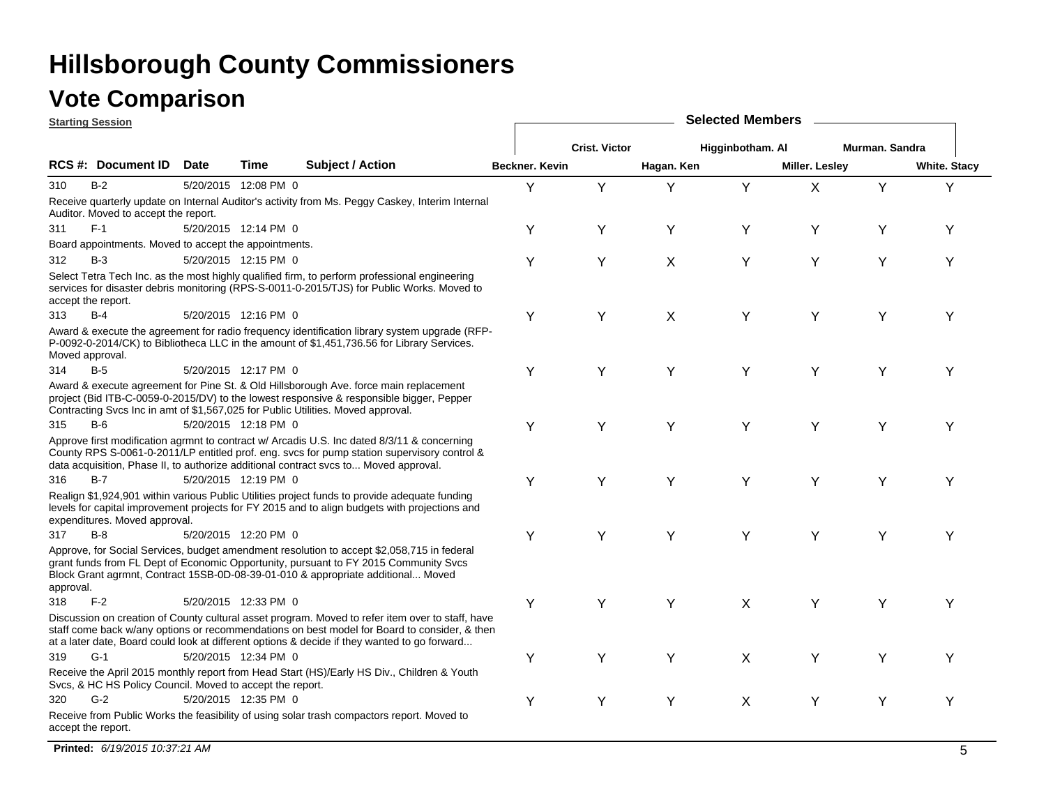# Hillsborough County Commissioners

## Vote Comparison

**Starting Session**

| RCS #: | Document ID | Date | Time | | Subject / Action | Beckner. Kevin | Crist. Victor | Hagan. Ken | Higginbotham. Al | Miller. Lesley | Murman. Sandra | White. Stacy |
|---|---|---|---|---|---|---|---|---|---|---|---|---|
| 310 | B-2 | 5/20/2015 | 12:08 PM | 0 | Receive quarterly update on Internal Auditor's activity from Ms. Peggy Caskey, Interim Internal Auditor. Moved to accept the report. | Y | Y | Y | Y | X | Y | Y |
| 311 | F-1 | 5/20/2015 | 12:14 PM | 0 | Board appointments. Moved to accept the appointments. | Y | Y | Y | Y | Y | Y | Y |
| 312 | B-3 | 5/20/2015 | 12:15 PM | 0 | Select Tetra Tech Inc. as the most highly qualified firm, to perform professional engineering services for disaster debris monitoring (RPS-S-0011-0-2015/TJS) for Public Works. Moved to accept the report. | Y | Y | X | Y | Y | Y | Y |
| 313 | B-4 | 5/20/2015 | 12:16 PM | 0 | Award & execute the agreement for radio frequency identification library system upgrade (RFP-P-0092-0-2014/CK) to Bibliotheca LLC in the amount of $1,451,736.56 for Library Services. Moved approval. | Y | Y | X | Y | Y | Y | Y |
| 314 | B-5 | 5/20/2015 | 12:17 PM | 0 | Award & execute agreement for Pine St. & Old Hillsborough Ave. force main replacement project (Bid ITB-C-0059-0-2015/DV) to the lowest responsive & responsible bigger, Pepper Contracting Svcs Inc in amt of $1,567,025 for Public Utilities. Moved approval. | Y | Y | Y | Y | Y | Y | Y |
| 315 | B-6 | 5/20/2015 | 12:18 PM | 0 | Approve first modification agrmnt to contract w/ Arcadis U.S. Inc dated 8/3/11 & concerning County RPS S-0061-0-2011/LP entitled prof. eng. svcs for pump station supervisory control & data acquisition, Phase II, to authorize additional contract svcs to... Moved approval. | Y | Y | Y | Y | Y | Y | Y |
| 316 | B-7 | 5/20/2015 | 12:19 PM | 0 | Realign $1,924,901 within various Public Utilities project funds to provide adequate funding levels for capital improvement projects for FY 2015 and to align budgets with projections and expenditures. Moved approval. | Y | Y | Y | Y | Y | Y | Y |
| 317 | B-8 | 5/20/2015 | 12:20 PM | 0 | Approve, for Social Services, budget amendment resolution to accept $2,058,715 in federal grant funds from FL Dept of Economic Opportunity, pursuant to FY 2015 Community Svcs Block Grant agrmnt, Contract 15SB-0D-08-39-01-010 & appropriate additional... Moved approval. | Y | Y | Y | Y | Y | Y | Y |
| 318 | F-2 | 5/20/2015 | 12:33 PM | 0 | Discussion on creation of County cultural asset program. Moved to refer item over to staff, have staff come back w/any options or recommendations on best model for Board to consider, & then at a later date, Board could look at different options & decide if they wanted to go forward... | Y | Y | Y | X | Y | Y | Y |
| 319 | G-1 | 5/20/2015 | 12:34 PM | 0 | Receive the April 2015 monthly report from Head Start (HS)/Early HS Div., Children & Youth Svcs, & HC HS Policy Council. Moved to accept the report. | Y | Y | Y | X | Y | Y | Y |
| 320 | G-2 | 5/20/2015 | 12:35 PM | 0 | Receive from Public Works the feasibility of using solar trash compactors report. Moved to accept the report. | Y | Y | Y | X | Y | Y | Y |

**Printed:** *6/19/2015 10:37:21 AM*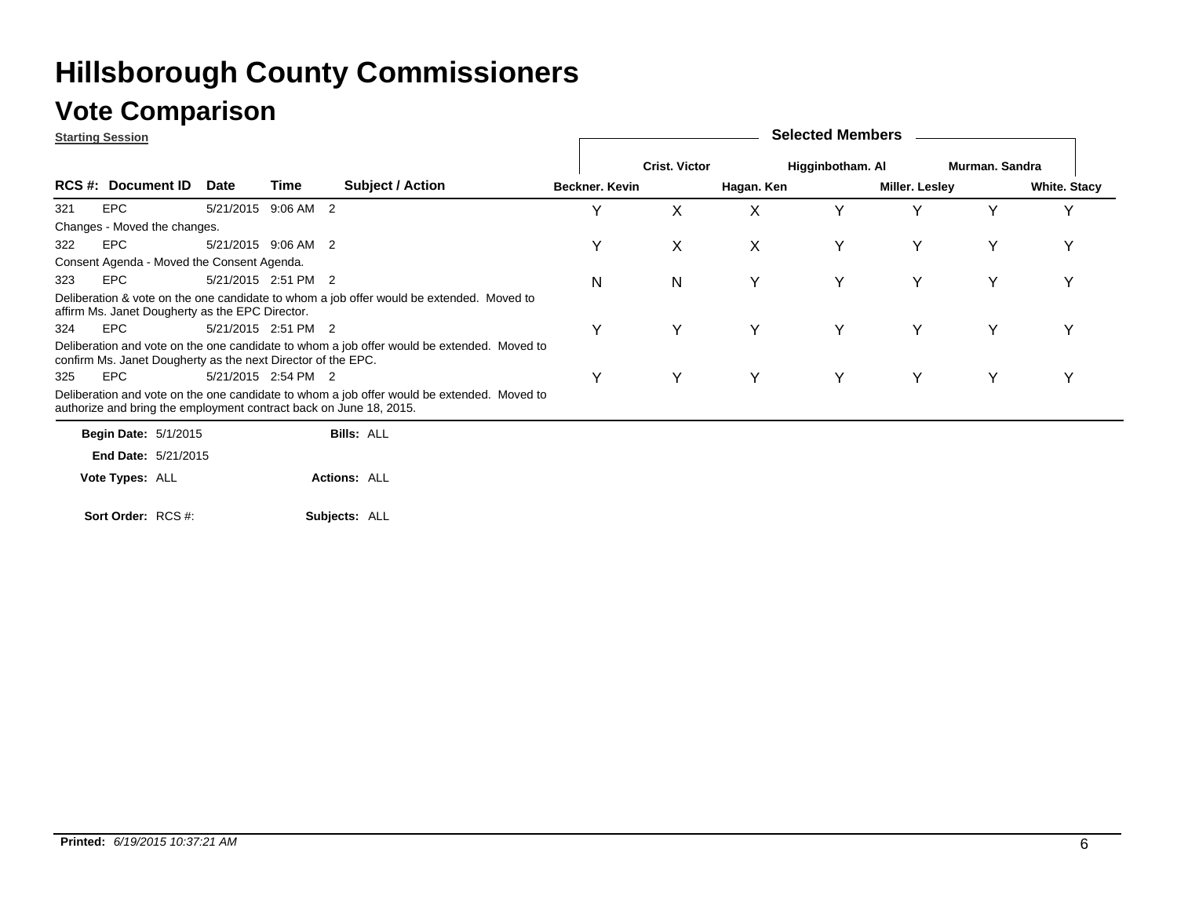# Hillsborough County Commissioners

## Vote Comparison

**Starting Session**

| RCS #: | Document ID | Date | Time | Subject / Action | Beckner. Kevin | Crist. Victor | Hagan. Ken | Higginbotham. Al | Miller. Lesley | Murman. Sandra | White. Stacy |
|---|---|---|---|---|---|---|---|---|---|---|---|
| 321 | EPC | 5/21/2015 | 9:06 AM | 2 | Y | X | X | Y | Y | Y | Y |
| Changes - Moved the changes. | | | | | | | | | | | |
| 322 | EPC | 5/21/2015 | 9:06 AM | 2 | Y | X | X | Y | Y | Y | Y |
| Consent Agenda - Moved the Consent Agenda. | | | | | | | | | | | |
| 323 | EPC | 5/21/2015 | 2:51 PM | 2 | N | N | Y | Y | Y | Y | Y |
| Deliberation & vote on the one candidate to whom a job offer would be extended. Moved to affirm Ms. Janet Dougherty as the EPC Director. | | | | | | | | | | | |
| 324 | EPC | 5/21/2015 | 2:51 PM | 2 | Y | Y | Y | Y | Y | Y | Y |
| Deliberation and vote on the one candidate to whom a job offer would be extended. Moved to confirm Ms. Janet Dougherty as the next Director of the EPC. | | | | | | | | | | | |
| 325 | EPC | 5/21/2015 | 2:54 PM | 2 | Y | Y | Y | Y | Y | Y | Y |
| Deliberation and vote on the one candidate to whom a job offer would be extended. Moved to authorize and bring the employment contract back on June 18, 2015. | | | | | | | | | | | |

**Begin Date:** 5/1/2015 **Bills:** ALL

**End Date:** 5/21/2015

**Vote Types:** ALL **Actions:** ALL

**Sort Order:** RCS #: **Subjects:** ALL

**Printed:** *6/19/2015 10:37:21 AM*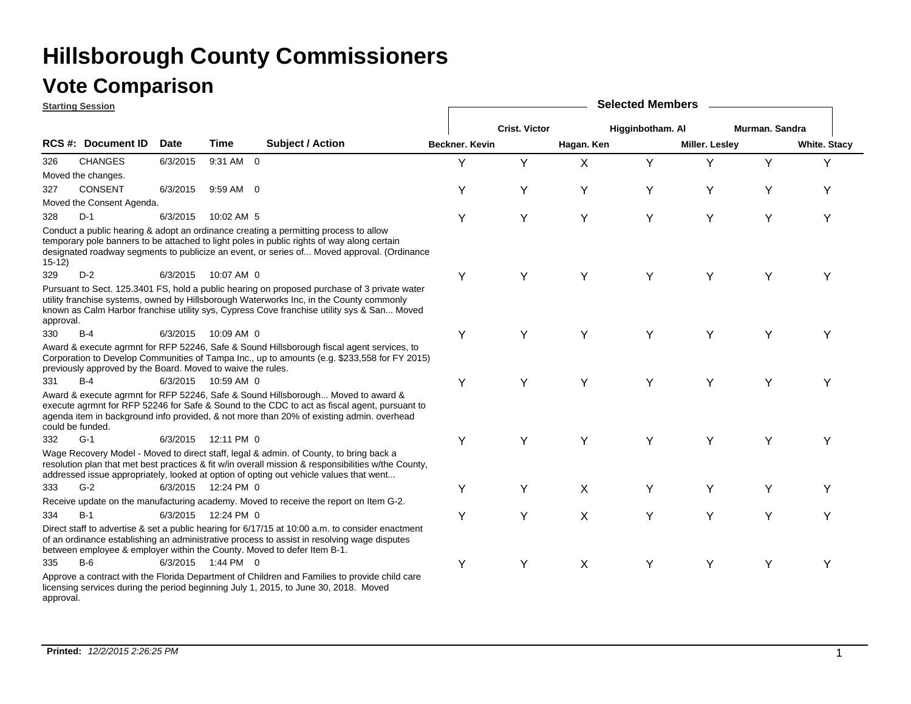# Hillsborough County Commissioners

## Vote Comparison

**Starting Session**

| RCS #: | Document ID | Date | Time | Subject / Action | Beckner. Kevin | Crist. Victor | Hagan. Ken | Higginbotham. Al | Miller. Lesley | Murman. Sandra | White. Stacy |
|---|---|---|---|---|---|---|---|---|---|---|---|
| 326 | CHANGES | 6/3/2015 | 9:31 AM | 0 | Y | Y | X | Y | Y | Y | Y |
| Moved the changes. | | | | | | | | | | | |
| 327 | CONSENT | 6/3/2015 | 9:59 AM | 0 | Y | Y | Y | Y | Y | Y | Y |
| Moved the Consent Agenda. | | | | | | | | | | | |
| 328 | D-1 | 6/3/2015 | 10:02 AM | 5 | Y | Y | Y | Y | Y | Y | Y |
| Conduct a public hearing & adopt an ordinance creating a permitting process to allow temporary pole banners to be attached to light poles in public rights of way along certain designated roadway segments to publicize an event, or series of... Moved approval. (Ordinance 15-12) | | | | | | | | | | | |
| 329 | D-2 | 6/3/2015 | 10:07 AM | 0 | Y | Y | Y | Y | Y | Y | Y |
| Pursuant to Sect. 125.3401 FS, hold a public hearing on proposed purchase of 3 private water utility franchise systems, owned by Hillsborough Waterworks Inc, in the County commonly known as Calm Harbor franchise utility sys, Cypress Cove franchise utility sys & San... Moved approval. | | | | | | | | | | | |
| 330 | B-4 | 6/3/2015 | 10:09 AM | 0 | Y | Y | Y | Y | Y | Y | Y |
| Award & execute agrmnt for RFP 52246, Safe & Sound Hillsborough fiscal agent services, to Corporation to Develop Communities of Tampa Inc., up to amounts (e.g. $233,558 for FY 2015) previously approved by the Board. Moved to waive the rules. | | | | | | | | | | | |
| 331 | B-4 | 6/3/2015 | 10:59 AM | 0 | Y | Y | Y | Y | Y | Y | Y |
| Award & execute agrmnt for RFP 52246, Safe & Sound Hillsborough... Moved to award & execute agrmnt for RFP 52246 for Safe & Sound to the CDC to act as fiscal agent, pursuant to agenda item in background info provided, & not more than 20% of existing admin. overhead could be funded. | | | | | | | | | | | |
| 332 | G-1 | 6/3/2015 | 12:11 PM | 0 | Y | Y | Y | Y | Y | Y | Y |
| Wage Recovery Model - Moved to direct staff, legal & admin. of County, to bring back a resolution plan that met best practices & fit w/in overall mission & responsibilities w/the County, addressed issue appropriately, looked at option of opting out vehicle values that went... | | | | | | | | | | | |
| 333 | G-2 | 6/3/2015 | 12:24 PM | 0 | Y | Y | X | Y | Y | Y | Y |
| Receive update on the manufacturing academy. Moved to receive the report on Item G-2. | | | | | | | | | | | |
| 334 | B-1 | 6/3/2015 | 12:24 PM | 0 | Y | Y | X | Y | Y | Y | Y |
| Direct staff to advertise & set a public hearing for 6/17/15 at 10:00 a.m. to consider enactment of an ordinance establishing an administrative process to assist in resolving wage disputes between employee & employer within the County. Moved to defer Item B-1. | | | | | | | | | | | |
| 335 | B-6 | 6/3/2015 | 1:44 PM | 0 | Y | Y | X | Y | Y | Y | Y |
| Approve a contract with the Florida Department of Children and Families to provide child care licensing services during the period beginning July 1, 2015, to June 30, 2018. Moved approval. | | | | | | | | | | | |

**Printed:** *12/2/2015 2:26:25 PM*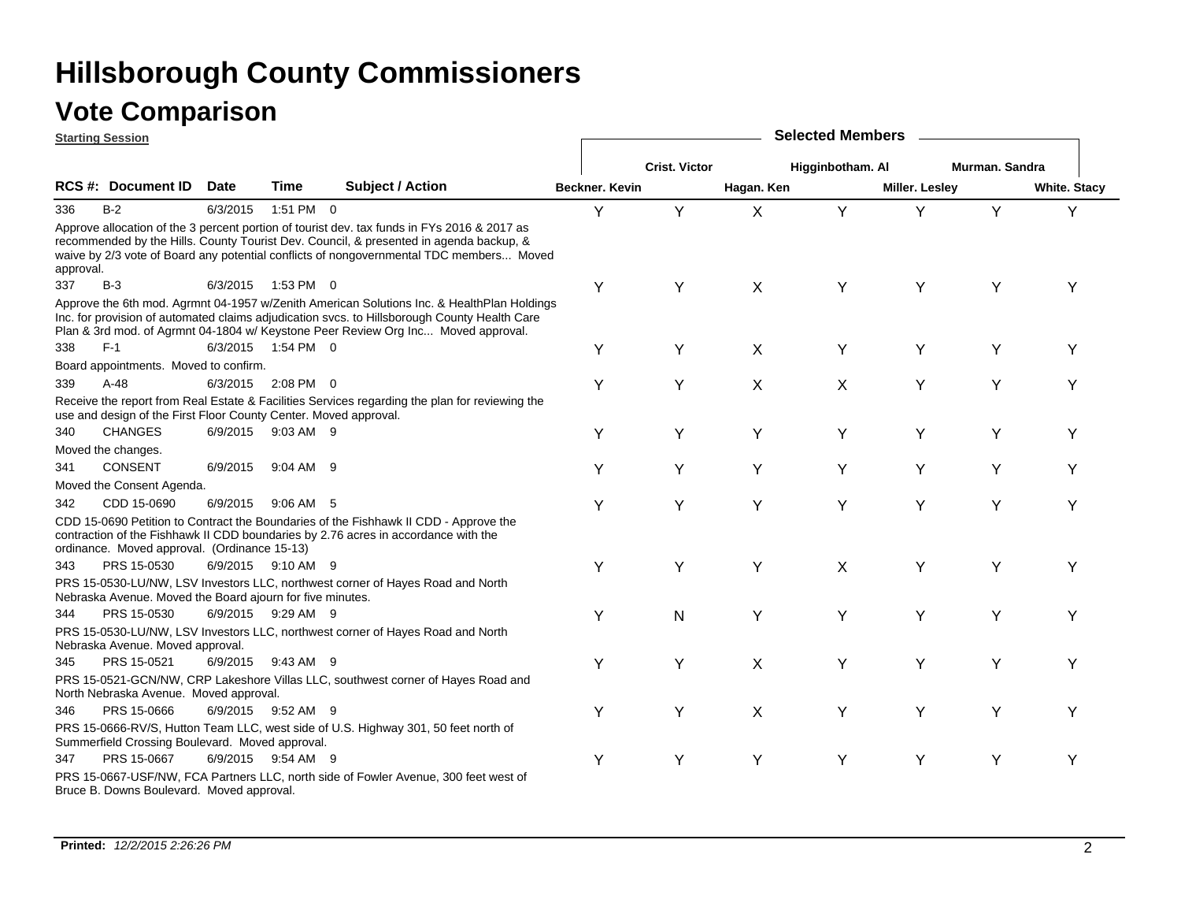# Hillsborough County Commissioners

## Vote Comparison

**Starting Session**

| RCS # | Document ID | Date | Time | | Subject / Action | Beckner. Kevin | Crist. Victor | Hagan. Ken | Higginbotham. Al | Miller. Lesley | Murman. Sandra | White. Stacy |
|---|---|---|---|---|---|---|---|---|---|---|---|---|
| 336 | B-2 | 6/3/2015 | 1:51 PM | 0 | Approve allocation of the 3 percent portion of tourist dev. tax funds in FYs 2016 & 2017 as recommended by the Hills. County Tourist Dev. Council, & presented in agenda backup, & waive by 2/3 vote of Board any potential conflicts of nongovernmental TDC members... Moved approval. | Y | Y | X | Y | Y | Y | Y |
| 337 | B-3 | 6/3/2015 | 1:53 PM | 0 | Approve the 6th mod. Agrmnt 04-1957 w/Zenith American Solutions Inc. & HealthPlan Holdings Inc. for provision of automated claims adjudication svcs. to Hillsborough County Health Care Plan & 3rd mod. of Agrmnt 04-1804 w/ Keystone Peer Review Org Inc... Moved approval. | Y | Y | X | Y | Y | Y | Y |
| 338 | F-1 | 6/3/2015 | 1:54 PM | 0 | Board appointments. Moved to confirm. | Y | Y | X | Y | Y | Y | Y |
| 339 | A-48 | 6/3/2015 | 2:08 PM | 0 | Receive the report from Real Estate & Facilities Services regarding the plan for reviewing the use and design of the First Floor County Center. Moved approval. | Y | Y | X | X | Y | Y | Y |
| 340 | CHANGES | 6/9/2015 | 9:03 AM | 9 | Moved the changes. | Y | Y | Y | Y | Y | Y | Y |
| 341 | CONSENT | 6/9/2015 | 9:04 AM | 9 | Moved the Consent Agenda. | Y | Y | Y | Y | Y | Y | Y |
| 342 | CDD 15-0690 | 6/9/2015 | 9:06 AM | 5 | CDD 15-0690 Petition to Contract the Boundaries of the Fishhawk II CDD - Approve the contraction of the Fishhawk II CDD boundaries by 2.76 acres in accordance with the ordinance. Moved approval. (Ordinance 15-13) | Y | Y | Y | Y | Y | Y | Y |
| 343 | PRS 15-0530 | 6/9/2015 | 9:10 AM | 9 | PRS 15-0530-LU/NW, LSV Investors LLC, northwest corner of Hayes Road and North Nebraska Avenue. Moved the Board ajourn for five minutes. | Y | Y | Y | X | Y | Y | Y |
| 344 | PRS 15-0530 | 6/9/2015 | 9:29 AM | 9 | PRS 15-0530-LU/NW, LSV Investors LLC, northwest corner of Hayes Road and North Nebraska Avenue. Moved approval. | Y | N | Y | Y | Y | Y | Y |
| 345 | PRS 15-0521 | 6/9/2015 | 9:43 AM | 9 | PRS 15-0521-GCN/NW, CRP Lakeshore Villas LLC, southwest corner of Hayes Road and North Nebraska Avenue. Moved approval. | Y | Y | X | Y | Y | Y | Y |
| 346 | PRS 15-0666 | 6/9/2015 | 9:52 AM | 9 | PRS 15-0666-RV/S, Hutton Team LLC, west side of U.S. Highway 301, 50 feet north of Summerfield Crossing Boulevard. Moved approval. | Y | Y | X | Y | Y | Y | Y |
| 347 | PRS 15-0667 | 6/9/2015 | 9:54 AM | 9 | PRS 15-0667-USF/NW, FCA Partners LLC, north side of Fowler Avenue, 300 feet west of Bruce B. Downs Boulevard. Moved approval. | Y | Y | Y | Y | Y | Y | Y |

**Printed:** *12/2/2015 2:26:26 PM*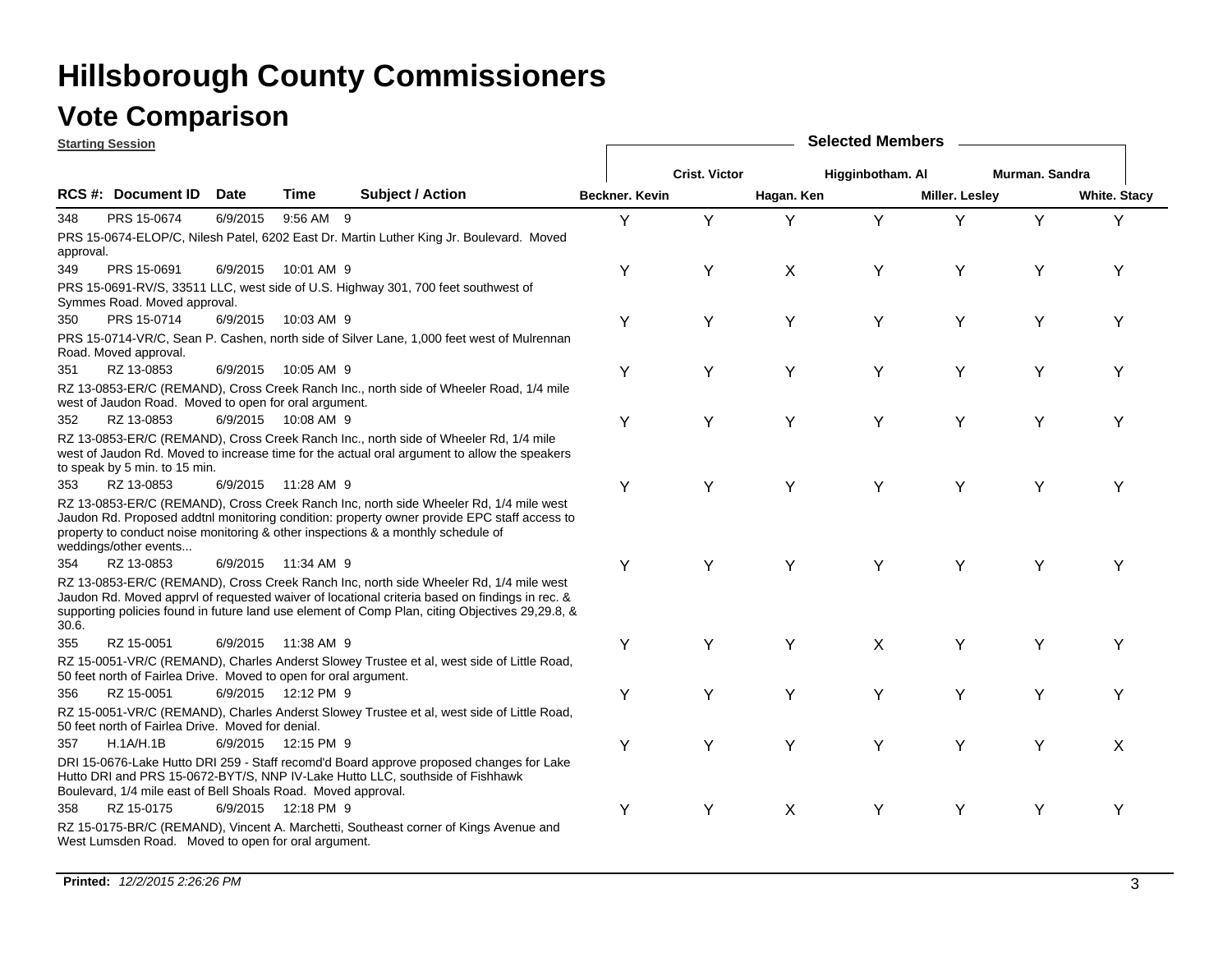# Hillsborough County Commissioners

## Vote Comparison

**Starting Session**

| RCS #: | Document ID | Date | Time | Subject / Action | Beckner. Kevin | Crist. Victor | Hagan. Ken | Higginbotham. Al | Miller. Lesley | Murman. Sandra | White. Stacy |
|---|---|---|---|---|---|---|---|---|---|---|---|
| 348 | PRS 15-0674 | 6/9/2015 | 9:56 AM | 9 PRS 15-0674-ELOP/C, Nilesh Patel, 6202 East Dr. Martin Luther King Jr. Boulevard. Moved approval. | Y | Y | Y | Y | Y | Y | Y |
| 349 | PRS 15-0691 | 6/9/2015 | 10:01 AM | 9 PRS 15-0691-RV/S, 33511 LLC, west side of U.S. Highway 301, 700 feet southwest of Symmes Road. Moved approval. | Y | Y | X | Y | Y | Y | Y |
| 350 | PRS 15-0714 | 6/9/2015 | 10:03 AM | 9 PRS 15-0714-VR/C, Sean P. Cashen, north side of Silver Lane, 1,000 feet west of Mulrennan Road. Moved approval. | Y | Y | Y | Y | Y | Y | Y |
| 351 | RZ 13-0853 | 6/9/2015 | 10:05 AM | 9 RZ 13-0853-ER/C (REMAND), Cross Creek Ranch Inc., north side of Wheeler Road, 1/4 mile west of Jaudon Road. Moved to open for oral argument. | Y | Y | Y | Y | Y | Y | Y |
| 352 | RZ 13-0853 | 6/9/2015 | 10:08 AM | 9 RZ 13-0853-ER/C (REMAND), Cross Creek Ranch Inc., north side of Wheeler Rd, 1/4 mile west of Jaudon Rd. Moved to increase time for the actual oral argument to allow the speakers to speak by 5 min. to 15 min. | Y | Y | Y | Y | Y | Y | Y |
| 353 | RZ 13-0853 | 6/9/2015 | 11:28 AM | 9 RZ 13-0853-ER/C (REMAND), Cross Creek Ranch Inc, north side Wheeler Rd, 1/4 mile west Jaudon Rd. Proposed addtnl monitoring condition: property owner provide EPC staff access to property to conduct noise monitoring & other inspections & a monthly schedule of weddings/other events... | Y | Y | Y | Y | Y | Y | Y |
| 354 | RZ 13-0853 | 6/9/2015 | 11:34 AM | 9 RZ 13-0853-ER/C (REMAND), Cross Creek Ranch Inc, north side Wheeler Rd, 1/4 mile west Jaudon Rd. Moved apprvl of requested waiver of locational criteria based on findings in rec. & supporting policies found in future land use element of Comp Plan, citing Objectives 29,29.8, & 30.6. | Y | Y | Y | Y | Y | Y | Y |
| 355 | RZ 15-0051 | 6/9/2015 | 11:38 AM | 9 RZ 15-0051-VR/C (REMAND), Charles Anderst Slowey Trustee et al, west side of Little Road, 50 feet north of Fairlea Drive. Moved to open for oral argument. | Y | Y | Y | X | Y | Y | Y |
| 356 | RZ 15-0051 | 6/9/2015 | 12:12 PM | 9 RZ 15-0051-VR/C (REMAND), Charles Anderst Slowey Trustee et al, west side of Little Road, 50 feet north of Fairlea Drive. Moved for denial. | Y | Y | Y | Y | Y | Y | Y |
| 357 | H.1A/H.1B | 6/9/2015 | 12:15 PM | 9 DRI 15-0676-Lake Hutto DRI 259 - Staff recomd'd Board approve proposed changes for Lake Hutto DRI and PRS 15-0672-BYT/S, NNP IV-Lake Hutto LLC, southside of Fishhawk Boulevard, 1/4 mile east of Bell Shoals Road. Moved approval. | Y | Y | Y | Y | Y | Y | X |
| 358 | RZ 15-0175 | 6/9/2015 | 12:18 PM | 9 RZ 15-0175-BR/C (REMAND), Vincent A. Marchetti, Southeast corner of Kings Avenue and West Lumsden Road. Moved to open for oral argument. | Y | Y | X | Y | Y | Y | Y |

**Printed:** *12/2/2015 2:26:26 PM*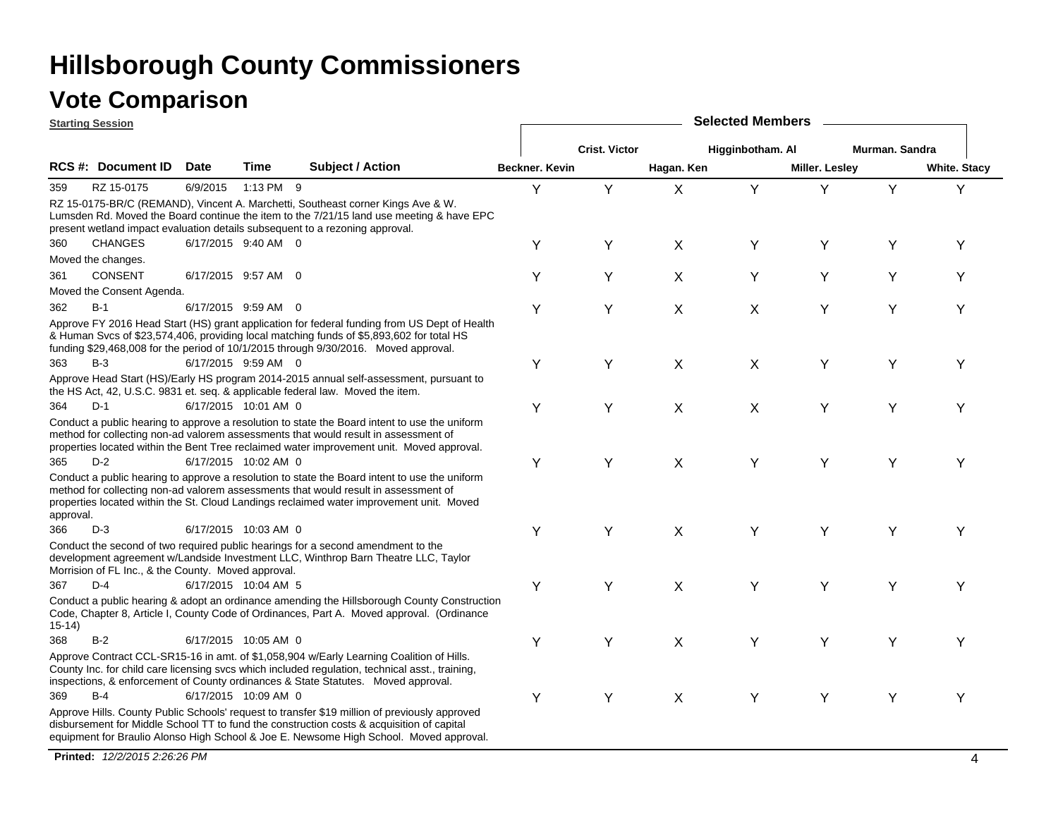# Hillsborough County Commissioners

## Vote Comparison

**Starting Session**

| RCS #: | Document ID | Date | Time | Subject / Action | Beckner. Kevin | Crist. Victor | Hagan. Ken | Higginbotham. Al | Miller. Lesley | Murman. Sandra | White. Stacy |
|---|---|---|---|---|---|---|---|---|---|---|---|
| 359 | RZ 15-0175 | 6/9/2015 | 1:13 PM | 9 | Y | Y | X | Y | Y | Y | Y |
| | RZ 15-0175-BR/C (REMAND), Vincent A. Marchetti, Southeast corner Kings Ave & W. Lumsden Rd. Moved the Board continue the item to the 7/21/15 land use meeting & have EPC present wetland impact evaluation details subsequent to a rezoning approval. | | | | | | | | | | |
| 360 | CHANGES | 6/17/2015 | 9:40 AM | 0 | Y | Y | X | Y | Y | Y | Y |
| | Moved the changes. | | | | | | | | | | |
| 361 | CONSENT | 6/17/2015 | 9:57 AM | 0 | Y | Y | X | Y | Y | Y | Y |
| | Moved the Consent Agenda. | | | | | | | | | | |
| 362 | B-1 | 6/17/2015 | 9:59 AM | 0 | Y | Y | X | X | Y | Y | Y |
| | Approve FY 2016 Head Start (HS) grant application for federal funding from US Dept of Health & Human Svcs of $23,574,406, providing local matching funds of $5,893,602 for total HS funding $29,468,008 for the period of 10/1/2015 through 9/30/2016. Moved approval. | | | | | | | | | | |
| 363 | B-3 | 6/17/2015 | 9:59 AM | 0 | Y | Y | X | X | Y | Y | Y |
| | Approve Head Start (HS)/Early HS program 2014-2015 annual self-assessment, pursuant to the HS Act, 42, U.S.C. 9831 et. seq. & applicable federal law. Moved the item. | | | | | | | | | | |
| 364 | D-1 | 6/17/2015 | 10:01 AM | 0 | Y | Y | X | X | Y | Y | Y |
| | Conduct a public hearing to approve a resolution to state the Board intent to use the uniform method for collecting non-ad valorem assessments that would result in assessment of properties located within the Bent Tree reclaimed water improvement unit. Moved approval. | | | | | | | | | | |
| 365 | D-2 | 6/17/2015 | 10:02 AM | 0 | Y | Y | X | Y | Y | Y | Y |
| | Conduct a public hearing to approve a resolution to state the Board intent to use the uniform method for collecting non-ad valorem assessments that would result in assessment of properties located within the St. Cloud Landings reclaimed water improvement unit. Moved approval. | | | | | | | | | | |
| 366 | D-3 | 6/17/2015 | 10:03 AM | 0 | Y | Y | X | Y | Y | Y | Y |
| | Conduct the second of two required public hearings for a second amendment to the development agreement w/Landside Investment LLC, Winthrop Barn Theatre LLC, Taylor Morrision of FL Inc., & the County. Moved approval. | | | | | | | | | | |
| 367 | D-4 | 6/17/2015 | 10:04 AM | 5 | Y | Y | X | Y | Y | Y | Y |
| | Conduct a public hearing & adopt an ordinance amending the Hillsborough County Construction Code, Chapter 8, Article I, County Code of Ordinances, Part A. Moved approval. (Ordinance 15-14) | | | | | | | | | | |
| 368 | B-2 | 6/17/2015 | 10:05 AM | 0 | Y | Y | X | Y | Y | Y | Y |
| | Approve Contract CCL-SR15-16 in amt. of $1,058,904 w/Early Learning Coalition of Hills. County Inc. for child care licensing svcs which included regulation, technical asst., training, inspections, & enforcement of County ordinances & State Statutes. Moved approval. | | | | | | | | | | |
| 369 | B-4 | 6/17/2015 | 10:09 AM | 0 | Y | Y | X | Y | Y | Y | Y |
| | Approve Hills. County Public Schools' request to transfer $19 million of previously approved disbursement for Middle School TT to fund the construction costs & acquisition of capital equipment for Braulio Alonso High School & Joe E. Newsome High School. Moved approval. | | | | | | | | | | |

**Printed:** *12/2/2015 2:26:26 PM*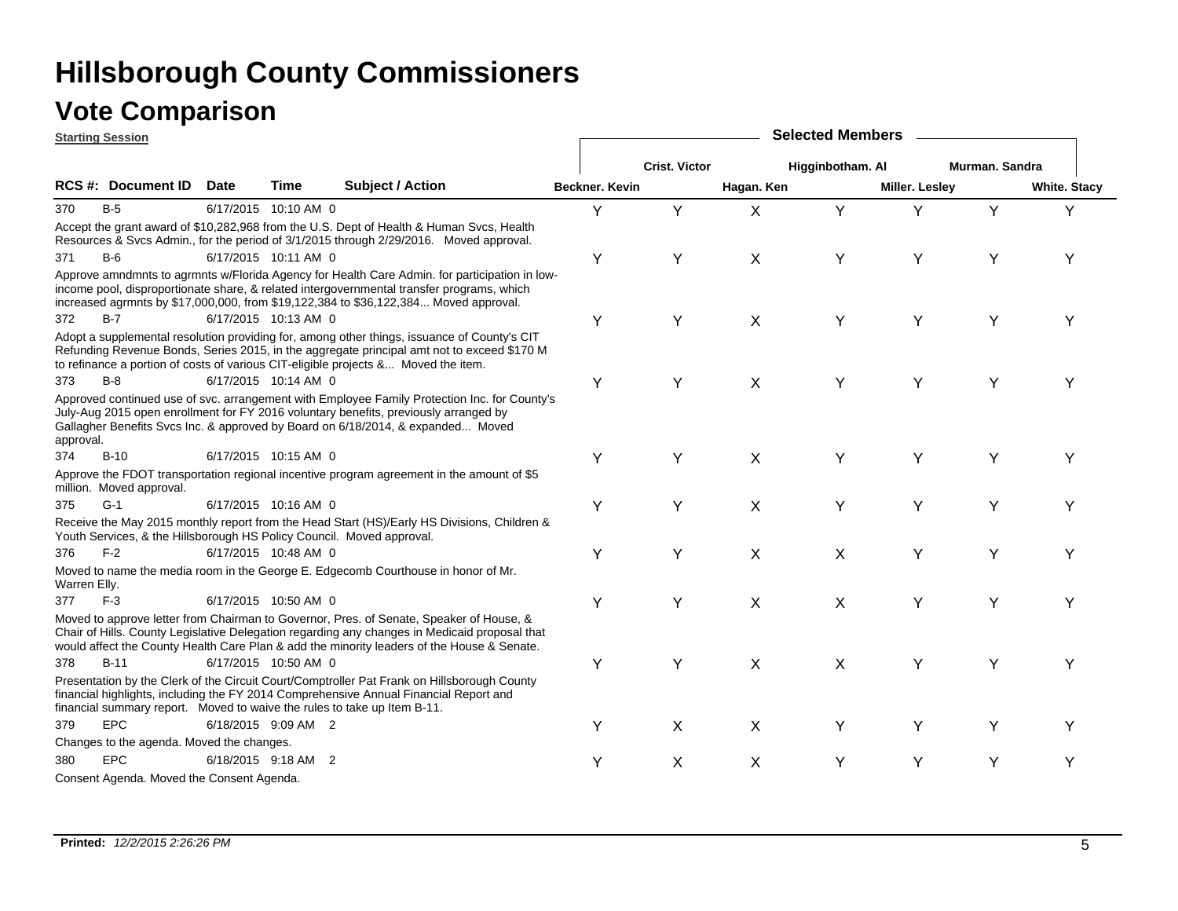# Hillsborough County Commissioners

## Vote Comparison

**Starting Session**

| RCS #: | Document ID | Date | Time | Subject / Action | Beckner. Kevin | Crist. Victor | Hagan. Ken | Higginbotham. Al | Miller. Lesley | Murman. Sandra | White. Stacy |
|---|---|---|---|---|---|---|---|---|---|---|---|
| 370 | B-5 | 6/17/2015 | 10:10 AM | 0 Accept the grant award of $10,282,968 from the U.S. Dept of Health & Human Svcs, Health Resources & Svcs Admin., for the period of 3/1/2015 through 2/29/2016. Moved approval. | Y | Y | X | Y | Y | Y | Y |
| 371 | B-6 | 6/17/2015 | 10:11 AM | 0 Approve amndmnts to agrmnts w/Florida Agency for Health Care Admin. for participation in low-income pool, disproportionate share, & related intergovernmental transfer programs, which increased agrmnts by $17,000,000, from $19,122,384 to $36,122,384... Moved approval. | Y | Y | X | Y | Y | Y | Y |
| 372 | B-7 | 6/17/2015 | 10:13 AM | 0 Adopt a supplemental resolution providing for, among other things, issuance of County's CIT Refunding Revenue Bonds, Series 2015, in the aggregate principal amt not to exceed $170 M to refinance a portion of costs of various CIT-eligible projects &... Moved the item. | Y | Y | X | Y | Y | Y | Y |
| 373 | B-8 | 6/17/2015 | 10:14 AM | 0 Approved continued use of svc. arrangement with Employee Family Protection Inc. for County's July-Aug 2015 open enrollment for FY 2016 voluntary benefits, previously arranged by Gallagher Benefits Svcs Inc. & approved by Board on 6/18/2014, & expanded... Moved approval. | Y | Y | X | Y | Y | Y | Y |
| 374 | B-10 | 6/17/2015 | 10:15 AM | 0 Approve the FDOT transportation regional incentive program agreement in the amount of $5 million. Moved approval. | Y | Y | X | Y | Y | Y | Y |
| 375 | G-1 | 6/17/2015 | 10:16 AM | 0 Receive the May 2015 monthly report from the Head Start (HS)/Early HS Divisions, Children & Youth Services, & the Hillsborough HS Policy Council. Moved approval. | Y | Y | X | Y | Y | Y | Y |
| 376 | F-2 | 6/17/2015 | 10:48 AM | 0 Moved to name the media room in the George E. Edgecomb Courthouse in honor of Mr. Warren Elly. | Y | Y | X | X | Y | Y | Y |
| 377 | F-3 | 6/17/2015 | 10:50 AM | 0 Moved to approve letter from Chairman to Governor, Pres. of Senate, Speaker of House, & Chair of Hills. County Legislative Delegation regarding any changes in Medicaid proposal that would affect the County Health Care Plan & add the minority leaders of the House & Senate. | Y | Y | X | X | Y | Y | Y |
| 378 | B-11 | 6/17/2015 | 10:50 AM | 0 Presentation by the Clerk of the Circuit Court/Comptroller Pat Frank on Hillsborough County financial highlights, including the FY 2014 Comprehensive Annual Financial Report and financial summary report. Moved to waive the rules to take up Item B-11. | Y | Y | X | X | Y | Y | Y |
| 379 | EPC | 6/18/2015 | 9:09 AM | 2 Changes to the agenda. Moved the changes. | Y | X | X | Y | Y | Y | Y |
| 380 | EPC | 6/18/2015 | 9:18 AM | 2 Consent Agenda. Moved the Consent Agenda. | Y | X | X | Y | Y | Y | Y |

**Printed:** *12/2/2015 2:26:26 PM*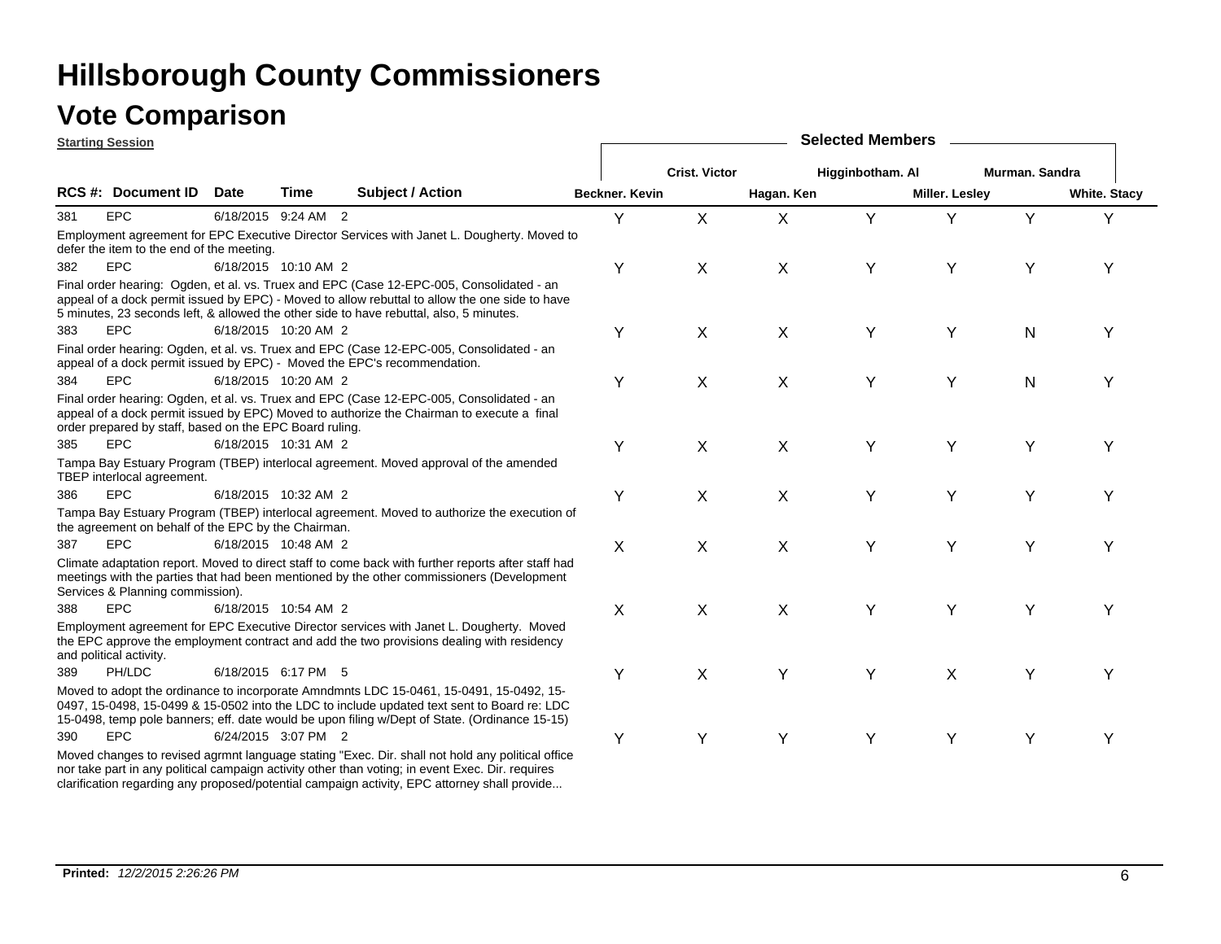# Hillsborough County Commissioners

## Vote Comparison

**Starting Session**

**Selected Members**

| RCS #: | Document ID | Date | Time | Subject / Action | Beckner. Kevin | Crist. Victor | Hagan. Ken | Higginbotham. Al | Miller. Lesley | Murman. Sandra | White. Stacy |
|---|---|---|---|---|---|---|---|---|---|---|---|
| 381 | EPC | 6/18/2015 | 9:24 AM | 2 | Y | X | X | Y | Y | Y | Y |
| | Employment agreement for EPC Executive Director Services with Janet L. Dougherty. Moved to defer the item to the end of the meeting. | | | | | | | | | | |
| 382 | EPC | 6/18/2015 | 10:10 AM | 2 | Y | X | X | Y | Y | Y | Y |
| | Final order hearing: Ogden, et al. vs. Truex and EPC (Case 12-EPC-005, Consolidated - an appeal of a dock permit issued by EPC) - Moved to allow rebuttal to allow the one side to have 5 minutes, 23 seconds left, & allowed the other side to have rebuttal, also, 5 minutes. | | | | | | | | | | |
| 383 | EPC | 6/18/2015 | 10:20 AM | 2 | Y | X | X | Y | Y | N | Y |
| | Final order hearing: Ogden, et al. vs. Truex and EPC (Case 12-EPC-005, Consolidated - an appeal of a dock permit issued by EPC) - Moved the EPC's recommendation. | | | | | | | | | | |
| 384 | EPC | 6/18/2015 | 10:20 AM | 2 | Y | X | X | Y | Y | N | Y |
| | Final order hearing: Ogden, et al. vs. Truex and EPC (Case 12-EPC-005, Consolidated - an appeal of a dock permit issued by EPC) Moved to authorize the Chairman to execute a final order prepared by staff, based on the EPC Board ruling. | | | | | | | | | | |
| 385 | EPC | 6/18/2015 | 10:31 AM | 2 | Y | X | X | Y | Y | Y | Y |
| | Tampa Bay Estuary Program (TBEP) interlocal agreement. Moved approval of the amended TBEP interlocal agreement. | | | | | | | | | | |
| 386 | EPC | 6/18/2015 | 10:32 AM | 2 | Y | X | X | Y | Y | Y | Y |
| | Tampa Bay Estuary Program (TBEP) interlocal agreement. Moved to authorize the execution of the agreement on behalf of the EPC by the Chairman. | | | | | | | | | | |
| 387 | EPC | 6/18/2015 | 10:48 AM | 2 | X | X | X | Y | Y | Y | Y |
| | Climate adaptation report. Moved to direct staff to come back with further reports after staff had meetings with the parties that had been mentioned by the other commissioners (Development Services & Planning commission). | | | | | | | | | | |
| 388 | EPC | 6/18/2015 | 10:54 AM | 2 | X | X | X | Y | Y | Y | Y |
| | Employment agreement for EPC Executive Director services with Janet L. Dougherty. Moved the EPC approve the employment contract and add the two provisions dealing with residency and political activity. | | | | | | | | | | |
| 389 | PH/LDC | 6/18/2015 | 6:17 PM | 5 | Y | X | Y | Y | X | Y | Y |
| | Moved to adopt the ordinance to incorporate Amndmnts LDC 15-0461, 15-0491, 15-0492, 15-0497, 15-0498, 15-0499 & 15-0502 into the LDC to include updated text sent to Board re: LDC 15-0498, temp pole banners; eff. date would be upon filing w/Dept of State. (Ordinance 15-15) | | | | | | | | | | |
| 390 | EPC | 6/24/2015 | 3:07 PM | 2 | Y | Y | Y | Y | Y | Y | Y |
| | Moved changes to revised agrmnt language stating "Exec. Dir. shall not hold any political office nor take part in any political campaign activity other than voting; in event Exec. Dir. requires clarification regarding any proposed/potential campaign activity, EPC attorney shall provide... | | | | | | | | | | |

**Printed:** *12/2/2015 2:26:26 PM*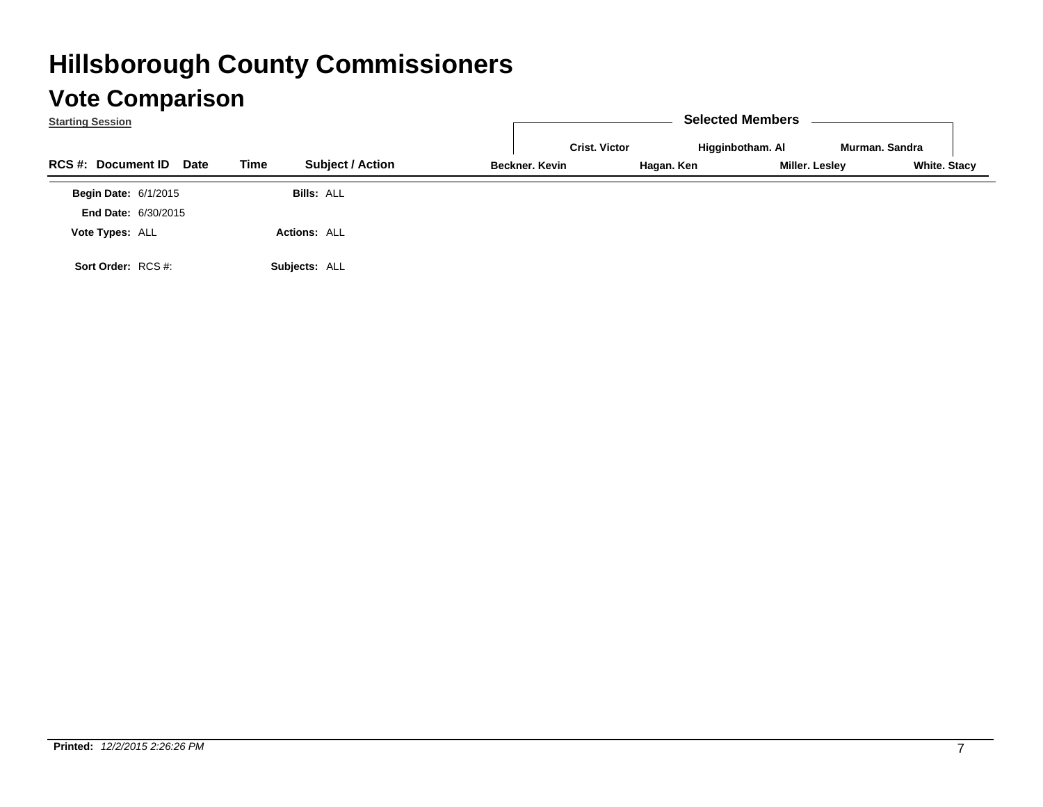# Hillsborough County Commissioners

## Vote Comparison

**Starting Session**

| | | | | | **Selected Members** | | | | | | | |
|---|---|---|---|---|---|---|---|---|---|---|---|---|
| | | | | | | Crist. Victor | | Higginbotham. Al | | Murman. Sandra | | |
| **RCS #:** | **Document ID** | **Date** | **Time** | **Subject / Action** | Beckner. Kevin | | Hagan. Ken | | Miller. Lesley | | White. Stacy | |

**Begin Date:** 6/1/2015 &nbsp;&nbsp;&nbsp; **Bills:** ALL

**End Date:** 6/30/2015

**Vote Types:** ALL &nbsp;&nbsp;&nbsp; **Actions:** ALL

**Sort Order:** RCS #: &nbsp;&nbsp;&nbsp; **Subjects:** ALL

**Printed:** *12/2/2015 2:26:26 PM*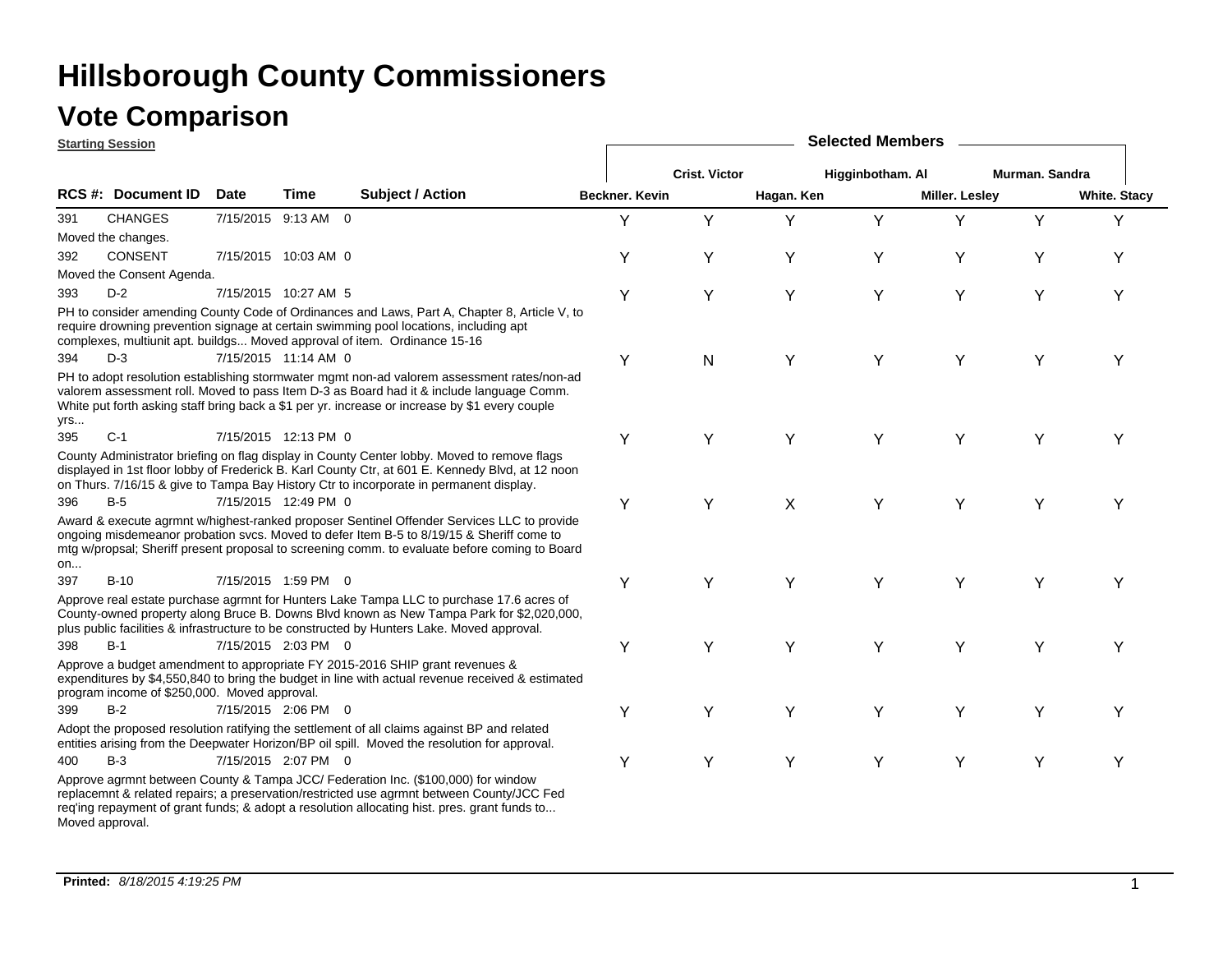# Hillsborough County Commissioners

## Vote Comparison

**Starting Session**

| RCS #: | Document ID | Date | Time | Subject / Action | Beckner. Kevin | Crist. Victor | Hagan. Ken | Higginbotham. Al | Miller. Lesley | Murman. Sandra | White. Stacy |
|---|---|---|---|---|---|---|---|---|---|---|---|
| 391 | CHANGES | 7/15/2015 | 9:13 AM | 0 | Y | Y | Y | Y | Y | Y | Y |
| | Moved the changes. | | | | | | | | | | |
| 392 | CONSENT | 7/15/2015 | 10:03 AM | 0 | Y | Y | Y | Y | Y | Y | Y |
| | Moved the Consent Agenda. | | | | | | | | | | |
| 393 | D-2 | 7/15/2015 | 10:27 AM | 5 | Y | Y | Y | Y | Y | Y | Y |
| | PH to consider amending County Code of Ordinances and Laws, Part A, Chapter 8, Article V, to require drowning prevention signage at certain swimming pool locations, including apt complexes, multiunit apt. buildgs... Moved approval of item. Ordinance 15-16 | | | | | | | | | | |
| 394 | D-3 | 7/15/2015 | 11:14 AM | 0 | Y | N | Y | Y | Y | Y | Y |
| | PH to adopt resolution establishing stormwater mgmt non-ad valorem assessment rates/non-ad valorem assessment roll. Moved to pass Item D-3 as Board had it & include language Comm. White put forth asking staff bring back a $1 per yr. increase or increase by $1 every couple yrs... | | | | | | | | | | |
| 395 | C-1 | 7/15/2015 | 12:13 PM | 0 | Y | Y | Y | Y | Y | Y | Y |
| | County Administrator briefing on flag display in County Center lobby. Moved to remove flags displayed in 1st floor lobby of Frederick B. Karl County Ctr, at 601 E. Kennedy Blvd, at 12 noon on Thurs. 7/16/15 & give to Tampa Bay History Ctr to incorporate in permanent display. | | | | | | | | | | |
| 396 | B-5 | 7/15/2015 | 12:49 PM | 0 | Y | Y | X | Y | Y | Y | Y |
| | Award & execute agrmnt w/highest-ranked proposer Sentinel Offender Services LLC to provide ongoing misdemeanor probation svcs. Moved to defer Item B-5 to 8/19/15 & Sheriff come to mtg w/propsal; Sheriff present proposal to screening comm. to evaluate before coming to Board on... | | | | | | | | | | |
| 397 | B-10 | 7/15/2015 | 1:59 PM | 0 | Y | Y | Y | Y | Y | Y | Y |
| | Approve real estate purchase agrmnt for Hunters Lake Tampa LLC to purchase 17.6 acres of County-owned property along Bruce B. Downs Blvd known as New Tampa Park for $2,020,000, plus public facilities & infrastructure to be constructed by Hunters Lake. Moved approval. | | | | | | | | | | |
| 398 | B-1 | 7/15/2015 | 2:03 PM | 0 | Y | Y | Y | Y | Y | Y | Y |
| | Approve a budget amendment to appropriate FY 2015-2016 SHIP grant revenues & expenditures by $4,550,840 to bring the budget in line with actual revenue received & estimated program income of $250,000. Moved approval. | | | | | | | | | | |
| 399 | B-2 | 7/15/2015 | 2:06 PM | 0 | Y | Y | Y | Y | Y | Y | Y |
| | Adopt the proposed resolution ratifying the settlement of all claims against BP and related entities arising from the Deepwater Horizon/BP oil spill. Moved the resolution for approval. | | | | | | | | | | |
| 400 | B-3 | 7/15/2015 | 2:07 PM | 0 | Y | Y | Y | Y | Y | Y | Y |
| | Approve agrmnt between County & Tampa JCC/ Federation Inc. ($100,000) for window replacemnt & related repairs; a preservation/restricted use agrmnt between County/JCC Fed req'ing repayment of grant funds; & adopt a resolution allocating hist. pres. grant funds to... Moved approval. | | | | | | | | | | |

**Printed:** *8/18/2015 4:19:25 PM*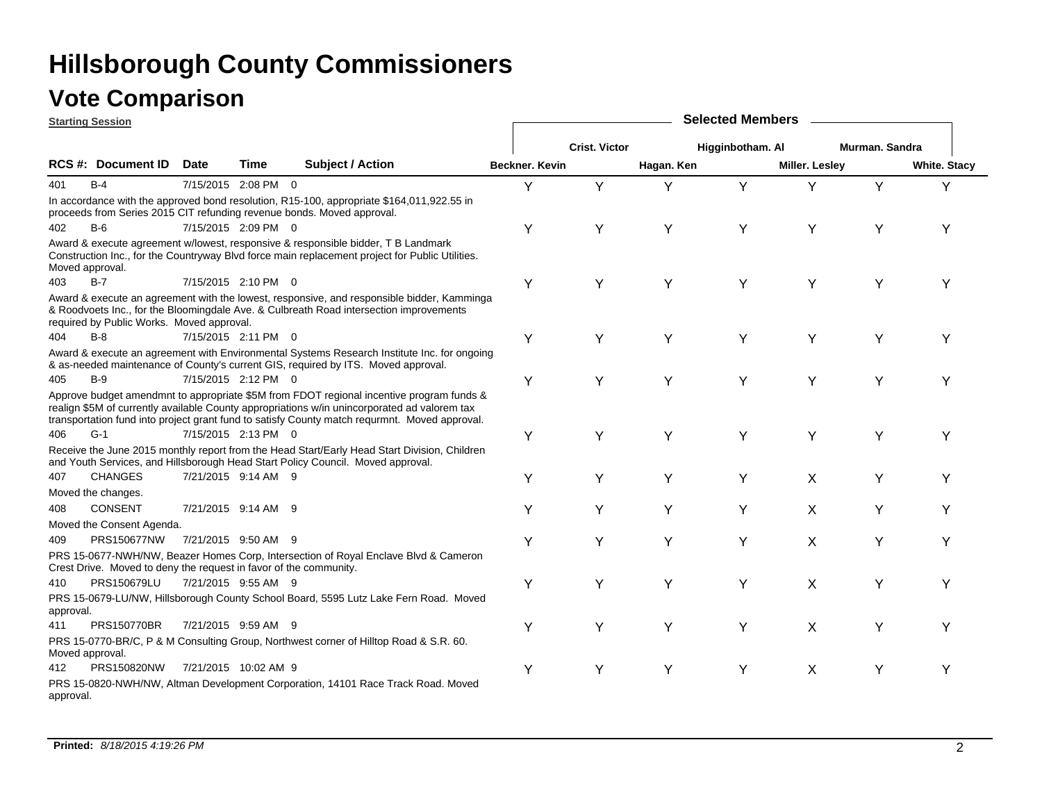# Hillsborough County Commissioners

## Vote Comparison

**Starting Session**

| RCS #: | Document ID | Date | Time | | Subject / Action | Beckner. Kevin | Crist. Victor | Hagan. Ken | Higginbotham. Al | Miller. Lesley | Murman. Sandra | White. Stacy |
|---|---|---|---|---|---|---|---|---|---|---|---|---|
| 401 | B-4 | 7/15/2015 | 2:08 PM | 0 | In accordance with the approved bond resolution, R15-100, appropriate $164,011,922.55 in proceeds from Series 2015 CIT refunding revenue bonds. Moved approval. | Y | Y | Y | Y | Y | Y | Y |
| 402 | B-6 | 7/15/2015 | 2:09 PM | 0 | Award & execute agreement w/lowest, responsive & responsible bidder, T B Landmark Construction Inc., for the Countryway Blvd force main replacement project for Public Utilities. Moved approval. | Y | Y | Y | Y | Y | Y | Y |
| 403 | B-7 | 7/15/2015 | 2:10 PM | 0 | Award & execute an agreement with the lowest, responsive, and responsible bidder, Kamminga & Roodvoets Inc., for the Bloomingdale Ave. & Culbreath Road intersection improvements required by Public Works. Moved approval. | Y | Y | Y | Y | Y | Y | Y |
| 404 | B-8 | 7/15/2015 | 2:11 PM | 0 | Award & execute an agreement with Environmental Systems Research Institute Inc. for ongoing & as-needed maintenance of County's current GIS, required by ITS. Moved approval. | Y | Y | Y | Y | Y | Y | Y |
| 405 | B-9 | 7/15/2015 | 2:12 PM | 0 | Approve budget amendmnt to appropriate $5M from FDOT regional incentive program funds & realign $5M of currently available County appropriations w/in unincorporated ad valorem tax transportation fund into project grant fund to satisfy County match requrmnt. Moved approval. | Y | Y | Y | Y | Y | Y | Y |
| 406 | G-1 | 7/15/2015 | 2:13 PM | 0 | Receive the June 2015 monthly report from the Head Start/Early Head Start Division, Children and Youth Services, and Hillsborough Head Start Policy Council. Moved approval. | Y | Y | Y | Y | Y | Y | Y |
| 407 | CHANGES | 7/21/2015 | 9:14 AM | 9 | Moved the changes. | Y | Y | Y | Y | X | Y | Y |
| 408 | CONSENT | 7/21/2015 | 9:14 AM | 9 | Moved the Consent Agenda. | Y | Y | Y | Y | X | Y | Y |
| 409 | PRS150677NW | 7/21/2015 | 9:50 AM | 9 | PRS 15-0677-NWH/NW, Beazer Homes Corp, Intersection of Royal Enclave Blvd & Cameron Crest Drive. Moved to deny the request in favor of the community. | Y | Y | Y | Y | X | Y | Y |
| 410 | PRS150679LU | 7/21/2015 | 9:55 AM | 9 | PRS 15-0679-LU/NW, Hillsborough County School Board, 5595 Lutz Lake Fern Road. Moved approval. | Y | Y | Y | Y | X | Y | Y |
| 411 | PRS150770BR | 7/21/2015 | 9:59 AM | 9 | PRS 15-0770-BR/C, P & M Consulting Group, Northwest corner of Hilltop Road & S.R. 60. Moved approval. | Y | Y | Y | Y | X | Y | Y |
| 412 | PRS150820NW | 7/21/2015 | 10:02 AM | 9 | PRS 15-0820-NWH/NW, Altman Development Corporation, 14101 Race Track Road. Moved approval. | Y | Y | Y | Y | X | Y | Y |

**Printed:** *8/18/2015 4:19:26 PM*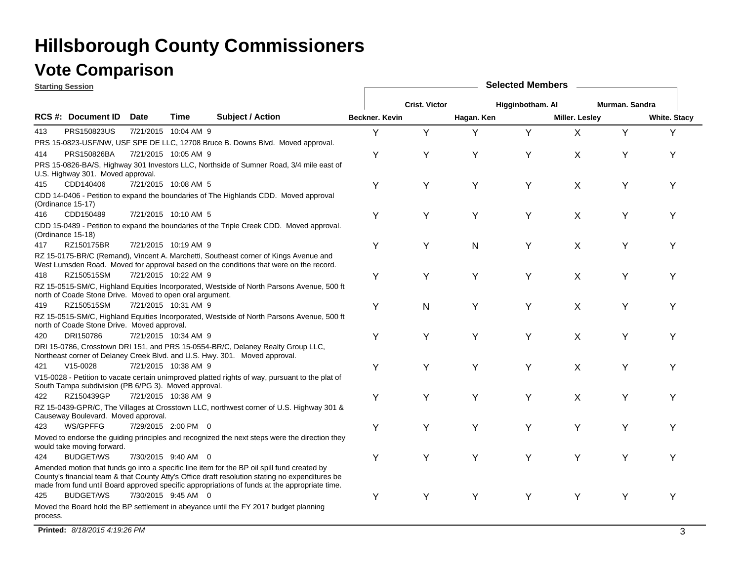# Hillsborough County Commissioners

## Vote Comparison

**Starting Session**

| RCS # | Document ID | Date | Time | | Subject / Action | Beckner. Kevin | Crist. Victor | Hagan. Ken | Higginbotham. Al | Miller. Lesley | Murman. Sandra | White. Stacy |
|---|---|---|---|---|---|---|---|---|---|---|---|---|
| 413 | PRS150823US | 7/21/2015 | 10:04 AM | 9 | PRS 15-0823-USF/NW, USF SPE DE LLC, 12708 Bruce B. Downs Blvd. Moved approval. | Y | Y | Y | Y | X | Y | Y |
| 414 | PRS150826BA | 7/21/2015 | 10:05 AM | 9 | PRS 15-0826-BA/S, Highway 301 Investors LLC, Northside of Sumner Road, 3/4 mile east of U.S. Highway 301. Moved approval. | Y | Y | Y | Y | X | Y | Y |
| 415 | CDD140406 | 7/21/2015 | 10:08 AM | 5 | CDD 14-0406 - Petition to expand the boundaries of The Highlands CDD. Moved approval (Ordinance 15-17) | Y | Y | Y | Y | X | Y | Y |
| 416 | CDD150489 | 7/21/2015 | 10:10 AM | 5 | CDD 15-0489 - Petition to expand the boundaries of the Triple Creek CDD. Moved approval. (Ordinance 15-18) | Y | Y | Y | Y | X | Y | Y |
| 417 | RZ150175BR | 7/21/2015 | 10:19 AM | 9 | RZ 15-0175-BR/C (Remand), Vincent A. Marchetti, Southeast corner of Kings Avenue and West Lumsden Road. Moved for approval based on the conditions that were on the record. | Y | Y | N | Y | X | Y | Y |
| 418 | RZ150515SM | 7/21/2015 | 10:22 AM | 9 | RZ 15-0515-SM/C, Highland Equities Incorporated, Westside of North Parsons Avenue, 500 ft north of Coade Stone Drive. Moved to open oral argument. | Y | Y | Y | Y | X | Y | Y |
| 419 | RZ150515SM | 7/21/2015 | 10:31 AM | 9 | RZ 15-0515-SM/C, Highland Equities Incorporated, Westside of North Parsons Avenue, 500 ft north of Coade Stone Drive. Moved approval. | Y | N | Y | Y | X | Y | Y |
| 420 | DRI150786 | 7/21/2015 | 10:34 AM | 9 | DRI 15-0786, Crosstown DRI 151, and PRS 15-0554-BR/C, Delaney Realty Group LLC, Northeast corner of Delaney Creek Blvd. and U.S. Hwy. 301. Moved approval. | Y | Y | Y | Y | X | Y | Y |
| 421 | V15-0028 | 7/21/2015 | 10:38 AM | 9 | V15-0028 - Petition to vacate certain unimproved platted rights of way, pursuant to the plat of South Tampa subdivision (PB 6/PG 3). Moved approval. | Y | Y | Y | Y | X | Y | Y |
| 422 | RZ150439GP | 7/21/2015 | 10:38 AM | 9 | RZ 15-0439-GPR/C, The Villages at Crosstown LLC, northwest corner of U.S. Highway 301 & Causeway Boulevard. Moved approval. | Y | Y | Y | Y | X | Y | Y |
| 423 | WS/GPFFG | 7/29/2015 | 2:00 PM | 0 | Moved to endorse the guiding principles and recognized the next steps were the direction they would take moving forward. | Y | Y | Y | Y | Y | Y | Y |
| 424 | BUDGET/WS | 7/30/2015 | 9:40 AM | 0 | Amended motion that funds go into a specific line item for the BP oil spill fund created by County's financial team & that County Atty's Office draft resolution stating no expenditures be made from fund until Board approved specific appropriations of funds at the appropriate time. | Y | Y | Y | Y | Y | Y | Y |
| 425 | BUDGET/WS | 7/30/2015 | 9:45 AM | 0 | Moved the Board hold the BP settlement in abeyance until the FY 2017 budget planning process. | Y | Y | Y | Y | Y | Y | Y |

**Printed:** *8/18/2015 4:19:26 PM*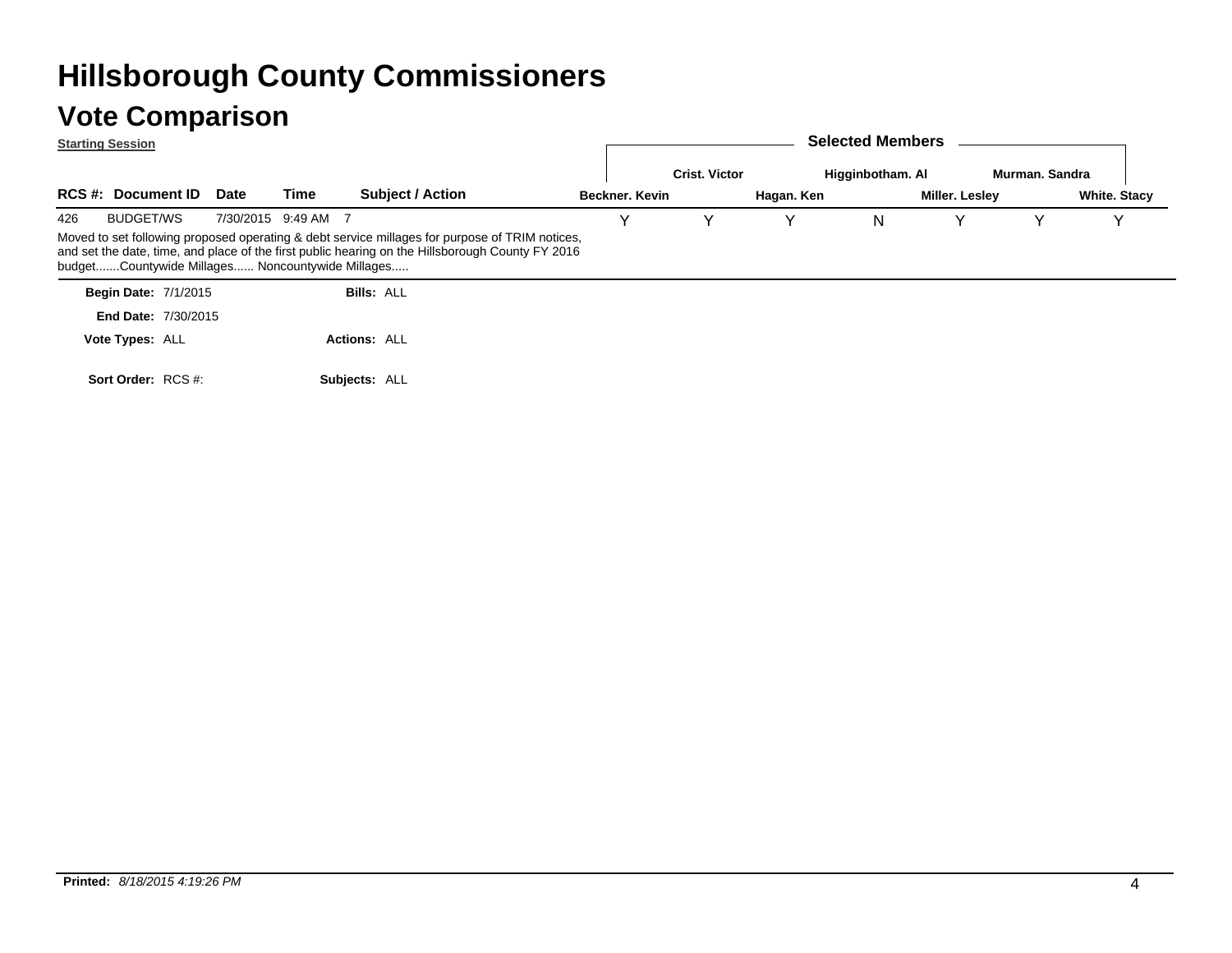# Hillsborough County Commissioners

## Vote Comparison

**Starting Session**

| RCS #: | Document ID | Date | Time | Subject / Action | Beckner. Kevin | Crist. Victor | Hagan. Ken | Higginbotham. Al | Miller. Lesley | Murman. Sandra | White. Stacy |
|---|---|---|---|---|---|---|---|---|---|---|---|
| 426 | BUDGET/WS | 7/30/2015 | 9:49 AM | 7 | Y | Y | Y | N | Y | Y | Y |

Moved to set following proposed operating & debt service millages for purpose of TRIM notices, and set the date, time, and place of the first public hearing on the Hillsborough County FY 2016 budget.......Countywide Millages...... Noncountywide Millages.....

**Begin Date:** 7/1/2015 **Bills:** ALL

**End Date:** 7/30/2015

**Vote Types:** ALL **Actions:** ALL

**Sort Order:** RCS #: **Subjects:** ALL

**Printed:** *8/18/2015 4:19:26 PM*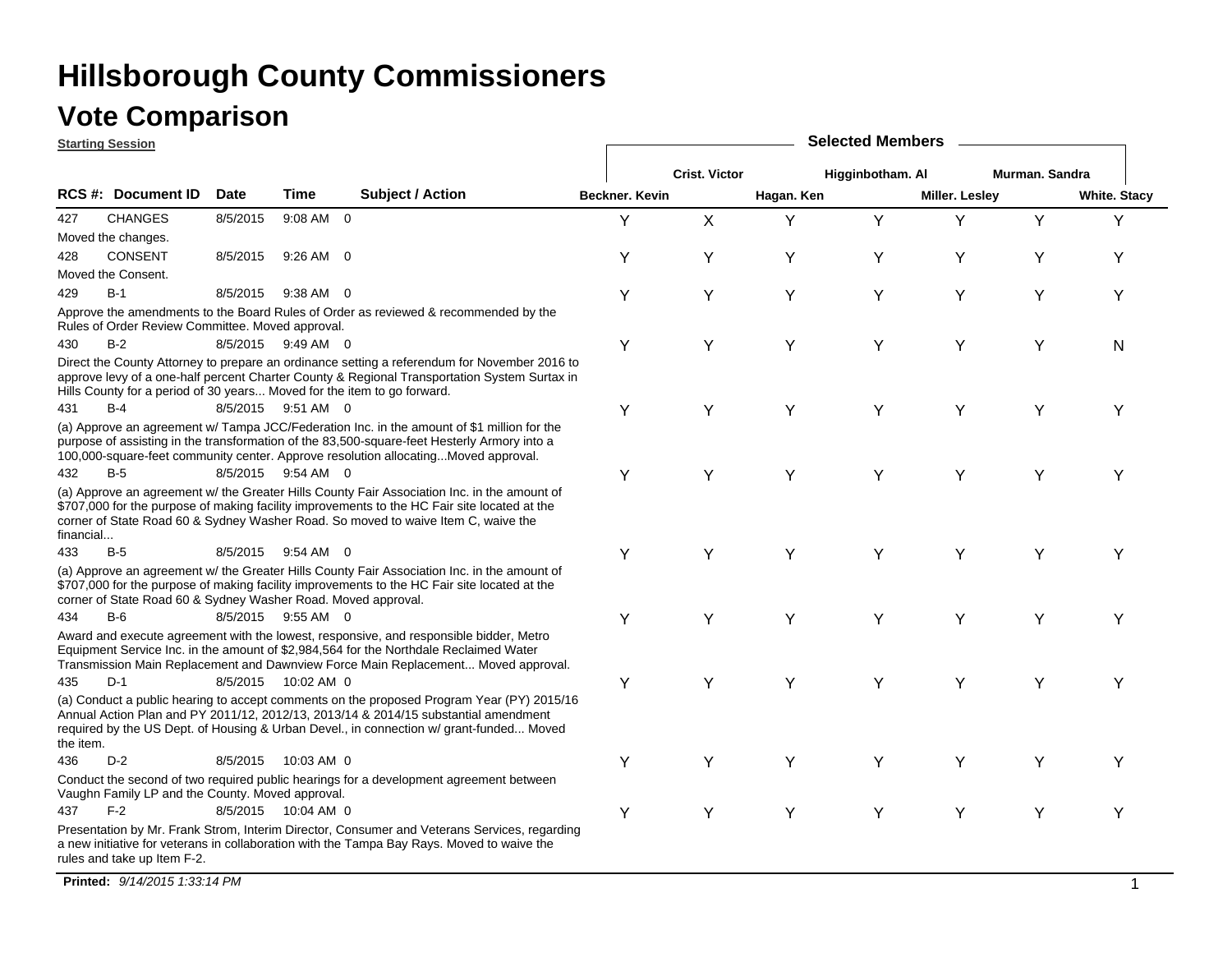# Hillsborough County Commissioners

## Vote Comparison

**Starting Session**

| RCS # | Document ID | Date | Time | Subject / Action | Beckner. Kevin | Crist. Victor | Hagan. Ken | Higginbotham. Al | Miller. Lesley | Murman. Sandra | White. Stacy |
|---|---|---|---|---|---|---|---|---|---|---|---|
| 427 | CHANGES | 8/5/2015 | 9:08 AM | 0 | Y | X | Y | Y | Y | Y | Y |
| Moved the changes. | | | | | | | | | | | |
| 428 | CONSENT | 8/5/2015 | 9:26 AM | 0 | Y | Y | Y | Y | Y | Y | Y |
| Moved the Consent. | | | | | | | | | | | |
| 429 | B-1 | 8/5/2015 | 9:38 AM | 0 | Y | Y | Y | Y | Y | Y | Y |
| Approve the amendments to the Board Rules of Order as reviewed & recommended by the Rules of Order Review Committee. Moved approval. | | | | | | | | | | | |
| 430 | B-2 | 8/5/2015 | 9:49 AM | 0 | Y | Y | Y | Y | Y | Y | N |
| Direct the County Attorney to prepare an ordinance setting a referendum for November 2016 to approve levy of a one-half percent Charter County & Regional Transportation System Surtax in Hills County for a period of 30 years... Moved for the item to go forward. | | | | | | | | | | | |
| 431 | B-4 | 8/5/2015 | 9:51 AM | 0 | Y | Y | Y | Y | Y | Y | Y |
| (a) Approve an agreement w/ Tampa JCC/Federation Inc. in the amount of $1 million for the purpose of assisting in the transformation of the 83,500-square-feet Hesterly Armory into a 100,000-square-feet community center. Approve resolution allocating...Moved approval. | | | | | | | | | | | |
| 432 | B-5 | 8/5/2015 | 9:54 AM | 0 | Y | Y | Y | Y | Y | Y | Y |
| (a) Approve an agreement w/ the Greater Hills County Fair Association Inc. in the amount of $707,000 for the purpose of making facility improvements to the HC Fair site located at the corner of State Road 60 & Sydney Washer Road. So moved to waive Item C, waive the financial... | | | | | | | | | | | |
| 433 | B-5 | 8/5/2015 | 9:54 AM | 0 | Y | Y | Y | Y | Y | Y | Y |
| (a) Approve an agreement w/ the Greater Hills County Fair Association Inc. in the amount of $707,000 for the purpose of making facility improvements to the HC Fair site located at the corner of State Road 60 & Sydney Washer Road. Moved approval. | | | | | | | | | | | |
| 434 | B-6 | 8/5/2015 | 9:55 AM | 0 | Y | Y | Y | Y | Y | Y | Y |
| Award and execute agreement with the lowest, responsive, and responsible bidder, Metro Equipment Service Inc. in the amount of $2,984,564 for the Northdale Reclaimed Water Transmission Main Replacement and Dawnview Force Main Replacement... Moved approval. | | | | | | | | | | | |
| 435 | D-1 | 8/5/2015 | 10:02 AM | 0 | Y | Y | Y | Y | Y | Y | Y |
| (a) Conduct a public hearing to accept comments on the proposed Program Year (PY) 2015/16 Annual Action Plan and PY 2011/12, 2012/13, 2013/14 & 2014/15 substantial amendment required by the US Dept. of Housing & Urban Devel., in connection w/ grant-funded... Moved the item. | | | | | | | | | | | |
| 436 | D-2 | 8/5/2015 | 10:03 AM | 0 | Y | Y | Y | Y | Y | Y | Y |
| Conduct the second of two required public hearings for a development agreement between Vaughn Family LP and the County. Moved approval. | | | | | | | | | | | |
| 437 | F-2 | 8/5/2015 | 10:04 AM | 0 | Y | Y | Y | Y | Y | Y | Y |
| Presentation by Mr. Frank Strom, Interim Director, Consumer and Veterans Services, regarding a new initiative for veterans in collaboration with the Tampa Bay Rays. Moved to waive the rules and take up Item F-2. | | | | | | | | | | | |

**Printed:** *9/14/2015 1:33:14 PM*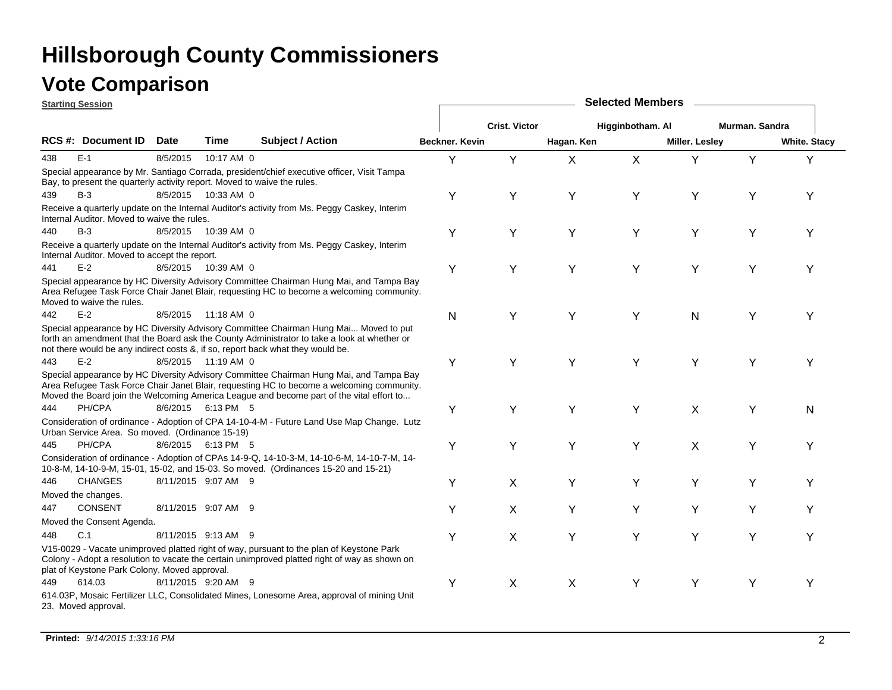# Hillsborough County Commissioners

## Vote Comparison

**Starting Session**

| RCS #: | Document ID | Date | Time | | Subject / Action | Beckner. Kevin | Crist. Victor | Hagan. Ken | Higginbotham. Al | Miller. Lesley | Murman. Sandra | White. Stacy |
|---|---|---|---|---|---|---|---|---|---|---|---|---|
| 438 | E-1 | 8/5/2015 | 10:17 AM | 0 | Special appearance by Mr. Santiago Corrada, president/chief executive officer, Visit Tampa Bay, to present the quarterly activity report. Moved to waive the rules. | Y | Y | X | X | Y | Y | Y |
| 439 | B-3 | 8/5/2015 | 10:33 AM | 0 | Receive a quarterly update on the Internal Auditor's activity from Ms. Peggy Caskey, Interim Internal Auditor. Moved to waive the rules. | Y | Y | Y | Y | Y | Y | Y |
| 440 | B-3 | 8/5/2015 | 10:39 AM | 0 | Receive a quarterly update on the Internal Auditor's activity from Ms. Peggy Caskey, Interim Internal Auditor. Moved to accept the report. | Y | Y | Y | Y | Y | Y | Y |
| 441 | E-2 | 8/5/2015 | 10:39 AM | 0 | Special appearance by HC Diversity Advisory Committee Chairman Hung Mai, and Tampa Bay Area Refugee Task Force Chair Janet Blair, requesting HC to become a welcoming community. Moved to waive the rules. | Y | Y | Y | Y | Y | Y | Y |
| 442 | E-2 | 8/5/2015 | 11:18 AM | 0 | Special appearance by HC Diversity Advisory Committee Chairman Hung Mai... Moved to put forth an amendment that the Board ask the County Administrator to take a look at whether or not there would be any indirect costs &, if so, report back what they would be. | N | Y | Y | Y | N | Y | Y |
| 443 | E-2 | 8/5/2015 | 11:19 AM | 0 | Special appearance by HC Diversity Advisory Committee Chairman Hung Mai, and Tampa Bay Area Refugee Task Force Chair Janet Blair, requesting HC to become a welcoming community. Moved the Board join the Welcoming America League and become part of the vital effort to... | Y | Y | Y | Y | Y | Y | Y |
| 444 | PH/CPA | 8/6/2015 | 6:13 PM | 5 | Consideration of ordinance - Adoption of CPA 14-10-4-M - Future Land Use Map Change. Lutz Urban Service Area. So moved. (Ordinance 15-19) | Y | Y | Y | Y | X | Y | N |
| 445 | PH/CPA | 8/6/2015 | 6:13 PM | 5 | Consideration of ordinance - Adoption of CPAs 14-9-Q, 14-10-3-M, 14-10-6-M, 14-10-7-M, 14-10-8-M, 14-10-9-M, 15-01, 15-02, and 15-03. So moved. (Ordinances 15-20 and 15-21) | Y | Y | Y | Y | X | Y | Y |
| 446 | CHANGES | 8/11/2015 | 9:07 AM | 9 | Moved the changes. | Y | X | Y | Y | Y | Y | Y |
| 447 | CONSENT | 8/11/2015 | 9:07 AM | 9 | Moved the Consent Agenda. | Y | X | Y | Y | Y | Y | Y |
| 448 | C.1 | 8/11/2015 | 9:13 AM | 9 | V15-0029 - Vacate unimproved platted right of way, pursuant to the plan of Keystone Park Colony - Adopt a resolution to vacate the certain unimproved platted right of way as shown on plat of Keystone Park Colony. Moved approval. | Y | X | Y | Y | Y | Y | Y |
| 449 | 614.03 | 8/11/2015 | 9:20 AM | 9 | 614.03P, Mosaic Fertilizer LLC, Consolidated Mines, Lonesome Area, approval of mining Unit 23. Moved approval. | Y | X | X | Y | Y | Y | Y |

**Printed:** *9/14/2015 1:33:16 PM*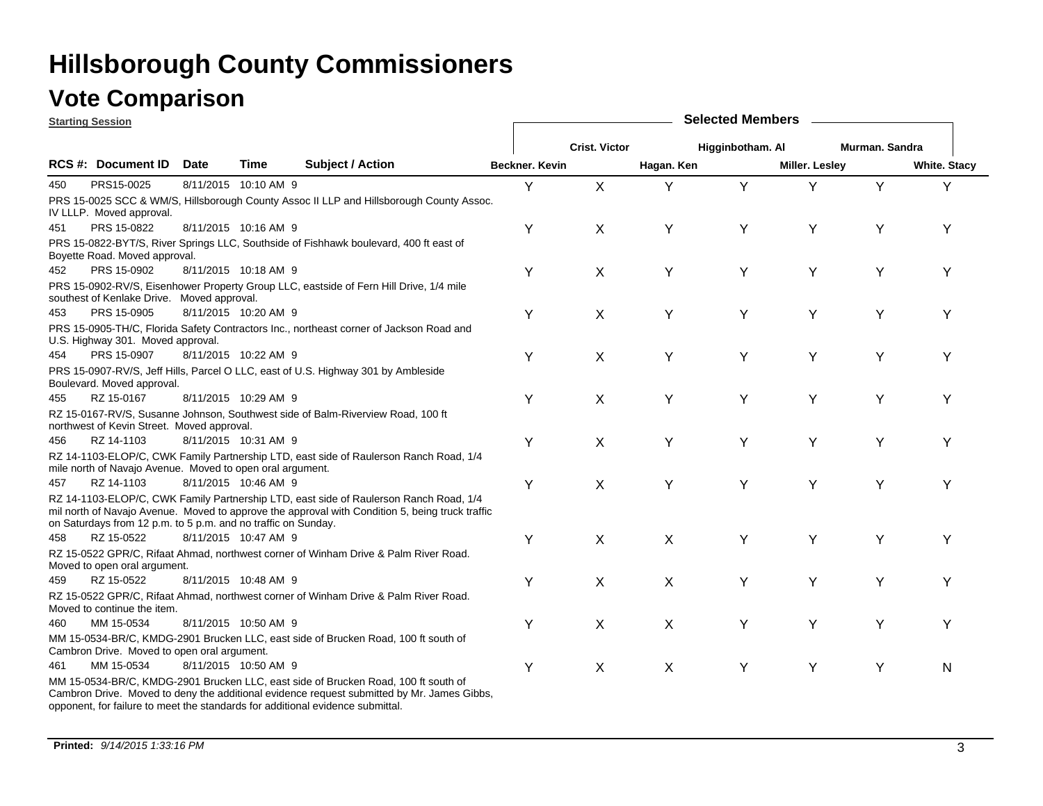# Hillsborough County Commissioners

## Vote Comparison

**Starting Session**

| RCS #: | Document ID | Date | Time | Subject / Action | Beckner. Kevin | Crist. Victor | Hagan. Ken | Higginbotham. Al | Miller. Lesley | Murman. Sandra | White. Stacy |
|---|---|---|---|---|---|---|---|---|---|---|---|
| 450 | PRS15-0025 | 8/11/2015 | 10:10 AM 9 | PRS 15-0025 SCC & WM/S, Hillsborough County Assoc II LLP and Hillsborough County Assoc. IV LLLP. Moved approval. | Y | X | Y | Y | Y | Y | Y |
| 451 | PRS 15-0822 | 8/11/2015 | 10:16 AM 9 | PRS 15-0822-BYT/S, River Springs LLC, Southside of Fishhawk boulevard, 400 ft east of Boyette Road. Moved approval. | Y | X | Y | Y | Y | Y | Y |
| 452 | PRS 15-0902 | 8/11/2015 | 10:18 AM 9 | PRS 15-0902-RV/S, Eisenhower Property Group LLC, eastside of Fern Hill Drive, 1/4 mile southest of Kenlake Drive. Moved approval. | Y | X | Y | Y | Y | Y | Y |
| 453 | PRS 15-0905 | 8/11/2015 | 10:20 AM 9 | PRS 15-0905-TH/C, Florida Safety Contractors Inc., northeast corner of Jackson Road and U.S. Highway 301. Moved approval. | Y | X | Y | Y | Y | Y | Y |
| 454 | PRS 15-0907 | 8/11/2015 | 10:22 AM 9 | PRS 15-0907-RV/S, Jeff Hills, Parcel O LLC, east of U.S. Highway 301 by Ambleside Boulevard. Moved approval. | Y | X | Y | Y | Y | Y | Y |
| 455 | RZ 15-0167 | 8/11/2015 | 10:29 AM 9 | RZ 15-0167-RV/S, Susanne Johnson, Southwest side of Balm-Riverview Road, 100 ft northwest of Kevin Street. Moved approval. | Y | X | Y | Y | Y | Y | Y |
| 456 | RZ 14-1103 | 8/11/2015 | 10:31 AM 9 | RZ 14-1103-ELOP/C, CWK Family Partnership LTD, east side of Raulerson Ranch Road, 1/4 mile north of Navajo Avenue. Moved to open oral argument. | Y | X | Y | Y | Y | Y | Y |
| 457 | RZ 14-1103 | 8/11/2015 | 10:46 AM 9 | RZ 14-1103-ELOP/C, CWK Family Partnership LTD, east side of Raulerson Ranch Road, 1/4 mil north of Navajo Avenue. Moved to approve the approval with Condition 5, being truck traffic on Saturdays from 12 p.m. to 5 p.m. and no traffic on Sunday. | Y | X | Y | Y | Y | Y | Y |
| 458 | RZ 15-0522 | 8/11/2015 | 10:47 AM 9 | RZ 15-0522 GPR/C, Rifaat Ahmad, northwest corner of Winham Drive & Palm River Road. Moved to open oral argument. | Y | X | X | Y | Y | Y | Y |
| 459 | RZ 15-0522 | 8/11/2015 | 10:48 AM 9 | RZ 15-0522 GPR/C, Rifaat Ahmad, northwest corner of Winham Drive & Palm River Road. Moved to continue the item. | Y | X | X | Y | Y | Y | Y |
| 460 | MM 15-0534 | 8/11/2015 | 10:50 AM 9 | MM 15-0534-BR/C, KMDG-2901 Brucken LLC, east side of Brucken Road, 100 ft south of Cambron Drive. Moved to open oral argument. | Y | X | X | Y | Y | Y | Y |
| 461 | MM 15-0534 | 8/11/2015 | 10:50 AM 9 | MM 15-0534-BR/C, KMDG-2901 Brucken LLC, east side of Brucken Road, 100 ft south of Cambron Drive. Moved to deny the additional evidence request submitted by Mr. James Gibbs, opponent, for failure to meet the standards for additional evidence submittal. | Y | X | X | Y | Y | Y | N |

**Printed:** *9/14/2015 1:33:16 PM*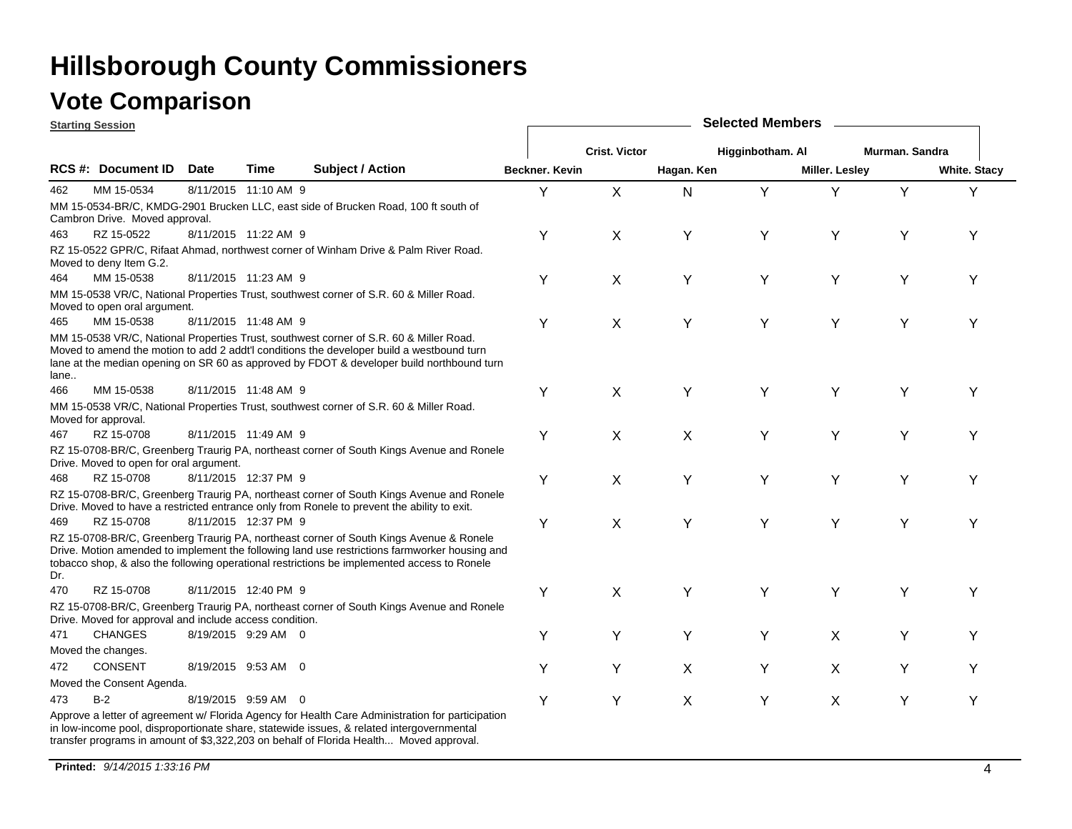# Hillsborough County Commissioners

## Vote Comparison

**Starting Session**

| RCS # | Document ID | Date | Time | | Subject / Action | Beckner. Kevin | Crist. Victor | Hagan. Ken | Higginbotham. Al | Miller. Lesley | Murman. Sandra | White. Stacy |
|---|---|---|---|---|---|---|---|---|---|---|---|---|
| 462 | MM 15-0534 | 8/11/2015 | 11:10 AM | 9 | MM 15-0534-BR/C, KMDG-2901 Brucken LLC, east side of Brucken Road, 100 ft south of Cambron Drive. Moved approval. | Y | X | N | Y | Y | Y | Y |
| 463 | RZ 15-0522 | 8/11/2015 | 11:22 AM | 9 | RZ 15-0522 GPR/C, Rifaat Ahmad, northwest corner of Winham Drive & Palm River Road. Moved to deny Item G.2. | Y | X | Y | Y | Y | Y | Y |
| 464 | MM 15-0538 | 8/11/2015 | 11:23 AM | 9 | MM 15-0538 VR/C, National Properties Trust, southwest corner of S.R. 60 & Miller Road. Moved to open oral argument. | Y | X | Y | Y | Y | Y | Y |
| 465 | MM 15-0538 | 8/11/2015 | 11:48 AM | 9 | MM 15-0538 VR/C, National Properties Trust, southwest corner of S.R. 60 & Miller Road. Moved to amend the motion to add 2 addt'l conditions the developer build a westbound turn lane at the median opening on SR 60 as approved by FDOT & developer build northbound turn lane.. | Y | X | Y | Y | Y | Y | Y |
| 466 | MM 15-0538 | 8/11/2015 | 11:48 AM | 9 | MM 15-0538 VR/C, National Properties Trust, southwest corner of S.R. 60 & Miller Road. Moved for approval. | Y | X | Y | Y | Y | Y | Y |
| 467 | RZ 15-0708 | 8/11/2015 | 11:49 AM | 9 | RZ 15-0708-BR/C, Greenberg Traurig PA, northeast corner of South Kings Avenue and Ronele Drive. Moved to open for oral argument. | Y | X | X | Y | Y | Y | Y |
| 468 | RZ 15-0708 | 8/11/2015 | 12:37 PM | 9 | RZ 15-0708-BR/C, Greenberg Traurig PA, northeast corner of South Kings Avenue and Ronele Drive. Moved to have a restricted entrance only from Ronele to prevent the ability to exit. | Y | X | Y | Y | Y | Y | Y |
| 469 | RZ 15-0708 | 8/11/2015 | 12:37 PM | 9 | RZ 15-0708-BR/C, Greenberg Traurig PA, northeast corner of South Kings Avenue & Ronele Drive. Motion amended to implement the following land use restrictions farmworker housing and tobacco shop, & also the following operational restrictions be implemented access to Ronele Dr. | Y | X | Y | Y | Y | Y | Y |
| 470 | RZ 15-0708 | 8/11/2015 | 12:40 PM | 9 | RZ 15-0708-BR/C, Greenberg Traurig PA, northeast corner of South Kings Avenue and Ronele Drive. Moved for approval and include access condition. | Y | X | Y | Y | Y | Y | Y |
| 471 | CHANGES | 8/19/2015 | 9:29 AM | 0 | Moved the changes. | Y | Y | Y | Y | X | Y | Y |
| 472 | CONSENT | 8/19/2015 | 9:53 AM | 0 | Moved the Consent Agenda. | Y | Y | X | Y | X | Y | Y |
| 473 | B-2 | 8/19/2015 | 9:59 AM | 0 | Approve a letter of agreement w/ Florida Agency for Health Care Administration for participation in low-income pool, disproportionate share, statewide issues, & related intergovernmental transfer programs in amount of $3,322,203 on behalf of Florida Health... Moved approval. | Y | Y | X | Y | X | Y | Y |

**Printed:** *9/14/2015 1:33:16 PM*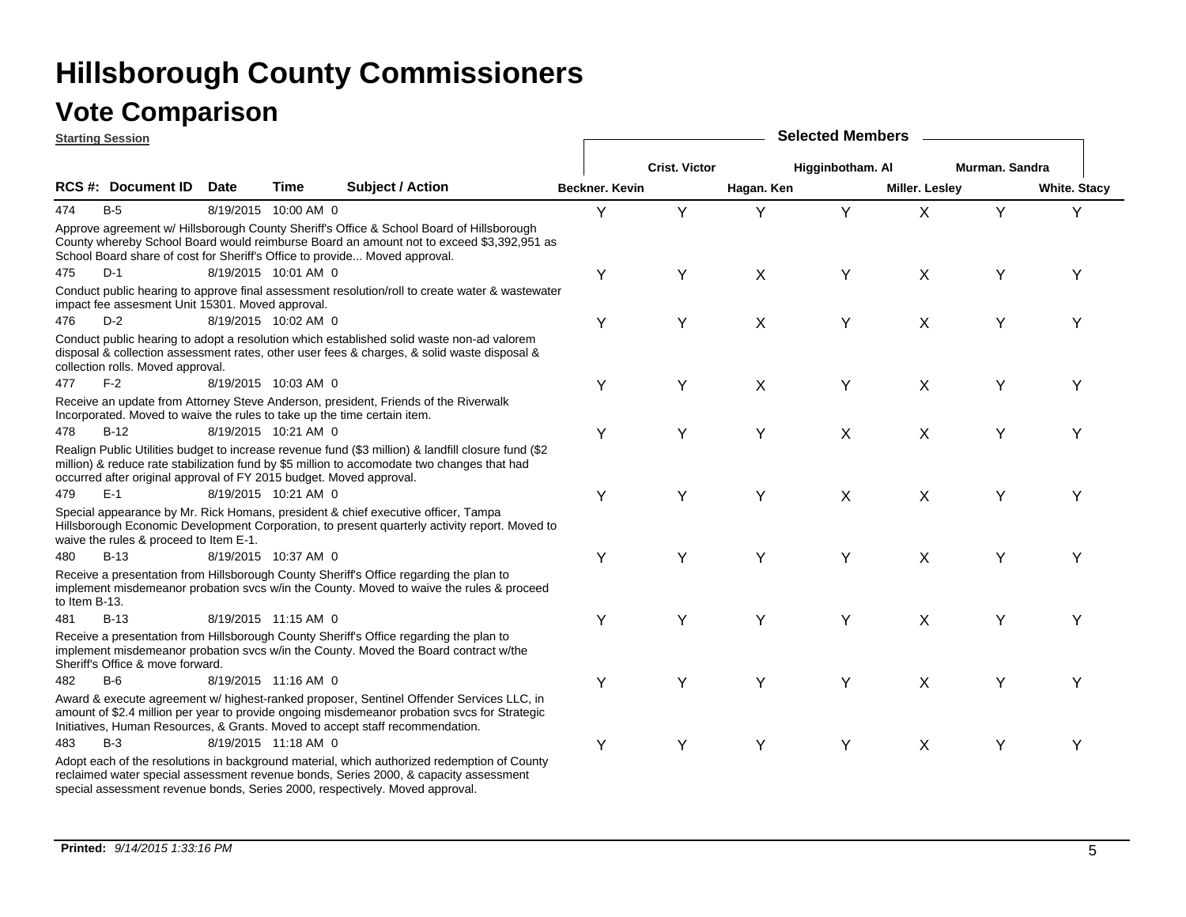# Hillsborough County Commissioners

## Vote Comparison

**Starting Session**

| RCS #: | Document ID | Date | Time | | Subject / Action | Beckner. Kevin | Crist. Victor | Hagan. Ken | Higginbotham. Al | Miller. Lesley | Murman. Sandra | White. Stacy |
|---|---|---|---|---|---|---|---|---|---|---|---|---|
| 474 | B-5 | 8/19/2015 | 10:00 AM | 0 | Approve agreement w/ Hillsborough County Sheriff's Office & School Board of Hillsborough County whereby School Board would reimburse Board an amount not to exceed $3,392,951 as School Board share of cost for Sheriff's Office to provide... Moved approval. | Y | Y | Y | Y | X | Y | Y |
| 475 | D-1 | 8/19/2015 | 10:01 AM | 0 | Conduct public hearing to approve final assessment resolution/roll to create water & wastewater impact fee assesment Unit 15301. Moved approval. | Y | Y | X | Y | X | Y | Y |
| 476 | D-2 | 8/19/2015 | 10:02 AM | 0 | Conduct public hearing to adopt a resolution which established solid waste non-ad valorem disposal & collection assessment rates, other user fees & charges, & solid waste disposal & collection rolls. Moved approval. | Y | Y | X | Y | X | Y | Y |
| 477 | F-2 | 8/19/2015 | 10:03 AM | 0 | Receive an update from Attorney Steve Anderson, president, Friends of the Riverwalk Incorporated. Moved to waive the rules to take up the time certain item. | Y | Y | X | Y | X | Y | Y |
| 478 | B-12 | 8/19/2015 | 10:21 AM | 0 | Realign Public Utilities budget to increase revenue fund ($3 million) & landfill closure fund ($2 million) & reduce rate stabilization fund by $5 million to accomodate two changes that had occurred after original approval of FY 2015 budget. Moved approval. | Y | Y | Y | X | X | Y | Y |
| 479 | E-1 | 8/19/2015 | 10:21 AM | 0 | Special appearance by Mr. Rick Homans, president & chief executive officer, Tampa Hillsborough Economic Development Corporation, to present quarterly activity report. Moved to waive the rules & proceed to Item E-1. | Y | Y | Y | X | X | Y | Y |
| 480 | B-13 | 8/19/2015 | 10:37 AM | 0 | Receive a presentation from Hillsborough County Sheriff's Office regarding the plan to implement misdemeanor probation svcs w/in the County. Moved to waive the rules & proceed to Item B-13. | Y | Y | Y | Y | X | Y | Y |
| 481 | B-13 | 8/19/2015 | 11:15 AM | 0 | Receive a presentation from Hillsborough County Sheriff's Office regarding the plan to implement misdemeanor probation svcs w/in the County. Moved the Board contract w/the Sheriff's Office & move forward. | Y | Y | Y | Y | X | Y | Y |
| 482 | B-6 | 8/19/2015 | 11:16 AM | 0 | Award & execute agreement w/ highest-ranked proposer, Sentinel Offender Services LLC, in amount of $2.4 million per year to provide ongoing misdemeanor probation svcs for Strategic Initiatives, Human Resources, & Grants. Moved to accept staff recommendation. | Y | Y | Y | Y | X | Y | Y |
| 483 | B-3 | 8/19/2015 | 11:18 AM | 0 | Adopt each of the resolutions in background material, which authorized redemption of County reclaimed water special assessment revenue bonds, Series 2000, & capacity assessment special assessment revenue bonds, Series 2000, respectively. Moved approval. | Y | Y | Y | Y | X | Y | Y |

**Printed:** *9/14/2015 1:33:16 PM*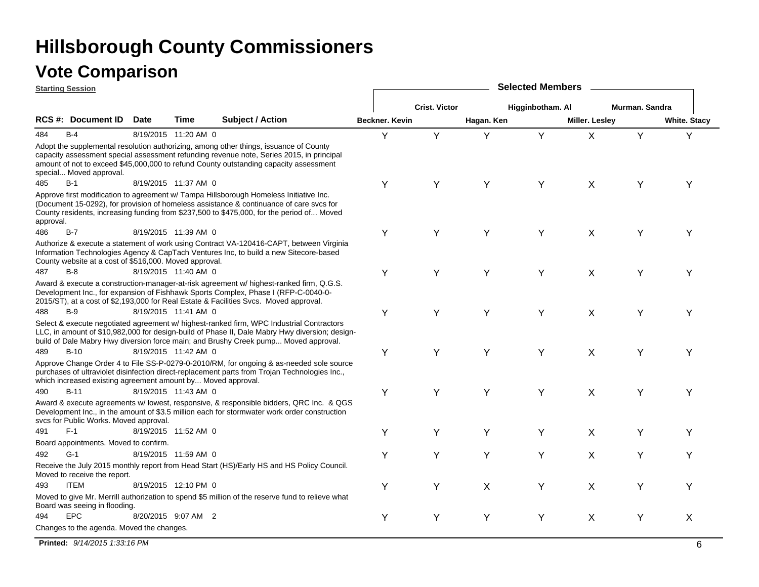# Hillsborough County Commissioners

## Vote Comparison

**Starting Session**

| RCS #: | Document ID | Date | Time | | Subject / Action | Beckner. Kevin | Crist. Victor | Hagan. Ken | Higginbotham. Al | Miller. Lesley | Murman. Sandra | White. Stacy |
|---|---|---|---|---|---|---|---|---|---|---|---|---|
| 484 | B-4 | 8/19/2015 | 11:20 AM | 0 | Adopt the supplemental resolution authorizing, among other things, issuance of County capacity assessment special assessment refunding revenue note, Series 2015, in principal amount of not to exceed $45,000,000 to refund County outstanding capacity assessment special... Moved approval. | Y | Y | Y | Y | X | Y | Y |
| 485 | B-1 | 8/19/2015 | 11:37 AM | 0 | Approve first modification to agreement w/ Tampa Hillsborough Homeless Initiative Inc. (Document 15-0292), for provision of homeless assistance & continuance of care svcs for County residents, increasing funding from $237,500 to $475,000, for the period of... Moved approval. | Y | Y | Y | Y | X | Y | Y |
| 486 | B-7 | 8/19/2015 | 11:39 AM | 0 | Authorize & execute a statement of work using Contract VA-120416-CAPT, between Virginia Information Technologies Agency & CapTach Ventures Inc, to build a new Sitecore-based County website at a cost of $516,000. Moved approval. | Y | Y | Y | Y | X | Y | Y |
| 487 | B-8 | 8/19/2015 | 11:40 AM | 0 | Award & execute a construction-manager-at-risk agreement w/ highest-ranked firm, Q.G.S. Development Inc., for expansion of Fishhawk Sports Complex, Phase I (RFP-C-0040-0-2015/ST), at a cost of $2,193,000 for Real Estate & Facilities Svcs. Moved approval. | Y | Y | Y | Y | X | Y | Y |
| 488 | B-9 | 8/19/2015 | 11:41 AM | 0 | Select & execute negotiated agreement w/ highest-ranked firm, WPC Industrial Contractors LLC, in amount of $10,982,000 for design-build of Phase II, Dale Mabry Hwy diversion; design-build of Dale Mabry Hwy diversion force main; and Brushy Creek pump... Moved approval. | Y | Y | Y | Y | X | Y | Y |
| 489 | B-10 | 8/19/2015 | 11:42 AM | 0 | Approve Change Order 4 to File SS-P-0279-0-2010/RM, for ongoing & as-needed sole source purchases of ultraviolet disinfection direct-replacement parts from Trojan Technologies Inc., which increased existing agreement amount by... Moved approval. | Y | Y | Y | Y | X | Y | Y |
| 490 | B-11 | 8/19/2015 | 11:43 AM | 0 | Award & execute agreements w/ lowest, responsive, & responsible bidders, QRC Inc. & QGS Development Inc., in the amount of $3.5 million each for stormwater work order construction svcs for Public Works. Moved approval. | Y | Y | Y | Y | X | Y | Y |
| 491 | F-1 | 8/19/2015 | 11:52 AM | 0 | Board appointments. Moved to confirm. | Y | Y | Y | Y | X | Y | Y |
| 492 | G-1 | 8/19/2015 | 11:59 AM | 0 | Receive the July 2015 monthly report from Head Start (HS)/Early HS and HS Policy Council. Moved to receive the report. | Y | Y | Y | Y | X | Y | Y |
| 493 | ITEM | 8/19/2015 | 12:10 PM | 0 | Moved to give Mr. Merrill authorization to spend $5 million of the reserve fund to relieve what Board was seeing in flooding. | Y | Y | X | Y | X | Y | Y |
| 494 | EPC | 8/20/2015 | 9:07 AM | 2 | Changes to the agenda. Moved the changes. | Y | Y | Y | Y | X | Y | X |

**Printed:** *9/14/2015 1:33:16 PM*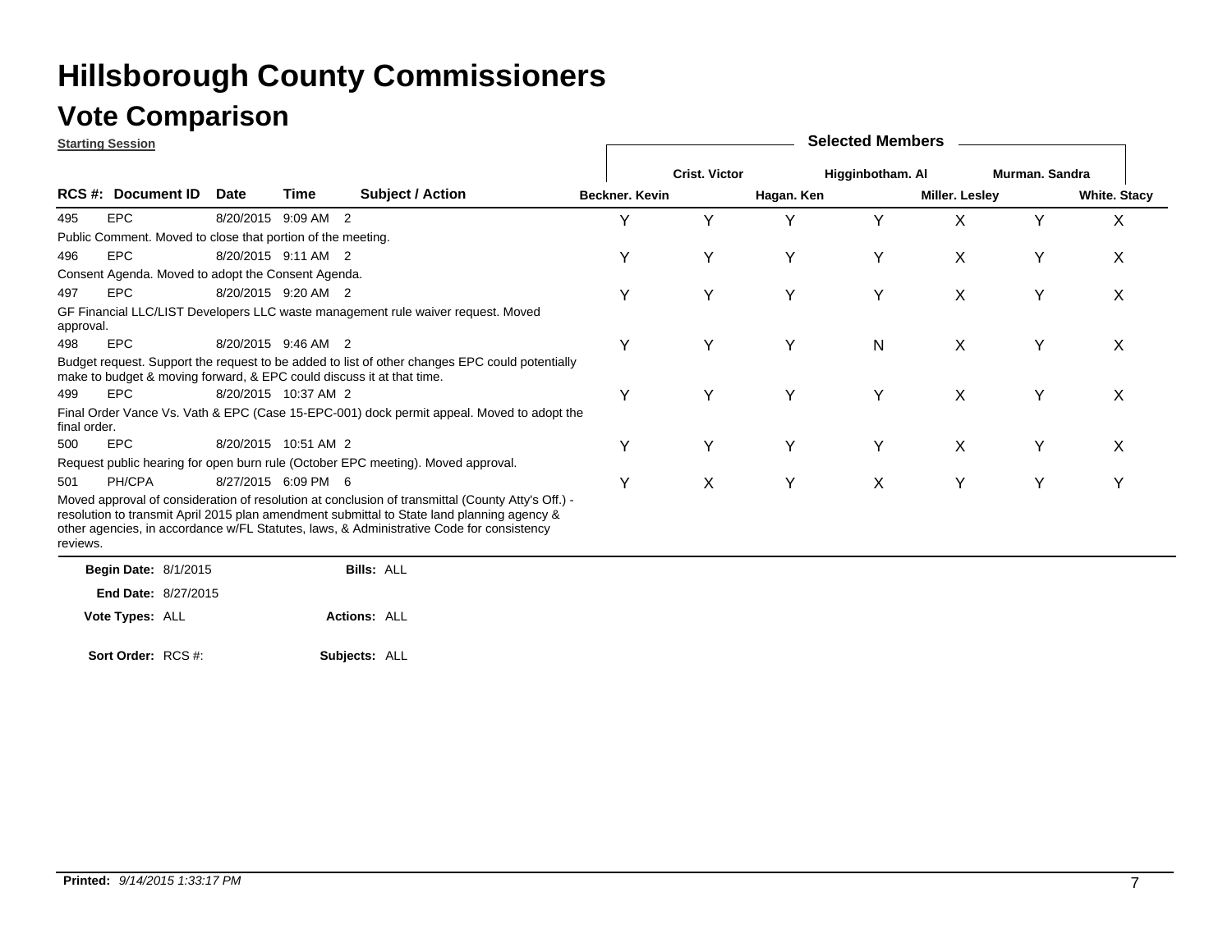# Hillsborough County Commissioners

## Vote Comparison

**Starting Session**

| RCS #: | Document ID | Date | Time | Subject / Action | Beckner. Kevin | Crist. Victor | Hagan. Ken | Higginbotham. Al | Miller. Lesley | Murman. Sandra | White. Stacy |
|---|---|---|---|---|---|---|---|---|---|---|---|
| 495 | EPC | 8/20/2015 | 9:09 AM | 2 | Y | Y | Y | Y | X | Y | X |
| Public Comment. Moved to close that portion of the meeting. | | | | | | | | | | | |
| 496 | EPC | 8/20/2015 | 9:11 AM | 2 | Y | Y | Y | Y | X | Y | X |
| Consent Agenda. Moved to adopt the Consent Agenda. | | | | | | | | | | | |
| 497 | EPC | 8/20/2015 | 9:20 AM | 2 | Y | Y | Y | Y | X | Y | X |
| GF Financial LLC/LIST Developers LLC waste management rule waiver request. Moved approval. | | | | | | | | | | | |
| 498 | EPC | 8/20/2015 | 9:46 AM | 2 | Y | Y | Y | N | X | Y | X |
| Budget request. Support the request to be added to list of other changes EPC could potentially make to budget & moving forward, & EPC could discuss it at that time. | | | | | | | | | | | |
| 499 | EPC | 8/20/2015 | 10:37 AM | 2 | Y | Y | Y | Y | X | Y | X |
| Final Order Vance Vs. Vath & EPC (Case 15-EPC-001) dock permit appeal. Moved to adopt the final order. | | | | | | | | | | | |
| 500 | EPC | 8/20/2015 | 10:51 AM | 2 | Y | Y | Y | Y | X | Y | X |
| Request public hearing for open burn rule (October EPC meeting). Moved approval. | | | | | | | | | | | |
| 501 | PH/CPA | 8/27/2015 | 6:09 PM | 6 | Y | X | Y | X | Y | Y | Y |
| Moved approval of consideration of resolution at conclusion of transmittal (County Atty's Off.) - resolution to transmit April 2015 plan amendment submittal to State land planning agency & other agencies, in accordance w/FL Statutes, laws, & Administrative Code for consistency reviews. | | | | | | | | | | | |

**Begin Date:** 8/1/2015 **Bills:** ALL

**End Date:** 8/27/2015

**Vote Types:** ALL **Actions:** ALL

**Sort Order:** RCS #: **Subjects:** ALL

**Printed:** *9/14/2015 1:33:17 PM*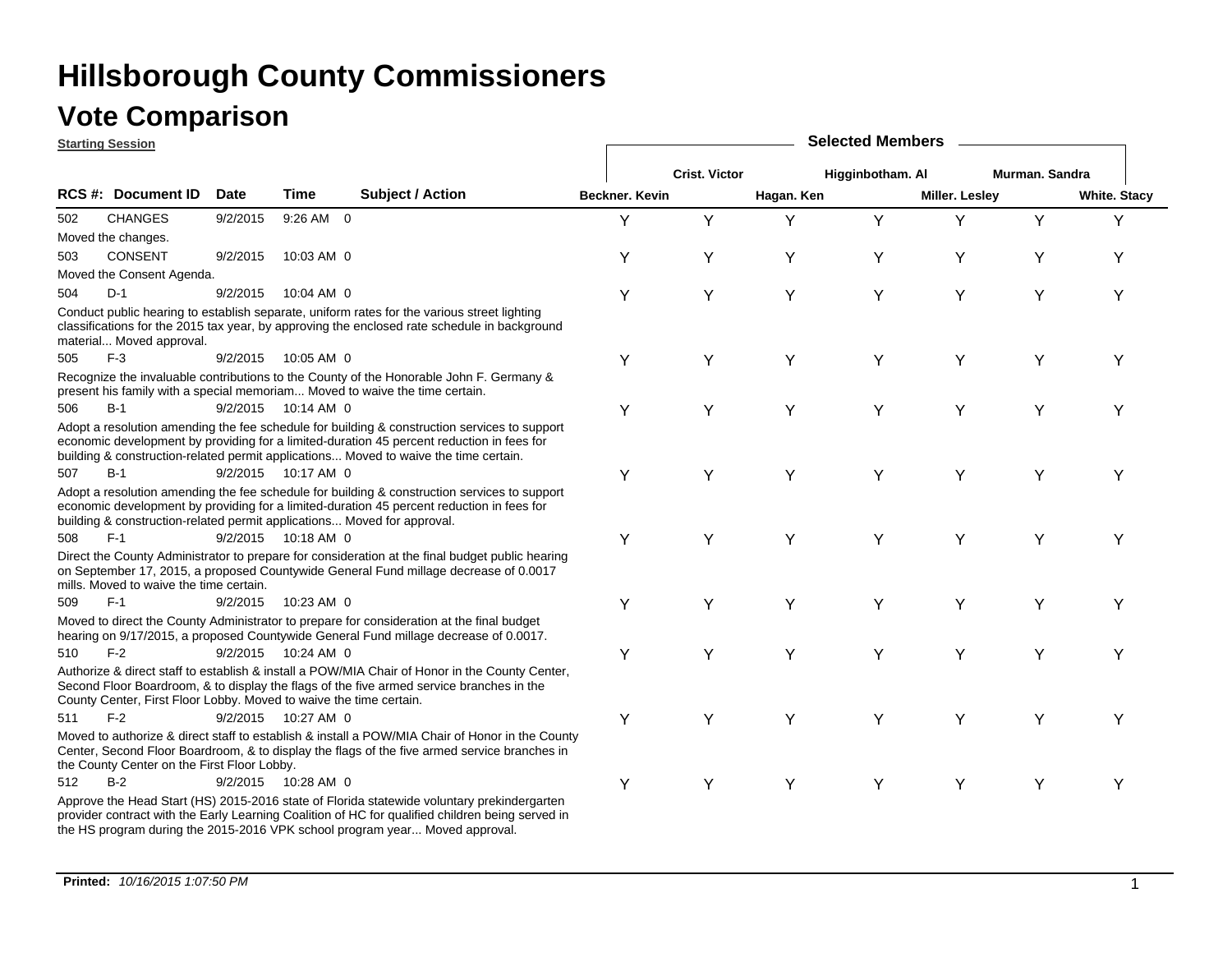# Hillsborough County Commissioners

## Vote Comparison

**Starting Session**

| RCS # | Document ID | Date | Time | Subject / Action | Beckner. Kevin | Crist. Victor | Hagan. Ken | Higginbotham. Al | Miller. Lesley | Murman. Sandra | White. Stacy |
|---|---|---|---|---|---|---|---|---|---|---|---|
| 502 | CHANGES | 9/2/2015 | 9:26 AM | 0 | Y | Y | Y | Y | Y | Y | Y |
| | Moved the changes. | | | | | | | | | | |
| 503 | CONSENT | 9/2/2015 | 10:03 AM | 0 | Y | Y | Y | Y | Y | Y | Y |
| | Moved the Consent Agenda. | | | | | | | | | | |
| 504 | D-1 | 9/2/2015 | 10:04 AM | 0 | Y | Y | Y | Y | Y | Y | Y |
| | Conduct public hearing to establish separate, uniform rates for the various street lighting classifications for the 2015 tax year, by approving the enclosed rate schedule in background material... Moved approval. | | | | | | | | | | |
| 505 | F-3 | 9/2/2015 | 10:05 AM | 0 | Y | Y | Y | Y | Y | Y | Y |
| | Recognize the invaluable contributions to the County of the Honorable John F. Germany & present his family with a special memoriam... Moved to waive the time certain. | | | | | | | | | | |
| 506 | B-1 | 9/2/2015 | 10:14 AM | 0 | Y | Y | Y | Y | Y | Y | Y |
| | Adopt a resolution amending the fee schedule for building & construction services to support economic development by providing for a limited-duration 45 percent reduction in fees for building & construction-related permit applications... Moved to waive the time certain. | | | | | | | | | | |
| 507 | B-1 | 9/2/2015 | 10:17 AM | 0 | Y | Y | Y | Y | Y | Y | Y |
| | Adopt a resolution amending the fee schedule for building & construction services to support economic development by providing for a limited-duration 45 percent reduction in fees for building & construction-related permit applications... Moved for approval. | | | | | | | | | | |
| 508 | F-1 | 9/2/2015 | 10:18 AM | 0 | Y | Y | Y | Y | Y | Y | Y |
| | Direct the County Administrator to prepare for consideration at the final budget public hearing on September 17, 2015, a proposed Countywide General Fund millage decrease of 0.0017 mills. Moved to waive the time certain. | | | | | | | | | | |
| 509 | F-1 | 9/2/2015 | 10:23 AM | 0 | Y | Y | Y | Y | Y | Y | Y |
| | Moved to direct the County Administrator to prepare for consideration at the final budget hearing on 9/17/2015, a proposed Countywide General Fund millage decrease of 0.0017. | | | | | | | | | | |
| 510 | F-2 | 9/2/2015 | 10:24 AM | 0 | Y | Y | Y | Y | Y | Y | Y |
| | Authorize & direct staff to establish & install a POW/MIA Chair of Honor in the County Center, Second Floor Boardroom, & to display the flags of the five armed service branches in the County Center, First Floor Lobby. Moved to waive the time certain. | | | | | | | | | | |
| 511 | F-2 | 9/2/2015 | 10:27 AM | 0 | Y | Y | Y | Y | Y | Y | Y |
| | Moved to authorize & direct staff to establish & install a POW/MIA Chair of Honor in the County Center, Second Floor Boardroom, & to display the flags of the five armed service branches in the County Center on the First Floor Lobby. | | | | | | | | | | |
| 512 | B-2 | 9/2/2015 | 10:28 AM | 0 | Y | Y | Y | Y | Y | Y | Y |
| | Approve the Head Start (HS) 2015-2016 state of Florida statewide voluntary prekindergarten provider contract with the Early Learning Coalition of HC for qualified children being served in the HS program during the 2015-2016 VPK school program year... Moved approval. | | | | | | | | | | |

**Printed:** *10/16/2015 1:07:50 PM*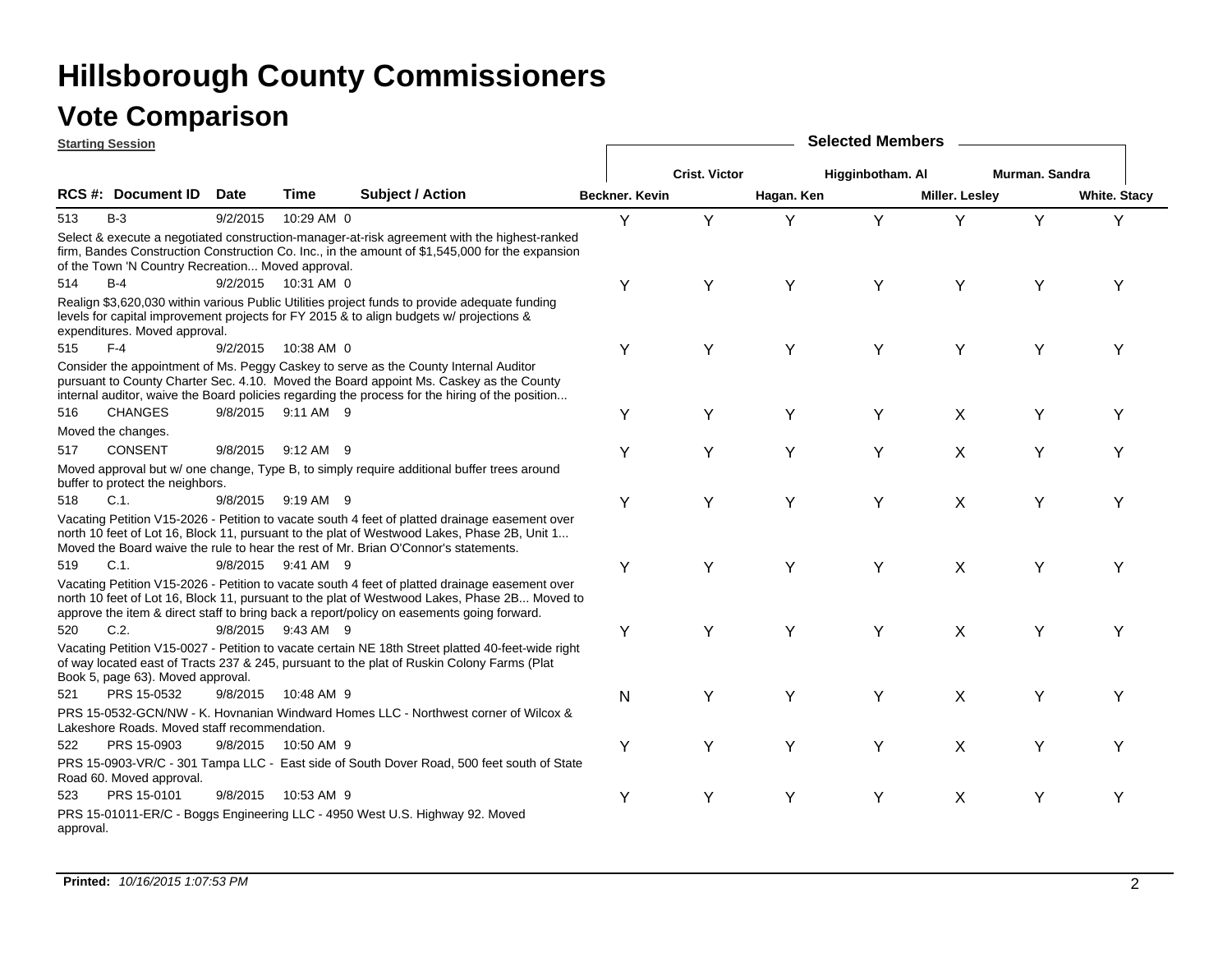# Hillsborough County Commissioners

## Vote Comparison

**Starting Session**

| RCS #: | Document ID | Date | Time | | Subject / Action | Beckner. Kevin | Crist. Victor | Hagan. Ken | Higginbotham. Al | Miller. Lesley | Murman. Sandra | White. Stacy |
|---|---|---|---|---|---|---|---|---|---|---|---|---|
| 513 | B-3 | 9/2/2015 | 10:29 AM | 0 | Select & execute a negotiated construction-manager-at-risk agreement with the highest-ranked firm, Bandes Construction Construction Co. Inc., in the amount of $1,545,000 for the expansion of the Town 'N Country Recreation... Moved approval. | Y | Y | Y | Y | Y | Y | Y |
| 514 | B-4 | 9/2/2015 | 10:31 AM | 0 | Realign $3,620,030 within various Public Utilities project funds to provide adequate funding levels for capital improvement projects for FY 2015 & to align budgets w/ projections & expenditures. Moved approval. | Y | Y | Y | Y | Y | Y | Y |
| 515 | F-4 | 9/2/2015 | 10:38 AM | 0 | Consider the appointment of Ms. Peggy Caskey to serve as the County Internal Auditor pursuant to County Charter Sec. 4.10. Moved the Board appoint Ms. Caskey as the County internal auditor, waive the Board policies regarding the process for the hiring of the position... | Y | Y | Y | Y | Y | Y | Y |
| 516 | CHANGES | 9/8/2015 | 9:11 AM | 9 | Moved the changes. | Y | Y | Y | Y | X | Y | Y |
| 517 | CONSENT | 9/8/2015 | 9:12 AM | 9 | Moved approval but w/ one change, Type B, to simply require additional buffer trees around buffer to protect the neighbors. | Y | Y | Y | Y | X | Y | Y |
| 518 | C.1. | 9/8/2015 | 9:19 AM | 9 | Vacating Petition V15-2026 - Petition to vacate south 4 feet of platted drainage easement over north 10 feet of Lot 16, Block 11, pursuant to the plat of Westwood Lakes, Phase 2B, Unit 1... Moved the Board waive the rule to hear the rest of Mr. Brian O'Connor's statements. | Y | Y | Y | Y | X | Y | Y |
| 519 | C.1. | 9/8/2015 | 9:41 AM | 9 | Vacating Petition V15-2026 - Petition to vacate south 4 feet of platted drainage easement over north 10 feet of Lot 16, Block 11, pursuant to the plat of Westwood Lakes, Phase 2B... Moved to approve the item & direct staff to bring back a report/policy on easements going forward. | Y | Y | Y | Y | X | Y | Y |
| 520 | C.2. | 9/8/2015 | 9:43 AM | 9 | Vacating Petition V15-0027 - Petition to vacate certain NE 18th Street platted 40-feet-wide right of way located east of Tracts 237 & 245, pursuant to the plat of Ruskin Colony Farms (Plat Book 5, page 63). Moved approval. | Y | Y | Y | Y | X | Y | Y |
| 521 | PRS 15-0532 | 9/8/2015 | 10:48 AM | 9 | PRS 15-0532-GCN/NW - K. Hovnanian Windward Homes LLC - Northwest corner of Wilcox & Lakeshore Roads. Moved staff recommendation. | N | Y | Y | Y | X | Y | Y |
| 522 | PRS 15-0903 | 9/8/2015 | 10:50 AM | 9 | PRS 15-0903-VR/C - 301 Tampa LLC - East side of South Dover Road, 500 feet south of State Road 60. Moved approval. | Y | Y | Y | Y | X | Y | Y |
| 523 | PRS 15-0101 | 9/8/2015 | 10:53 AM | 9 | PRS 15-01011-ER/C - Boggs Engineering LLC - 4950 West U.S. Highway 92. Moved approval. | Y | Y | Y | Y | X | Y | Y |

**Printed:** *10/16/2015 1:07:53 PM*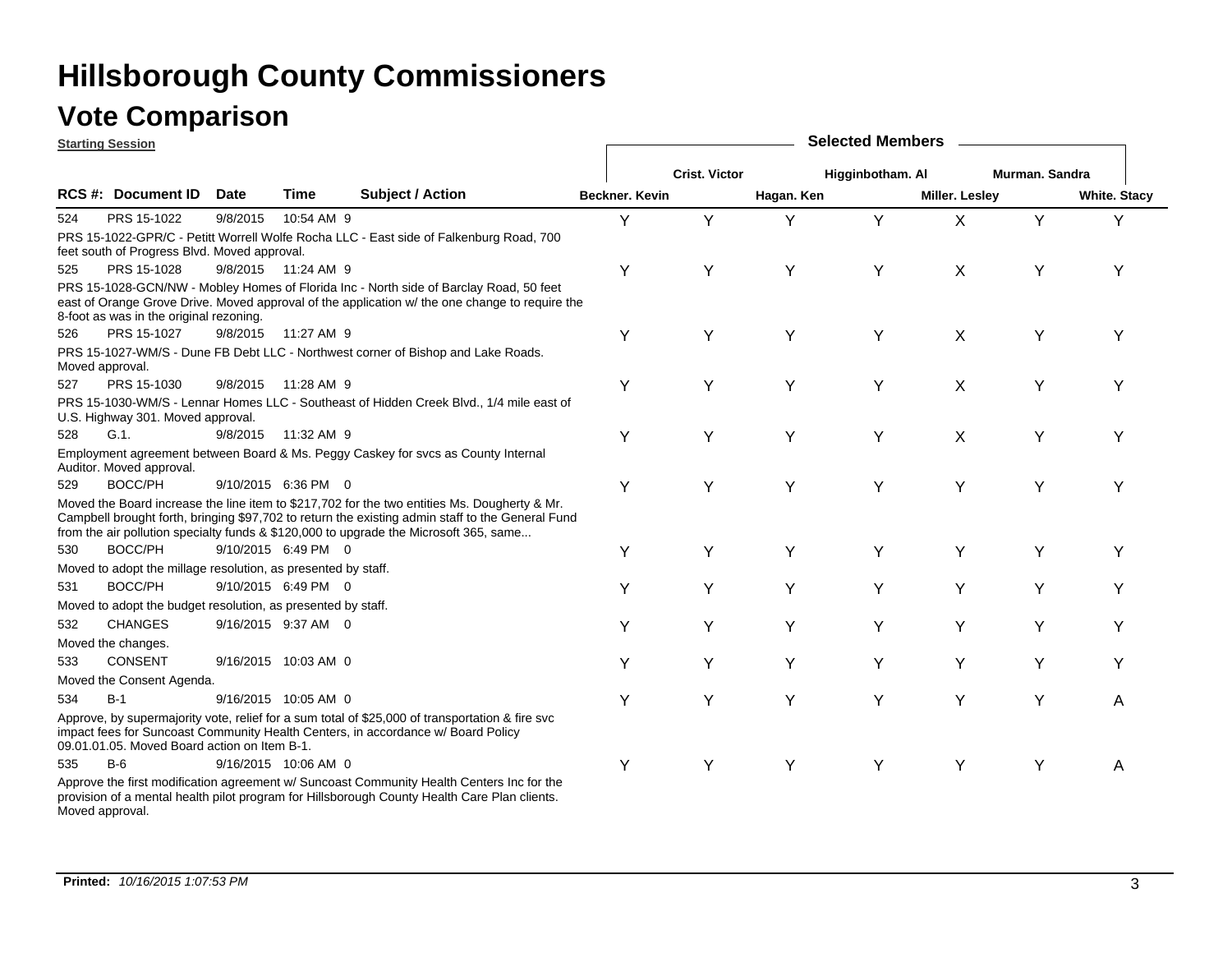# Hillsborough County Commissioners

## Vote Comparison

**Starting Session**

| RCS # | Document ID | Date | Time | | Subject / Action | Beckner. Kevin | Crist. Victor | Hagan. Ken | Higginbotham. Al | Miller. Lesley | Murman. Sandra | White. Stacy |
|---|---|---|---|---|---|---|---|---|---|---|---|---|
| 524 | PRS 15-1022 | 9/8/2015 | 10:54 AM | 9 | PRS 15-1022-GPR/C - Petitt Worrell Wolfe Rocha LLC - East side of Falkenburg Road, 700 feet south of Progress Blvd. Moved approval. | Y | Y | Y | Y | X | Y | Y |
| 525 | PRS 15-1028 | 9/8/2015 | 11:24 AM | 9 | PRS 15-1028-GCN/NW - Mobley Homes of Florida Inc - North side of Barclay Road, 50 feet east of Orange Grove Drive. Moved approval of the application w/ the one change to require the 8-foot as was in the original rezoning. | Y | Y | Y | Y | X | Y | Y |
| 526 | PRS 15-1027 | 9/8/2015 | 11:27 AM | 9 | PRS 15-1027-WM/S - Dune FB Debt LLC - Northwest corner of Bishop and Lake Roads. Moved approval. | Y | Y | Y | Y | X | Y | Y |
| 527 | PRS 15-1030 | 9/8/2015 | 11:28 AM | 9 | PRS 15-1030-WM/S - Lennar Homes LLC - Southeast of Hidden Creek Blvd., 1/4 mile east of U.S. Highway 301. Moved approval. | Y | Y | Y | Y | X | Y | Y |
| 528 | G.1. | 9/8/2015 | 11:32 AM | 9 | Employment agreement between Board & Ms. Peggy Caskey for svcs as County Internal Auditor. Moved approval. | Y | Y | Y | Y | X | Y | Y |
| 529 | BOCC/PH | 9/10/2015 | 6:36 PM | 0 | Moved the Board increase the line item to $217,702 for the two entities Ms. Dougherty & Mr. Campbell brought forth, bringing $97,702 to return the existing admin staff to the General Fund from the air pollution specialty funds & $120,000 to upgrade the Microsoft 365, same... | Y | Y | Y | Y | Y | Y | Y |
| 530 | BOCC/PH | 9/10/2015 | 6:49 PM | 0 | Moved to adopt the millage resolution, as presented by staff. | Y | Y | Y | Y | Y | Y | Y |
| 531 | BOCC/PH | 9/10/2015 | 6:49 PM | 0 | Moved to adopt the budget resolution, as presented by staff. | Y | Y | Y | Y | Y | Y | Y |
| 532 | CHANGES | 9/16/2015 | 9:37 AM | 0 | Moved the changes. | Y | Y | Y | Y | Y | Y | Y |
| 533 | CONSENT | 9/16/2015 | 10:03 AM | 0 | Moved the Consent Agenda. | Y | Y | Y | Y | Y | Y | Y |
| 534 | B-1 | 9/16/2015 | 10:05 AM | 0 | Approve, by supermajority vote, relief for a sum total of $25,000 of transportation & fire svc impact fees for Suncoast Community Health Centers, in accordance w/ Board Policy 09.01.01.05. Moved Board action on Item B-1. | Y | Y | Y | Y | Y | Y | A |
| 535 | B-6 | 9/16/2015 | 10:06 AM | 0 | Approve the first modification agreement w/ Suncoast Community Health Centers Inc for the provision of a mental health pilot program for Hillsborough County Health Care Plan clients. Moved approval. | Y | Y | Y | Y | Y | Y | A |

**Printed:** *10/16/2015 1:07:53 PM*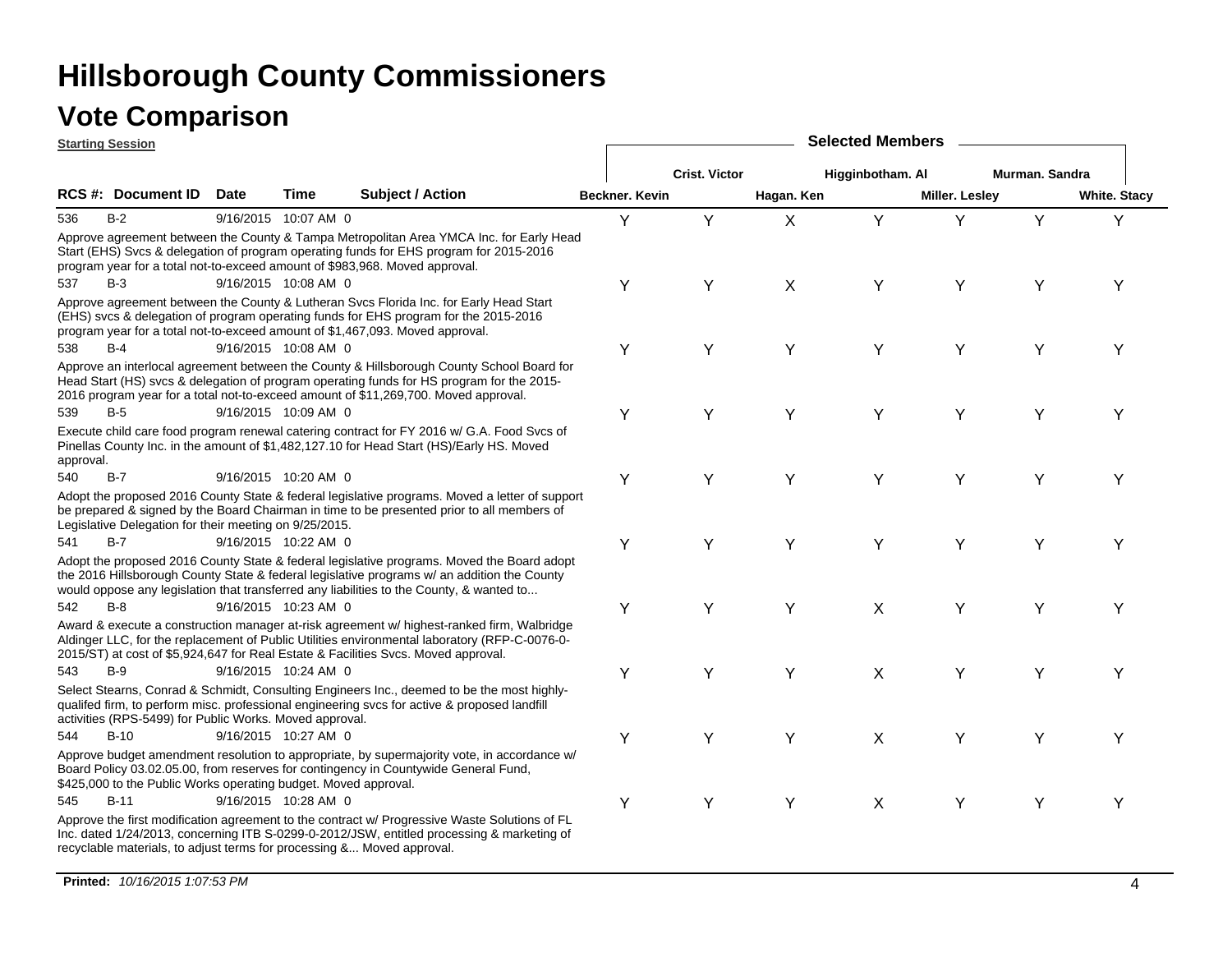# Hillsborough County Commissioners

## Vote Comparison

**Starting Session**

| RCS #: | Document ID | Date | Time | | Subject / Action | Beckner. Kevin | Crist. Victor | Hagan. Ken | Higginbotham. Al | Miller. Lesley | Murman. Sandra | White. Stacy |
|---|---|---|---|---|---|---|---|---|---|---|---|---|
| 536 | B-2 | 9/16/2015 | 10:07 AM | 0 | Approve agreement between the County & Tampa Metropolitan Area YMCA Inc. for Early Head Start (EHS) Svcs & delegation of program operating funds for EHS program for 2015-2016 program year for a total not-to-exceed amount of $983,968. Moved approval. | Y | Y | X | Y | Y | Y | Y |
| 537 | B-3 | 9/16/2015 | 10:08 AM | 0 | Approve agreement between the County & Lutheran Svcs Florida Inc. for Early Head Start (EHS) svcs & delegation of program operating funds for EHS program for the 2015-2016 program year for a total not-to-exceed amount of $1,467,093. Moved approval. | Y | Y | X | Y | Y | Y | Y |
| 538 | B-4 | 9/16/2015 | 10:08 AM | 0 | Approve an interlocal agreement between the County & Hillsborough County School Board for Head Start (HS) svcs & delegation of program operating funds for HS program for the 2015-2016 program year for a total not-to-exceed amount of $11,269,700. Moved approval. | Y | Y | Y | Y | Y | Y | Y |
| 539 | B-5 | 9/16/2015 | 10:09 AM | 0 | Execute child care food program renewal catering contract for FY 2016 w/ G.A. Food Svcs of Pinellas County Inc. in the amount of $1,482,127.10 for Head Start (HS)/Early HS. Moved approval. | Y | Y | Y | Y | Y | Y | Y |
| 540 | B-7 | 9/16/2015 | 10:20 AM | 0 | Adopt the proposed 2016 County State & federal legislative programs. Moved a letter of support be prepared & signed by the Board Chairman in time to be presented prior to all members of Legislative Delegation for their meeting on 9/25/2015. | Y | Y | Y | Y | Y | Y | Y |
| 541 | B-7 | 9/16/2015 | 10:22 AM | 0 | Adopt the proposed 2016 County State & federal legislative programs. Moved the Board adopt the 2016 Hillsborough County State & federal legislative programs w/ an addition the County would oppose any legislation that transferred any liabilities to the County, & wanted to... | Y | Y | Y | Y | Y | Y | Y |
| 542 | B-8 | 9/16/2015 | 10:23 AM | 0 | Award & execute a construction manager at-risk agreement w/ highest-ranked firm, Walbridge Aldinger LLC, for the replacement of Public Utilities environmental laboratory (RFP-C-0076-0-2015/ST) at cost of $5,924,647 for Real Estate & Facilities Svcs. Moved approval. | Y | Y | Y | X | Y | Y | Y |
| 543 | B-9 | 9/16/2015 | 10:24 AM | 0 | Select Stearns, Conrad & Schmidt, Consulting Engineers Inc., deemed to be the most highly-qualifed firm, to perform misc. professional engineering svcs for active & proposed landfill activities (RPS-5499) for Public Works. Moved approval. | Y | Y | Y | X | Y | Y | Y |
| 544 | B-10 | 9/16/2015 | 10:27 AM | 0 | Approve budget amendment resolution to appropriate, by supermajority vote, in accordance w/ Board Policy 03.02.05.00, from reserves for contingency in Countywide General Fund, $425,000 to the Public Works operating budget. Moved approval. | Y | Y | Y | X | Y | Y | Y |
| 545 | B-11 | 9/16/2015 | 10:28 AM | 0 | Approve the first modification agreement to the contract w/ Progressive Waste Solutions of FL Inc. dated 1/24/2013, concerning ITB S-0299-0-2012/JSW, entitled processing & marketing of recyclable materials, to adjust terms for processing &... Moved approval. | Y | Y | Y | X | Y | Y | Y |

**Printed:** *10/16/2015 1:07:53 PM*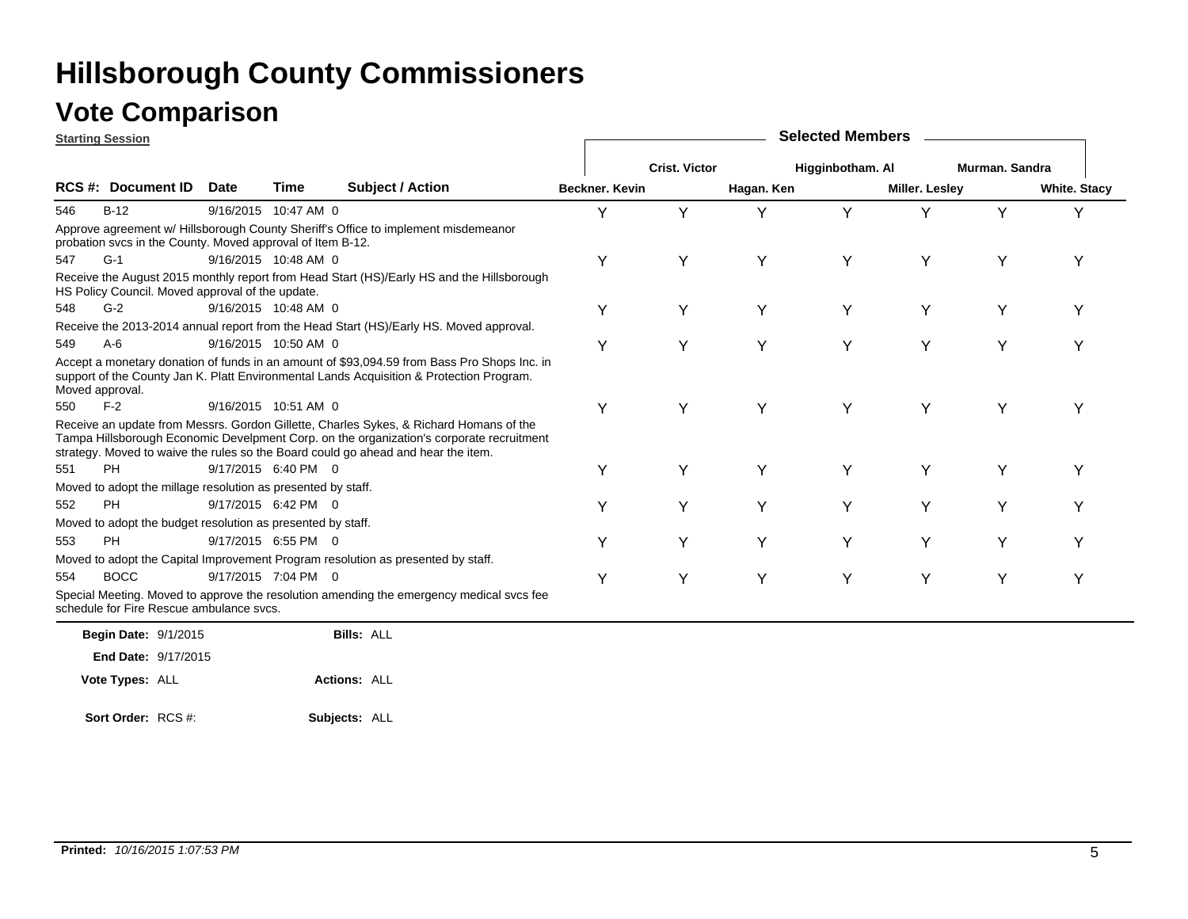# Hillsborough County Commissioners

## Vote Comparison

**Starting Session**

| RCS #: | Document ID | Date | Time | | Subject / Action | Beckner. Kevin | Crist. Victor | Hagan. Ken | Higginbotham. Al | Miller. Lesley | Murman. Sandra | White. Stacy |
|---|---|---|---|---|---|---|---|---|---|---|---|---|
| 546 | B-12 | 9/16/2015 | 10:47 AM | 0 | Approve agreement w/ Hillsborough County Sheriff's Office to implement misdemeanor probation svcs in the County. Moved approval of Item B-12. | Y | Y | Y | Y | Y | Y | Y |
| 547 | G-1 | 9/16/2015 | 10:48 AM | 0 | Receive the August 2015 monthly report from Head Start (HS)/Early HS and the Hillsborough HS Policy Council. Moved approval of the update. | Y | Y | Y | Y | Y | Y | Y |
| 548 | G-2 | 9/16/2015 | 10:48 AM | 0 | Receive the 2013-2014 annual report from the Head Start (HS)/Early HS. Moved approval. | Y | Y | Y | Y | Y | Y | Y |
| 549 | A-6 | 9/16/2015 | 10:50 AM | 0 | Accept a monetary donation of funds in an amount of $93,094.59 from Bass Pro Shops Inc. in support of the County Jan K. Platt Environmental Lands Acquisition & Protection Program. Moved approval. | Y | Y | Y | Y | Y | Y | Y |
| 550 | F-2 | 9/16/2015 | 10:51 AM | 0 | Receive an update from Messrs. Gordon Gillette, Charles Sykes, & Richard Homans of the Tampa Hillsborough Economic Develpment Corp. on the organization's corporate recruitment strategy. Moved to waive the rules so the Board could go ahead and hear the item. | Y | Y | Y | Y | Y | Y | Y |
| 551 | PH | 9/17/2015 | 6:40 PM | 0 | Moved to adopt the millage resolution as presented by staff. | Y | Y | Y | Y | Y | Y | Y |
| 552 | PH | 9/17/2015 | 6:42 PM | 0 | Moved to adopt the budget resolution as presented by staff. | Y | Y | Y | Y | Y | Y | Y |
| 553 | PH | 9/17/2015 | 6:55 PM | 0 | Moved to adopt the Capital Improvement Program resolution as presented by staff. | Y | Y | Y | Y | Y | Y | Y |
| 554 | BOCC | 9/17/2015 | 7:04 PM | 0 | Special Meeting. Moved to approve the resolution amending the emergency medical svcs fee schedule for Fire Rescue ambulance svcs. | Y | Y | Y | Y | Y | Y | Y |

**Begin Date:** 9/1/2015 **Bills:** ALL

**End Date:** 9/17/2015

**Vote Types:** ALL **Actions:** ALL

**Sort Order:** RCS #: **Subjects:** ALL

**Printed:** *10/16/2015 1:07:53 PM*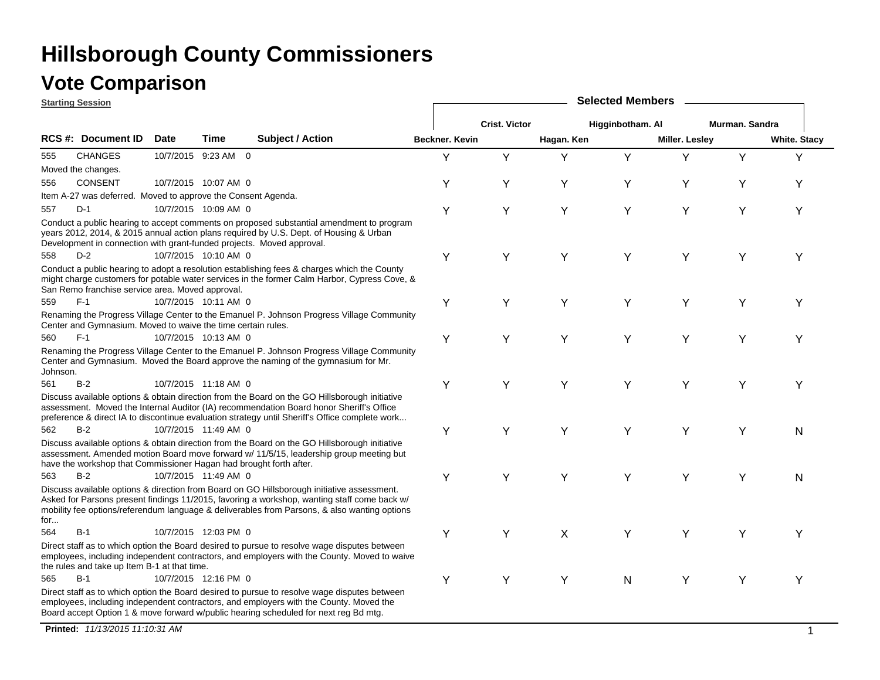# Hillsborough County Commissioners

## Vote Comparison

**Starting Session**

| RCS #: | Document ID | Date | Time | Subject / Action | Beckner. Kevin | Crist. Victor | Hagan. Ken | Higginbotham. Al | Miller. Lesley | Murman. Sandra | White. Stacy |
|---|---|---|---|---|---|---|---|---|---|---|---|
| 555 | CHANGES | 10/7/2015 | 9:23 AM | 0 | Y | Y | Y | Y | Y | Y | Y |
| | Moved the changes. | | | | | | | | | | |
| 556 | CONSENT | 10/7/2015 | 10:07 AM | 0 | Y | Y | Y | Y | Y | Y | Y |
| | Item A-27 was deferred. Moved to approve the Consent Agenda. | | | | | | | | | | |
| 557 | D-1 | 10/7/2015 | 10:09 AM | 0 | Y | Y | Y | Y | Y | Y | Y |
| | Conduct a public hearing to accept comments on proposed substantial amendment to program years 2012, 2014, & 2015 annual action plans required by U.S. Dept. of Housing & Urban Development in connection with grant-funded projects. Moved approval. | | | | | | | | | | |
| 558 | D-2 | 10/7/2015 | 10:10 AM | 0 | Y | Y | Y | Y | Y | Y | Y |
| | Conduct a public hearing to adopt a resolution establishing fees & charges which the County might charge customers for potable water services in the former Calm Harbor, Cypress Cove, & San Remo franchise service area. Moved approval. | | | | | | | | | | |
| 559 | F-1 | 10/7/2015 | 10:11 AM | 0 | Y | Y | Y | Y | Y | Y | Y |
| | Renaming the Progress Village Center to the Emanuel P. Johnson Progress Village Community Center and Gymnasium. Moved to waive the time certain rules. | | | | | | | | | | |
| 560 | F-1 | 10/7/2015 | 10:13 AM | 0 | Y | Y | Y | Y | Y | Y | Y |
| | Renaming the Progress Village Center to the Emanuel P. Johnson Progress Village Community Center and Gymnasium. Moved the Board approve the naming of the gymnasium for Mr. Johnson. | | | | | | | | | | |
| 561 | B-2 | 10/7/2015 | 11:18 AM | 0 | Y | Y | Y | Y | Y | Y | Y |
| | Discuss available options & obtain direction from the Board on the GO Hillsborough initiative assessment. Moved the Internal Auditor (IA) recommendation Board honor Sheriff's Office preference & direct IA to discontinue evaluation strategy until Sheriff's Office complete work... | | | | | | | | | | |
| 562 | B-2 | 10/7/2015 | 11:49 AM | 0 | Y | Y | Y | Y | Y | Y | N |
| | Discuss available options & obtain direction from the Board on the GO Hillsborough initiative assessment. Amended motion Board move forward w/ 11/5/15, leadership group meeting but have the workshop that Commissioner Hagan had brought forth after. | | | | | | | | | | |
| 563 | B-2 | 10/7/2015 | 11:49 AM | 0 | Y | Y | Y | Y | Y | Y | N |
| | Discuss available options & direction from Board on GO Hillsborough initiative assessment. Asked for Parsons present findings 11/2015, favoring a workshop, wanting staff come back w/ mobility fee options/referendum language & deliverables from Parsons, & also wanting options for... | | | | | | | | | | |
| 564 | B-1 | 10/7/2015 | 12:03 PM | 0 | Y | Y | X | Y | Y | Y | Y |
| | Direct staff as to which option the Board desired to pursue to resolve wage disputes between employees, including independent contractors, and employers with the County. Moved to waive the rules and take up Item B-1 at that time. | | | | | | | | | | |
| 565 | B-1 | 10/7/2015 | 12:16 PM | 0 | Y | Y | Y | N | Y | Y | Y |
| | Direct staff as to which option the Board desired to pursue to resolve wage disputes between employees, including independent contractors, and employers with the County. Moved the Board accept Option 1 & move forward w/public hearing scheduled for next reg Bd mtg. | | | | | | | | | | |

**Printed:** *11/13/2015 11:10:31 AM*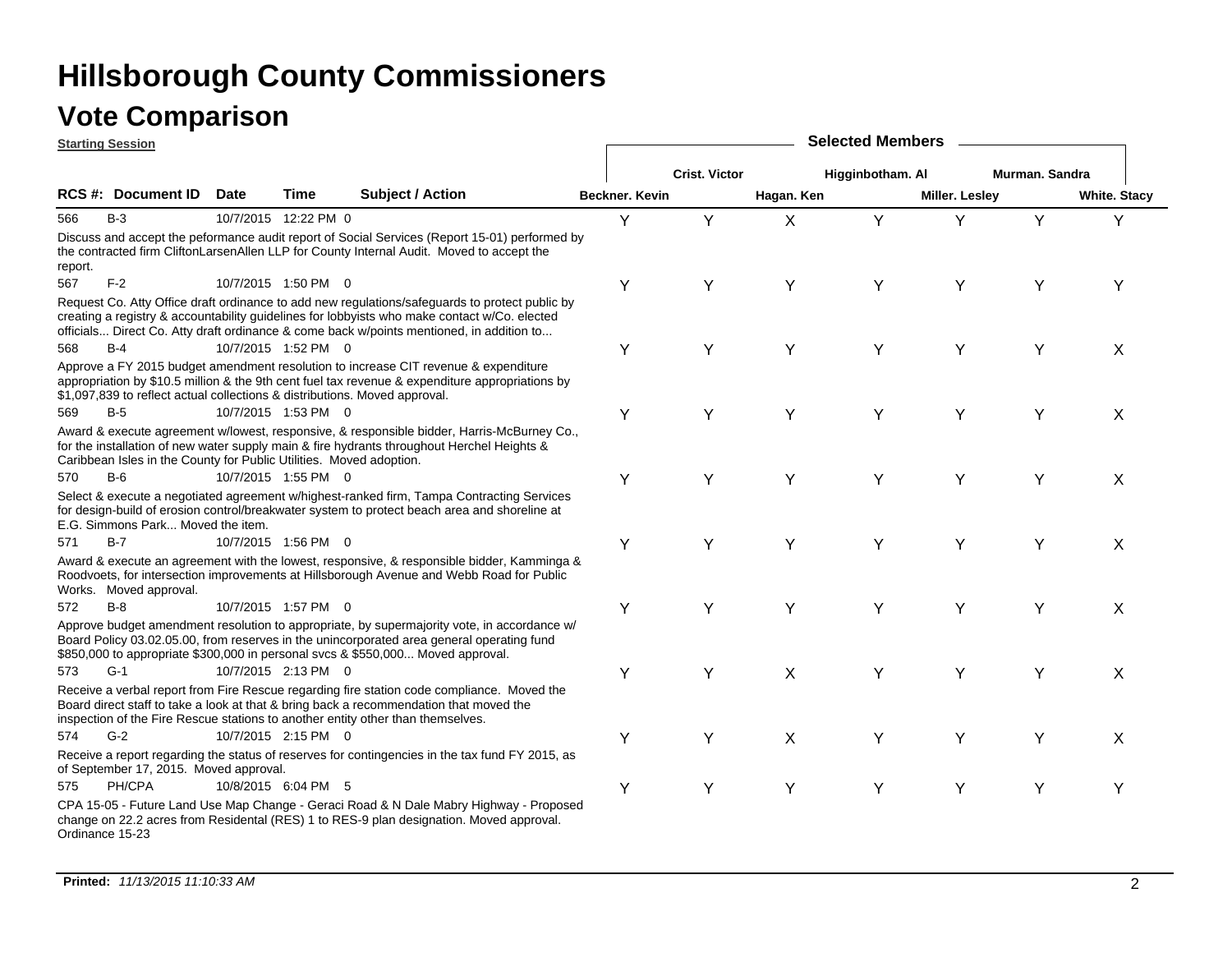# Hillsborough County Commissioners

## Vote Comparison

**Starting Session**

| RCS # | Document ID | Date | Time | | Subject / Action | Beckner. Kevin | Crist. Victor | Hagan. Ken | Higginbotham. Al | Miller. Lesley | Murman. Sandra | White. Stacy |
|---|---|---|---|---|---|---|---|---|---|---|---|---|
| 566 | B-3 | 10/7/2015 | 12:22 PM | 0 | Discuss and accept the peformance audit report of Social Services (Report 15-01) performed by the contracted firm CliftonLarsenAllen LLP for County Internal Audit. Moved to accept the report. | Y | Y | X | Y | Y | Y | Y |
| 567 | F-2 | 10/7/2015 | 1:50 PM | 0 | Request Co. Atty Office draft ordinance to add new regulations/safeguards to protect public by creating a registry & accountability guidelines for lobbyists who make contact w/Co. elected officials... Direct Co. Atty draft ordinance & come back w/points mentioned, in addition to... | Y | Y | Y | Y | Y | Y | Y |
| 568 | B-4 | 10/7/2015 | 1:52 PM | 0 | Approve a FY 2015 budget amendment resolution to increase CIT revenue & expenditure appropriation by $10.5 million & the 9th cent fuel tax revenue & expenditure appropriations by $1,097,839 to reflect actual collections & distributions. Moved approval. | Y | Y | Y | Y | Y | Y | X |
| 569 | B-5 | 10/7/2015 | 1:53 PM | 0 | Award & execute agreement w/lowest, responsive, & responsible bidder, Harris-McBurney Co., for the installation of new water supply main & fire hydrants throughout Herchel Heights & Caribbean Isles in the County for Public Utilities. Moved adoption. | Y | Y | Y | Y | Y | Y | X |
| 570 | B-6 | 10/7/2015 | 1:55 PM | 0 | Select & execute a negotiated agreement w/highest-ranked firm, Tampa Contracting Services for design-build of erosion control/breakwater system to protect beach area and shoreline at E.G. Simmons Park... Moved the item. | Y | Y | Y | Y | Y | Y | X |
| 571 | B-7 | 10/7/2015 | 1:56 PM | 0 | Award & execute an agreement with the lowest, responsive, & responsible bidder, Kamminga & Roodvoets, for intersection improvements at Hillsborough Avenue and Webb Road for Public Works. Moved approval. | Y | Y | Y | Y | Y | Y | X |
| 572 | B-8 | 10/7/2015 | 1:57 PM | 0 | Approve budget amendment resolution to appropriate, by supermajority vote, in accordance w/ Board Policy 03.02.05.00, from reserves in the unincorporated area general operating fund $850,000 to appropriate $300,000 in personal svcs & $550,000... Moved approval. | Y | Y | Y | Y | Y | Y | X |
| 573 | G-1 | 10/7/2015 | 2:13 PM | 0 | Receive a verbal report from Fire Rescue regarding fire station code compliance. Moved the Board direct staff to take a look at that & bring back a recommendation that moved the inspection of the Fire Rescue stations to another entity other than themselves. | Y | Y | X | Y | Y | Y | X |
| 574 | G-2 | 10/7/2015 | 2:15 PM | 0 | Receive a report regarding the status of reserves for contingencies in the tax fund FY 2015, as of September 17, 2015. Moved approval. | Y | Y | X | Y | Y | Y | X |
| 575 | PH/CPA | 10/8/2015 | 6:04 PM | 5 | CPA 15-05 - Future Land Use Map Change - Geraci Road & N Dale Mabry Highway - Proposed change on 22.2 acres from Residental (RES) 1 to RES-9 plan designation. Moved approval. Ordinance 15-23 | Y | Y | Y | Y | Y | Y | Y |

**Printed:** *11/13/2015 11:10:33 AM*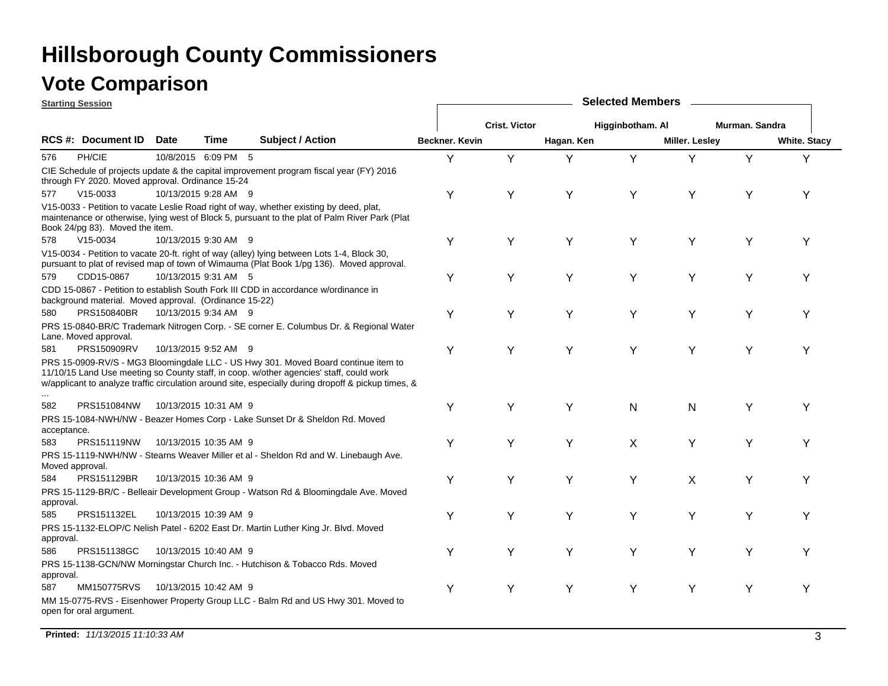# Hillsborough County Commissioners

## Vote Comparison

**Starting Session**

| RCS # | Document ID | Date | Time | | Subject / Action | Beckner. Kevin | Crist. Victor | Hagan. Ken | Higginbotham. Al | Miller. Lesley | Murman. Sandra | White. Stacy |
|---|---|---|---|---|---|---|---|---|---|---|---|---|
| 576 | PH/CIE | 10/8/2015 | 6:09 PM | 5 | CIE Schedule of projects update & the capital improvement program fiscal year (FY) 2016 through FY 2020. Moved approval. Ordinance 15-24 | Y | Y | Y | Y | Y | Y | Y |
| 577 | V15-0033 | 10/13/2015 | 9:28 AM | 9 | V15-0033 - Petition to vacate Leslie Road right of way, whether existing by deed, plat, maintenance or otherwise, lying west of Block 5, pursuant to the plat of Palm River Park (Plat Book 24/pg 83). Moved the item. | Y | Y | Y | Y | Y | Y | Y |
| 578 | V15-0034 | 10/13/2015 | 9:30 AM | 9 | V15-0034 - Petition to vacate 20-ft. right of way (alley) lying between Lots 1-4, Block 30, pursuant to plat of revised map of town of Wimauma (Plat Book 1/pg 136). Moved approval. | Y | Y | Y | Y | Y | Y | Y |
| 579 | CDD15-0867 | 10/13/2015 | 9:31 AM | 5 | CDD 15-0867 - Petition to establish South Fork III CDD in accordance w/ordinance in background material. Moved approval. (Ordinance 15-22) | Y | Y | Y | Y | Y | Y | Y |
| 580 | PRS150840BR | 10/13/2015 | 9:34 AM | 9 | PRS 15-0840-BR/C Trademark Nitrogen Corp. - SE corner E. Columbus Dr. & Regional Water Lane. Moved approval. | Y | Y | Y | Y | Y | Y | Y |
| 581 | PRS150909RV | 10/13/2015 | 9:52 AM | 9 | PRS 15-0909-RV/S - MG3 Bloomingdale LLC - US Hwy 301. Moved Board continue item to 11/10/15 Land Use meeting so County staff, in coop. w/other agencies' staff, could work w/applicant to analyze traffic circulation around site, especially during dropoff & pickup times, & ... | Y | Y | Y | Y | Y | Y | Y |
| 582 | PRS151084NW | 10/13/2015 | 10:31 AM | 9 | PRS 15-1084-NWH/NW - Beazer Homes Corp - Lake Sunset Dr & Sheldon Rd. Moved acceptance. | Y | Y | Y | N | N | Y | Y |
| 583 | PRS151119NW | 10/13/2015 | 10:35 AM | 9 | PRS 15-1119-NWH/NW - Stearns Weaver Miller et al - Sheldon Rd and W. Linebaugh Ave. Moved approval. | Y | Y | Y | X | Y | Y | Y |
| 584 | PRS151129BR | 10/13/2015 | 10:36 AM | 9 | PRS 15-1129-BR/C - Belleair Development Group - Watson Rd & Bloomingdale Ave. Moved approval. | Y | Y | Y | Y | X | Y | Y |
| 585 | PRS151132EL | 10/13/2015 | 10:39 AM | 9 | PRS 15-1132-ELOP/C Nelish Patel - 6202 East Dr. Martin Luther King Jr. Blvd. Moved approval. | Y | Y | Y | Y | Y | Y | Y |
| 586 | PRS151138GC | 10/13/2015 | 10:40 AM | 9 | PRS 15-1138-GCN/NW Morningstar Church Inc. - Hutchison & Tobacco Rds. Moved approval. | Y | Y | Y | Y | Y | Y | Y |
| 587 | MM150775RVS | 10/13/2015 | 10:42 AM | 9 | MM 15-0775-RVS - Eisenhower Property Group LLC - Balm Rd and US Hwy 301. Moved to open for oral argument. | Y | Y | Y | Y | Y | Y | Y |

**Printed:** *11/13/2015 11:10:33 AM*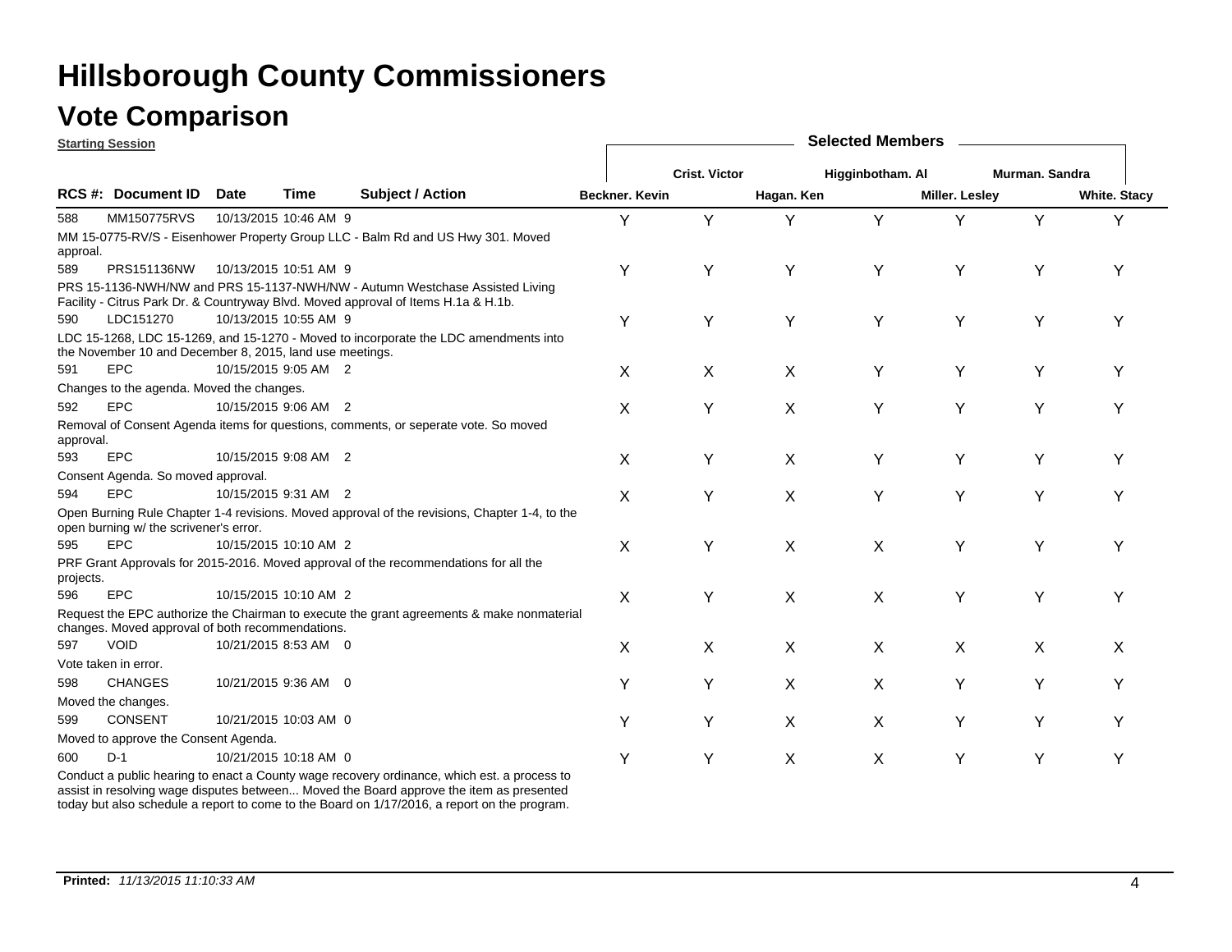# Hillsborough County Commissioners

## Vote Comparison

**Starting Session**

| RCS #: | Document ID | Date | Time | Subject / Action | Beckner. Kevin | Crist. Victor | Hagan. Ken | Higginbotham. Al | Miller. Lesley | Murman. Sandra | White. Stacy |
|---|---|---|---|---|---|---|---|---|---|---|---|
| 588 | MM150775RVS | 10/13/2015 | 10:46 AM | 9 | Y | Y | Y | Y | Y | Y | Y |
| | MM 15-0775-RV/S - Eisenhower Property Group LLC - Balm Rd and US Hwy 301. Moved approal. | | | | | | | | | | |
| 589 | PRS151136NW | 10/13/2015 | 10:51 AM | 9 | Y | Y | Y | Y | Y | Y | Y |
| | PRS 15-1136-NWH/NW and PRS 15-1137-NWH/NW - Autumn Westchase Assisted Living Facility - Citrus Park Dr. & Countryway Blvd. Moved approval of Items H.1a & H.1b. | | | | | | | | | | |
| 590 | LDC151270 | 10/13/2015 | 10:55 AM | 9 | Y | Y | Y | Y | Y | Y | Y |
| | LDC 15-1268, LDC 15-1269, and 15-1270 - Moved to incorporate the LDC amendments into the November 10 and December 8, 2015, land use meetings. | | | | | | | | | | |
| 591 | EPC | 10/15/2015 | 9:05 AM | 2 | X | X | X | Y | Y | Y | Y |
| | Changes to the agenda. Moved the changes. | | | | | | | | | | |
| 592 | EPC | 10/15/2015 | 9:06 AM | 2 | X | Y | X | Y | Y | Y | Y |
| | Removal of Consent Agenda items for questions, comments, or seperate vote. So moved approval. | | | | | | | | | | |
| 593 | EPC | 10/15/2015 | 9:08 AM | 2 | X | Y | X | Y | Y | Y | Y |
| | Consent Agenda. So moved approval. | | | | | | | | | | |
| 594 | EPC | 10/15/2015 | 9:31 AM | 2 | X | Y | X | Y | Y | Y | Y |
| | Open Burning Rule Chapter 1-4 revisions. Moved approval of the revisions, Chapter 1-4, to the open burning w/ the scrivener's error. | | | | | | | | | | |
| 595 | EPC | 10/15/2015 | 10:10 AM | 2 | X | Y | X | X | Y | Y | Y |
| | PRF Grant Approvals for 2015-2016. Moved approval of the recommendations for all the projects. | | | | | | | | | | |
| 596 | EPC | 10/15/2015 | 10:10 AM | 2 | X | Y | X | X | Y | Y | Y |
| | Request the EPC authorize the Chairman to execute the grant agreements & make nonmaterial changes. Moved approval of both recommendations. | | | | | | | | | | |
| 597 | VOID | 10/21/2015 | 8:53 AM | 0 | X | X | X | X | X | X | X |
| | Vote taken in error. | | | | | | | | | | |
| 598 | CHANGES | 10/21/2015 | 9:36 AM | 0 | Y | Y | X | X | Y | Y | Y |
| | Moved the changes. | | | | | | | | | | |
| 599 | CONSENT | 10/21/2015 | 10:03 AM | 0 | Y | Y | X | X | Y | Y | Y |
| | Moved to approve the Consent Agenda. | | | | | | | | | | |
| 600 | D-1 | 10/21/2015 | 10:18 AM | 0 | Y | Y | X | X | Y | Y | Y |
| | Conduct a public hearing to enact a County wage recovery ordinance, which est. a process to assist in resolving wage disputes between... Moved the Board approve the item as presented today but also schedule a report to come to the Board on 1/17/2016, a report on the program. | | | | | | | | | | |

**Printed:** *11/13/2015 11:10:33 AM*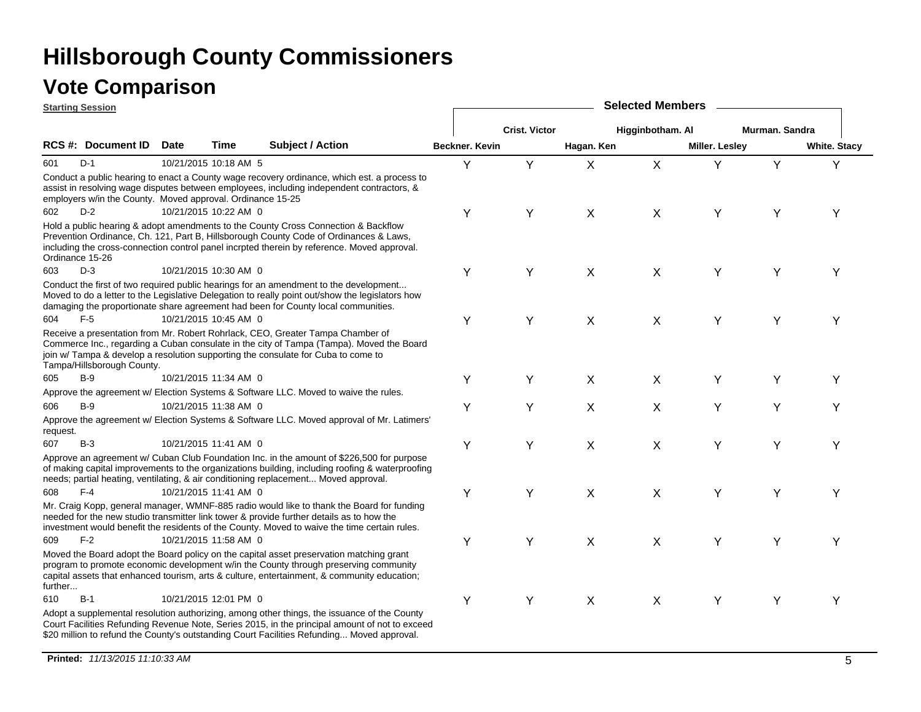# Hillsborough County Commissioners

## Vote Comparison

**Starting Session**

| RCS #: | Document ID | Date | Time | Subject / Action | Beckner. Kevin | Crist. Victor | Hagan. Ken | Higginbotham. Al | Miller. Lesley | Murman. Sandra | White. Stacy |
|---|---|---|---|---|---|---|---|---|---|---|---|
| 601 | D-1 | 10/21/2015 | 10:18 AM | 5 Conduct a public hearing to enact a County wage recovery ordinance, which est. a process to assist in resolving wage disputes between employees, including independent contractors, & employers w/in the County. Moved approval. Ordinance 15-25 | Y | Y | X | X | Y | Y | Y |
| 602 | D-2 | 10/21/2015 | 10:22 AM | 0 Hold a public hearing & adopt amendments to the County Cross Connection & Backflow Prevention Ordinance, Ch. 121, Part B, Hillsborough County Code of Ordinances & Laws, including the cross-connection control panel incrpted therein by reference. Moved approval. Ordinance 15-26 | Y | Y | X | X | Y | Y | Y |
| 603 | D-3 | 10/21/2015 | 10:30 AM | 0 Conduct the first of two required public hearings for an amendment to the development... Moved to do a letter to the Legislative Delegation to really point out/show the legislators how damaging the proportionate share agreement had been for County local communities. | Y | Y | X | X | Y | Y | Y |
| 604 | F-5 | 10/21/2015 | 10:45 AM | 0 Receive a presentation from Mr. Robert Rohrlack, CEO, Greater Tampa Chamber of Commerce Inc., regarding a Cuban consulate in the city of Tampa (Tampa). Moved the Board join w/ Tampa & develop a resolution supporting the consulate for Cuba to come to Tampa/Hillsborough County. | Y | Y | X | X | Y | Y | Y |
| 605 | B-9 | 10/21/2015 | 11:34 AM | 0 Approve the agreement w/ Election Systems & Software LLC. Moved to waive the rules. | Y | Y | X | X | Y | Y | Y |
| 606 | B-9 | 10/21/2015 | 11:38 AM | 0 Approve the agreement w/ Election Systems & Software LLC. Moved approval of Mr. Latimers' request. | Y | Y | X | X | Y | Y | Y |
| 607 | B-3 | 10/21/2015 | 11:41 AM | 0 Approve an agreement w/ Cuban Club Foundation Inc. in the amount of $226,500 for purpose of making capital improvements to the organizations building, including roofing & waterproofing needs; partial heating, ventilating, & air conditioning replacement... Moved approval. | Y | Y | X | X | Y | Y | Y |
| 608 | F-4 | 10/21/2015 | 11:41 AM | 0 Mr. Craig Kopp, general manager, WMNF-885 radio would like to thank the Board for funding needed for the new studio transmitter link tower & provide further details as to how the investment would benefit the residents of the County. Moved to waive the time certain rules. | Y | Y | X | X | Y | Y | Y |
| 609 | F-2 | 10/21/2015 | 11:58 AM | 0 Moved the Board adopt the Board policy on the capital asset preservation matching grant program to promote economic development w/in the County through preserving community capital assets that enhanced tourism, arts & culture, entertainment, & community education; further... | Y | Y | X | X | Y | Y | Y |
| 610 | B-1 | 10/21/2015 | 12:01 PM | 0 Adopt a supplemental resolution authorizing, among other things, the issuance of the County Court Facilities Refunding Revenue Note, Series 2015, in the principal amount of not to exceed $20 million to refund the County's outstanding Court Facilities Refunding... Moved approval. | Y | Y | X | X | Y | Y | Y |

**Printed:** *11/13/2015 11:10:33 AM*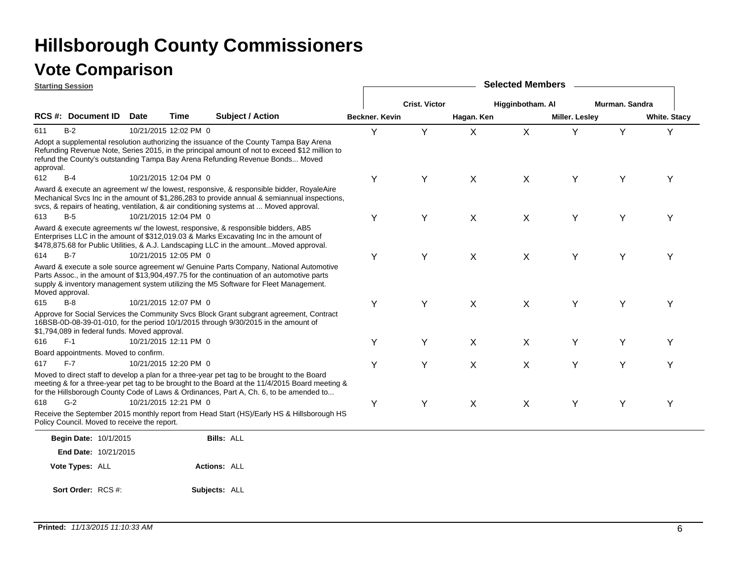# Hillsborough County Commissioners

## Vote Comparison

**Starting Session**

| RCS #: | Document ID | Date | Time | Subject / Action | Beckner. Kevin | Crist. Victor | Hagan. Ken | Higginbotham. Al | Miller. Lesley | Murman. Sandra | White. Stacy |
|---|---|---|---|---|---|---|---|---|---|---|---|
| 611 | B-2 | 10/21/2015 | 12:02 PM | 0 | Y | Y | X | X | Y | Y | Y |
| | | | | Adopt a supplemental resolution authorizing the issuance of the County Tampa Bay Arena Refunding Revenue Note, Series 2015, in the principal amount of not to exceed $12 million to refund the County's outstanding Tampa Bay Arena Refunding Revenue Bonds... Moved approval. | | | | | | | |
| 612 | B-4 | 10/21/2015 | 12:04 PM | 0 | Y | Y | X | X | Y | Y | Y |
| | | | | Award & execute an agreement w/ the lowest, responsive, & responsible bidder, RoyaleAire Mechanical Svcs Inc in the amount of $1,286,283 to provide annual & semiannual inspections, svcs, & repairs of heating, ventilation, & air conditioning systems at ... Moved approval. | | | | | | | |
| 613 | B-5 | 10/21/2015 | 12:04 PM | 0 | Y | Y | X | X | Y | Y | Y |
| | | | | Award & execute agreements w/ the lowest, responsive, & responsible bidders, AB5 Enterprises LLC in the amount of $312,019.03 & Marks Excavating Inc in the amount of $478,875.68 for Public Utilities, & A.J. Landscaping LLC in the amount...Moved approval. | | | | | | | |
| 614 | B-7 | 10/21/2015 | 12:05 PM | 0 | Y | Y | X | X | Y | Y | Y |
| | | | | Award & execute a sole source agreement w/ Genuine Parts Company, National Automotive Parts Assoc., in the amount of $13,904,497.75 for the continuation of an automotive parts supply & inventory management system utilizing the M5 Software for Fleet Management. Moved approval. | | | | | | | |
| 615 | B-8 | 10/21/2015 | 12:07 PM | 0 | Y | Y | X | X | Y | Y | Y |
| | | | | Approve for Social Services the Community Svcs Block Grant subgrant agreement, Contract 16BSB-0D-08-39-01-010, for the period 10/1/2015 through 9/30/2015 in the amount of $1,794,089 in federal funds. Moved approval. | | | | | | | |
| 616 | F-1 | 10/21/2015 | 12:11 PM | 0 | Y | Y | X | X | Y | Y | Y |
| | | | | Board appointments. Moved to confirm. | | | | | | | |
| 617 | F-7 | 10/21/2015 | 12:20 PM | 0 | Y | Y | X | X | Y | Y | Y |
| | | | | Moved to direct staff to develop a plan for a three-year pet tag to be brought to the Board meeting & for a three-year pet tag to be brought to the Board at the 11/4/2015 Board meeting & for the Hillsborough County Code of Laws & Ordinances, Part A, Ch. 6, to be amended to... | | | | | | | |
| 618 | G-2 | 10/21/2015 | 12:21 PM | 0 | Y | Y | X | X | Y | Y | Y |
| | | | | Receive the September 2015 monthly report from Head Start (HS)/Early HS & Hillsborough HS Policy Council. Moved to receive the report. | | | | | | | |

**Begin Date:** 10/1/2015 **Bills:** ALL

**End Date:** 10/21/2015

**Vote Types:** ALL **Actions:** ALL

**Sort Order:** RCS #: **Subjects:** ALL

**Printed:** *11/13/2015 11:10:33 AM*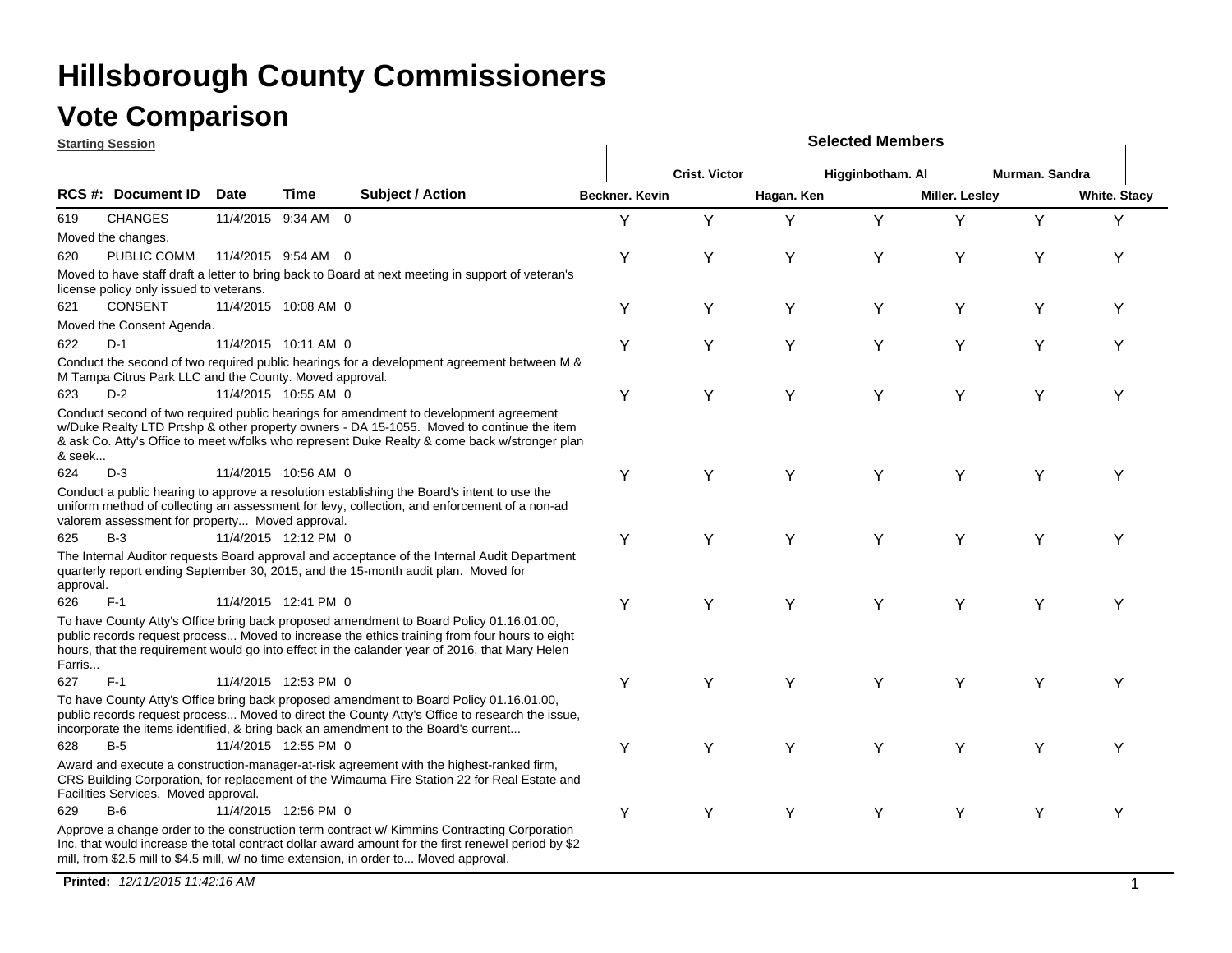# Hillsborough County Commissioners

## Vote Comparison

**Starting Session**

| RCS #: | Document ID | Date | Time | Subject / Action | Beckner. Kevin | Crist. Victor | Hagan. Ken | Higginbotham. Al | Miller. Lesley | Murman. Sandra | White. Stacy |
|---|---|---|---|---|---|---|---|---|---|---|---|
| 619 | CHANGES | 11/4/2015 | 9:34 AM | 0 | Y | Y | Y | Y | Y | Y | Y |
| | Moved the changes. | | | | | | | | | | |
| 620 | PUBLIC COMM | 11/4/2015 | 9:54 AM | 0 | Y | Y | Y | Y | Y | Y | Y |
| | Moved to have staff draft a letter to bring back to Board at next meeting in support of veteran's license policy only issued to veterans. | | | | | | | | | | |
| 621 | CONSENT | 11/4/2015 | 10:08 AM | 0 | Y | Y | Y | Y | Y | Y | Y |
| | Moved the Consent Agenda. | | | | | | | | | | |
| 622 | D-1 | 11/4/2015 | 10:11 AM | 0 | Y | Y | Y | Y | Y | Y | Y |
| | Conduct the second of two required public hearings for a development agreement between M & M Tampa Citrus Park LLC and the County. Moved approval. | | | | | | | | | | |
| 623 | D-2 | 11/4/2015 | 10:55 AM | 0 | Y | Y | Y | Y | Y | Y | Y |
| | Conduct second of two required public hearings for amendment to development agreement w/Duke Realty LTD Prtshp & other property owners - DA 15-1055. Moved to continue the item & ask Co. Atty's Office to meet w/folks who represent Duke Realty & come back w/stronger plan & seek... | | | | | | | | | | |
| 624 | D-3 | 11/4/2015 | 10:56 AM | 0 | Y | Y | Y | Y | Y | Y | Y |
| | Conduct a public hearing to approve a resolution establishing the Board's intent to use the uniform method of collecting an assessment for levy, collection, and enforcement of a non-ad valorem assessment for property... Moved approval. | | | | | | | | | | |
| 625 | B-3 | 11/4/2015 | 12:12 PM | 0 | Y | Y | Y | Y | Y | Y | Y |
| | The Internal Auditor requests Board approval and acceptance of the Internal Audit Department quarterly report ending September 30, 2015, and the 15-month audit plan. Moved for approval. | | | | | | | | | | |
| 626 | F-1 | 11/4/2015 | 12:41 PM | 0 | Y | Y | Y | Y | Y | Y | Y |
| | To have County Atty's Office bring back proposed amendment to Board Policy 01.16.01.00, public records request process... Moved to increase the ethics training from four hours to eight hours, that the requirement would go into effect in the calander year of 2016, that Mary Helen Farris... | | | | | | | | | | |
| 627 | F-1 | 11/4/2015 | 12:53 PM | 0 | Y | Y | Y | Y | Y | Y | Y |
| | To have County Atty's Office bring back proposed amendment to Board Policy 01.16.01.00, public records request process... Moved to direct the County Atty's Office to research the issue, incorporate the items identified, & bring back an amendment to the Board's current... | | | | | | | | | | |
| 628 | B-5 | 11/4/2015 | 12:55 PM | 0 | Y | Y | Y | Y | Y | Y | Y |
| | Award and execute a construction-manager-at-risk agreement with the highest-ranked firm, CRS Building Corporation, for replacement of the Wimauma Fire Station 22 for Real Estate and Facilities Services. Moved approval. | | | | | | | | | | |
| 629 | B-6 | 11/4/2015 | 12:56 PM | 0 | Y | Y | Y | Y | Y | Y | Y |
| | Approve a change order to the construction term contract w/ Kimmins Contracting Corporation Inc. that would increase the total contract dollar award amount for the first renewel period by $2 mill, from $2.5 mill to $4.5 mill, w/ no time extension, in order to... Moved approval. | | | | | | | | | | |

**Printed:** *12/11/2015 11:42:16 AM*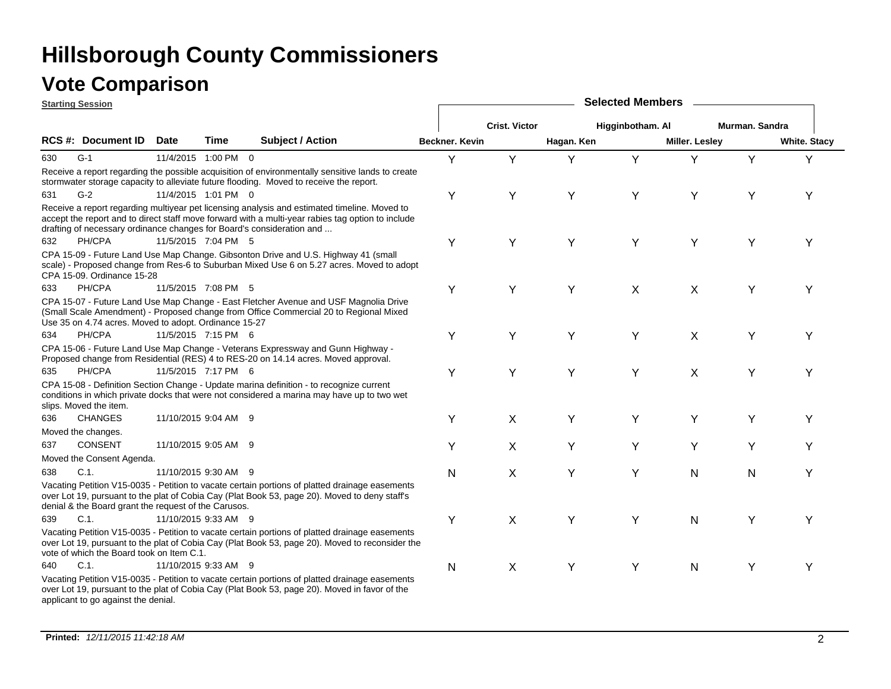# Hillsborough County Commissioners

## Vote Comparison

**Starting Session**

Selected Members

| RCS # | Document ID | Date | Time | | Subject / Action | Beckner. Kevin | Crist. Victor | Hagan. Ken | Higginbotham. Al | Miller. Lesley | Murman. Sandra | White. Stacy |
|---|---|---|---|---|---|---|---|---|---|---|---|---|
| 630 | G-1 | 11/4/2015 | 1:00 PM | 0 | Receive a report regarding the possible acquisition of environmentally sensitive lands to create stormwater storage capacity to alleviate future flooding. Moved to receive the report. | Y | Y | Y | Y | Y | Y | Y |
| 631 | G-2 | 11/4/2015 | 1:01 PM | 0 | Receive a report regarding multiyear pet licensing analysis and estimated timeline. Moved to accept the report and to direct staff move forward with a multi-year rabies tag option to include drafting of necessary ordinance changes for Board's consideration and ... | Y | Y | Y | Y | Y | Y | Y |
| 632 | PH/CPA | 11/5/2015 | 7:04 PM | 5 | CPA 15-09 - Future Land Use Map Change. Gibsonton Drive and U.S. Highway 41 (small scale) - Proposed change from Res-6 to Suburban Mixed Use 6 on 5.27 acres. Moved to adopt CPA 15-09. Ordinance 15-28 | Y | Y | Y | Y | Y | Y | Y |
| 633 | PH/CPA | 11/5/2015 | 7:08 PM | 5 | CPA 15-07 - Future Land Use Map Change - East Fletcher Avenue and USF Magnolia Drive (Small Scale Amendment) - Proposed change from Office Commercial 20 to Regional Mixed Use 35 on 4.74 acres. Moved to adopt. Ordinance 15-27 | Y | Y | Y | X | X | Y | Y |
| 634 | PH/CPA | 11/5/2015 | 7:15 PM | 6 | CPA 15-06 - Future Land Use Map Change - Veterans Expressway and Gunn Highway - Proposed change from Residential (RES) 4 to RES-20 on 14.14 acres. Moved approval. | Y | Y | Y | Y | X | Y | Y |
| 635 | PH/CPA | 11/5/2015 | 7:17 PM | 6 | CPA 15-08 - Definition Section Change - Update marina definition - to recognize current conditions in which private docks that were not considered a marina may have up to two wet slips. Moved the item. | Y | Y | Y | Y | X | Y | Y |
| 636 | CHANGES | 11/10/2015 | 9:04 AM | 9 | Moved the changes. | Y | X | Y | Y | Y | Y | Y |
| 637 | CONSENT | 11/10/2015 | 9:05 AM | 9 | Moved the Consent Agenda. | Y | X | Y | Y | Y | Y | Y |
| 638 | C.1. | 11/10/2015 | 9:30 AM | 9 | Vacating Petition V15-0035 - Petition to vacate certain portions of platted drainage easements over Lot 19, pursuant to the plat of Cobia Cay (Plat Book 53, page 20). Moved to deny staff's denial & the Board grant the request of the Carusos. | N | X | Y | Y | N | N | Y |
| 639 | C.1. | 11/10/2015 | 9:33 AM | 9 | Vacating Petition V15-0035 - Petition to vacate certain portions of platted drainage easements over Lot 19, pursuant to the plat of Cobia Cay (Plat Book 53, page 20). Moved to reconsider the vote of which the Board took on Item C.1. | Y | X | Y | Y | N | Y | Y |
| 640 | C.1. | 11/10/2015 | 9:33 AM | 9 | Vacating Petition V15-0035 - Petition to vacate certain portions of platted drainage easements over Lot 19, pursuant to the plat of Cobia Cay (Plat Book 53, page 20). Moved in favor of the applicant to go against the denial. | N | X | Y | Y | N | Y | Y |

**Printed:** *12/11/2015 11:42:18 AM*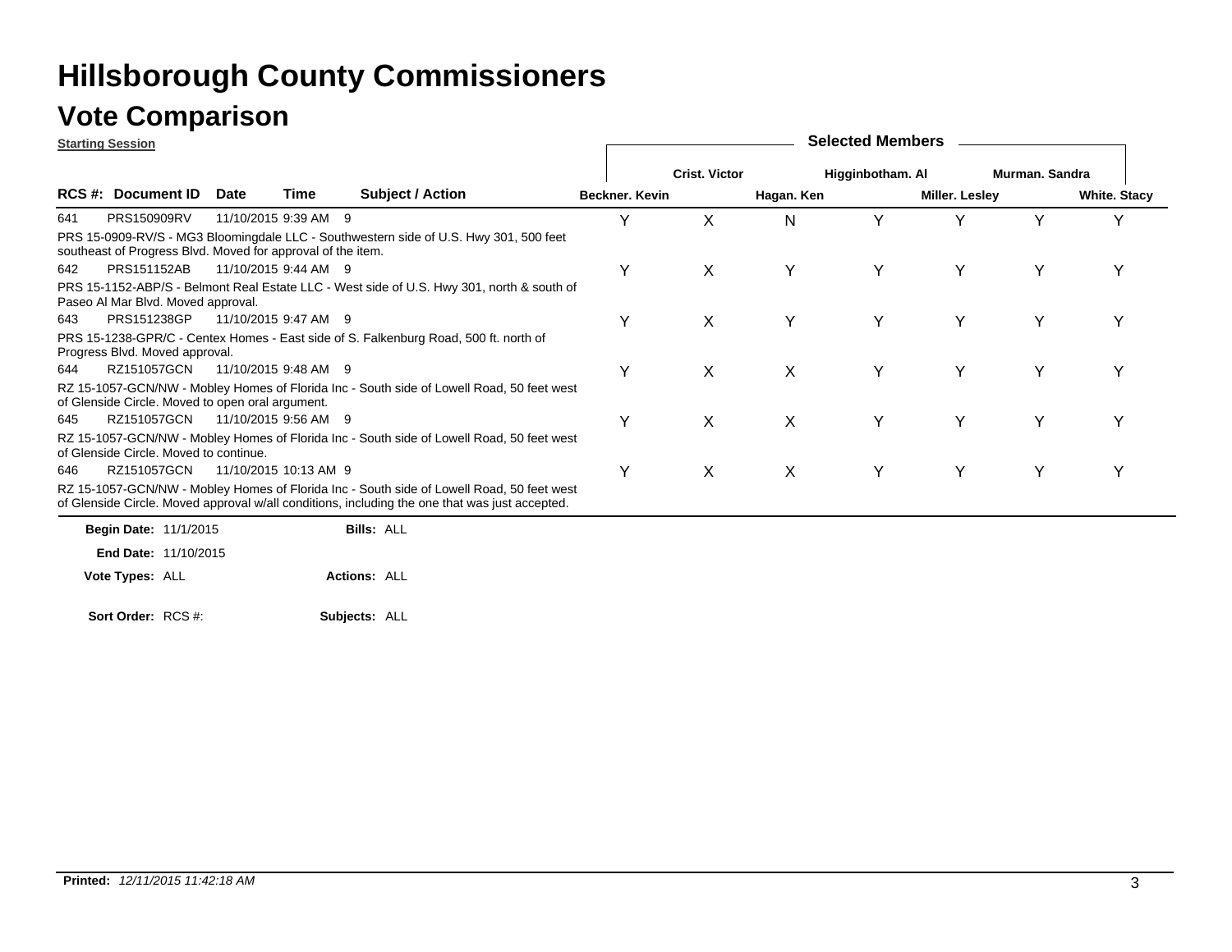# Hillsborough County Commissioners

## Vote Comparison

**Starting Session**

| RCS #: | Document ID | Date | Time | Subject / Action | Beckner. Kevin | Crist. Victor | Hagan. Ken | Higginbotham. Al | Miller. Lesley | Murman. Sandra | White. Stacy |
|---|---|---|---|---|---|---|---|---|---|---|---|
| 641 | PRS150909RV | 11/10/2015 | 9:39 AM | 9 PRS 15-0909-RV/S - MG3 Bloomingdale LLC - Southwestern side of U.S. Hwy 301, 500 feet southeast of Progress Blvd. Moved for approval of the item. | Y | X | N | Y | Y | Y | Y |
| 642 | PRS151152AB | 11/10/2015 | 9:44 AM | 9 PRS 15-1152-ABP/S - Belmont Real Estate LLC - West side of U.S. Hwy 301, north & south of Paseo Al Mar Blvd. Moved approval. | Y | X | Y | Y | Y | Y | Y |
| 643 | PRS151238GP | 11/10/2015 | 9:47 AM | 9 PRS 15-1238-GPR/C - Centex Homes - East side of S. Falkenburg Road, 500 ft. north of Progress Blvd. Moved approval. | Y | X | Y | Y | Y | Y | Y |
| 644 | RZ151057GCN | 11/10/2015 | 9:48 AM | 9 RZ 15-1057-GCN/NW - Mobley Homes of Florida Inc - South side of Lowell Road, 50 feet west of Glenside Circle. Moved to open oral argument. | Y | X | X | Y | Y | Y | Y |
| 645 | RZ151057GCN | 11/10/2015 | 9:56 AM | 9 RZ 15-1057-GCN/NW - Mobley Homes of Florida Inc - South side of Lowell Road, 50 feet west of Glenside Circle. Moved to continue. | Y | X | X | Y | Y | Y | Y |
| 646 | RZ151057GCN | 11/10/2015 | 10:13 AM | 9 RZ 15-1057-GCN/NW - Mobley Homes of Florida Inc - South side of Lowell Road, 50 feet west of Glenside Circle. Moved approval w/all conditions, including the one that was just accepted. | Y | X | X | Y | Y | Y | Y |

**Begin Date:** 11/1/2015 **Bills:** ALL

**End Date:** 11/10/2015

**Vote Types:** ALL **Actions:** ALL

**Sort Order:** RCS #: **Subjects:** ALL

**Printed:** *12/11/2015 11:42:18 AM*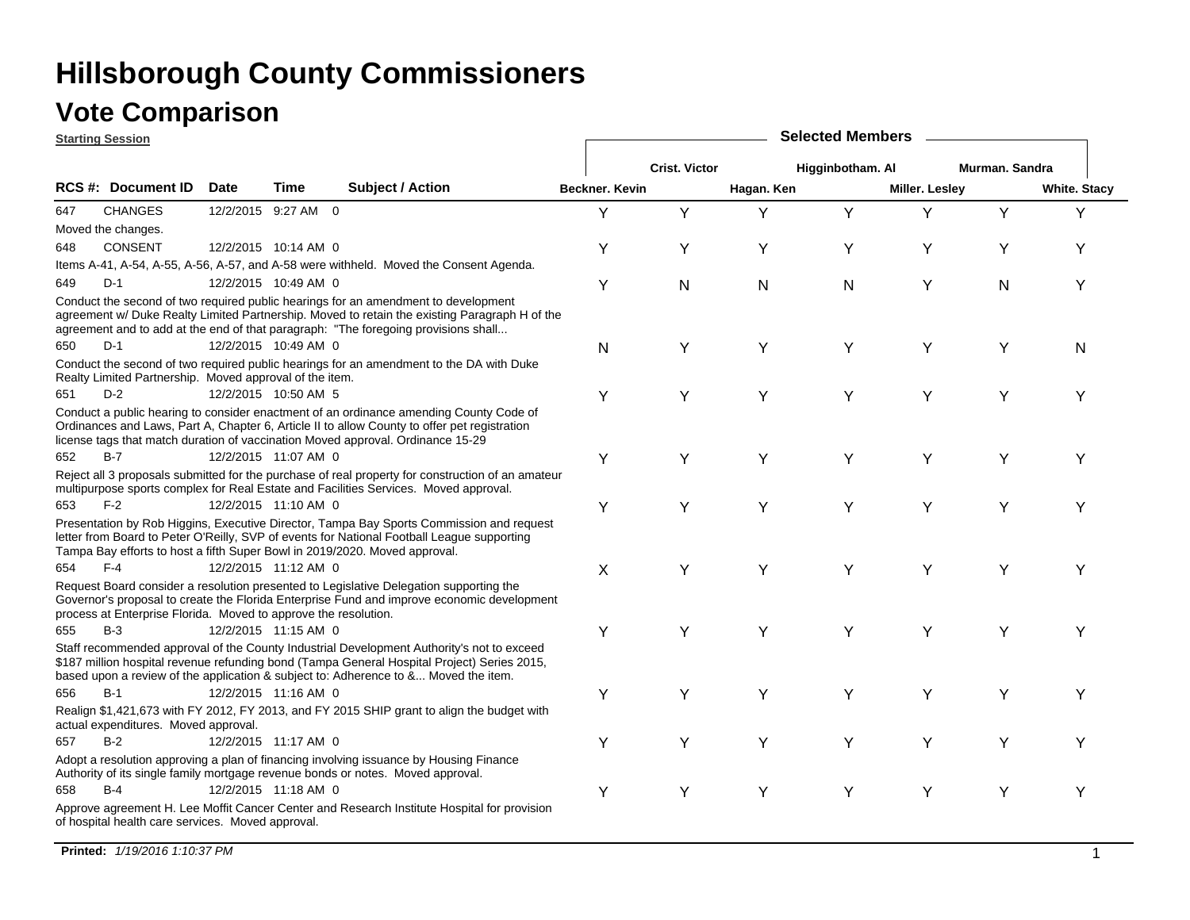# Hillsborough County Commissioners

## Vote Comparison

**Starting Session**

| RCS # | Document ID | Date | Time | Subject / Action | Beckner. Kevin | Crist. Victor | Hagan. Ken | Higginbotham. Al | Miller. Lesley | Murman. Sandra | White. Stacy |
|---|---|---|---|---|---|---|---|---|---|---|---|
| 647 | CHANGES | 12/2/2015 | 9:27 AM | 0 | Y | Y | Y | Y | Y | Y | Y |
| Moved the changes. | | | | | | | | | | | |
| 648 | CONSENT | 12/2/2015 | 10:14 AM | 0 | Y | Y | Y | Y | Y | Y | Y |
| Items A-41, A-54, A-55, A-56, A-57, and A-58 were withheld. Moved the Consent Agenda. | | | | | | | | | | | |
| 649 | D-1 | 12/2/2015 | 10:49 AM | 0 | Y | N | N | N | Y | N | Y |
| Conduct the second of two required public hearings for an amendment to development agreement w/ Duke Realty Limited Partnership. Moved to retain the existing Paragraph H of the agreement and to add at the end of that paragraph: "The foregoing provisions shall... | | | | | | | | | | | |
| 650 | D-1 | 12/2/2015 | 10:49 AM | 0 | N | Y | Y | Y | Y | Y | N |
| Conduct the second of two required public hearings for an amendment to the DA with Duke Realty Limited Partnership. Moved approval of the item. | | | | | | | | | | | |
| 651 | D-2 | 12/2/2015 | 10:50 AM | 5 | Y | Y | Y | Y | Y | Y | Y |
| Conduct a public hearing to consider enactment of an ordinance amending County Code of Ordinances and Laws, Part A, Chapter 6, Article II to allow County to offer pet registration license tags that match duration of vaccination Moved approval. Ordinance 15-29 | | | | | | | | | | | |
| 652 | B-7 | 12/2/2015 | 11:07 AM | 0 | Y | Y | Y | Y | Y | Y | Y |
| Reject all 3 proposals submitted for the purchase of real property for construction of an amateur multipurpose sports complex for Real Estate and Facilities Services. Moved approval. | | | | | | | | | | | |
| 653 | F-2 | 12/2/2015 | 11:10 AM | 0 | Y | Y | Y | Y | Y | Y | Y |
| Presentation by Rob Higgins, Executive Director, Tampa Bay Sports Commission and request letter from Board to Peter O'Reilly, SVP of events for National Football League supporting Tampa Bay efforts to host a fifth Super Bowl in 2019/2020. Moved approval. | | | | | | | | | | | |
| 654 | F-4 | 12/2/2015 | 11:12 AM | 0 | X | Y | Y | Y | Y | Y | Y |
| Request Board consider a resolution presented to Legislative Delegation supporting the Governor's proposal to create the Florida Enterprise Fund and improve economic development process at Enterprise Florida. Moved to approve the resolution. | | | | | | | | | | | |
| 655 | B-3 | 12/2/2015 | 11:15 AM | 0 | Y | Y | Y | Y | Y | Y | Y |
| Staff recommended approval of the County Industrial Development Authority's not to exceed $187 million hospital revenue refunding bond (Tampa General Hospital Project) Series 2015, based upon a review of the application & subject to: Adherence to &... Moved the item. | | | | | | | | | | | |
| 656 | B-1 | 12/2/2015 | 11:16 AM | 0 | Y | Y | Y | Y | Y | Y | Y |
| Realign $1,421,673 with FY 2012, FY 2013, and FY 2015 SHIP grant to align the budget with actual expenditures. Moved approval. | | | | | | | | | | | |
| 657 | B-2 | 12/2/2015 | 11:17 AM | 0 | Y | Y | Y | Y | Y | Y | Y |
| Adopt a resolution approving a plan of financing involving issuance by Housing Finance Authority of its single family mortgage revenue bonds or notes. Moved approval. | | | | | | | | | | | |
| 658 | B-4 | 12/2/2015 | 11:18 AM | 0 | Y | Y | Y | Y | Y | Y | Y |
| Approve agreement H. Lee Moffit Cancer Center and Research Institute Hospital for provision of hospital health care services. Moved approval. | | | | | | | | | | | |

**Printed:** *1/19/2016 1:10:37 PM*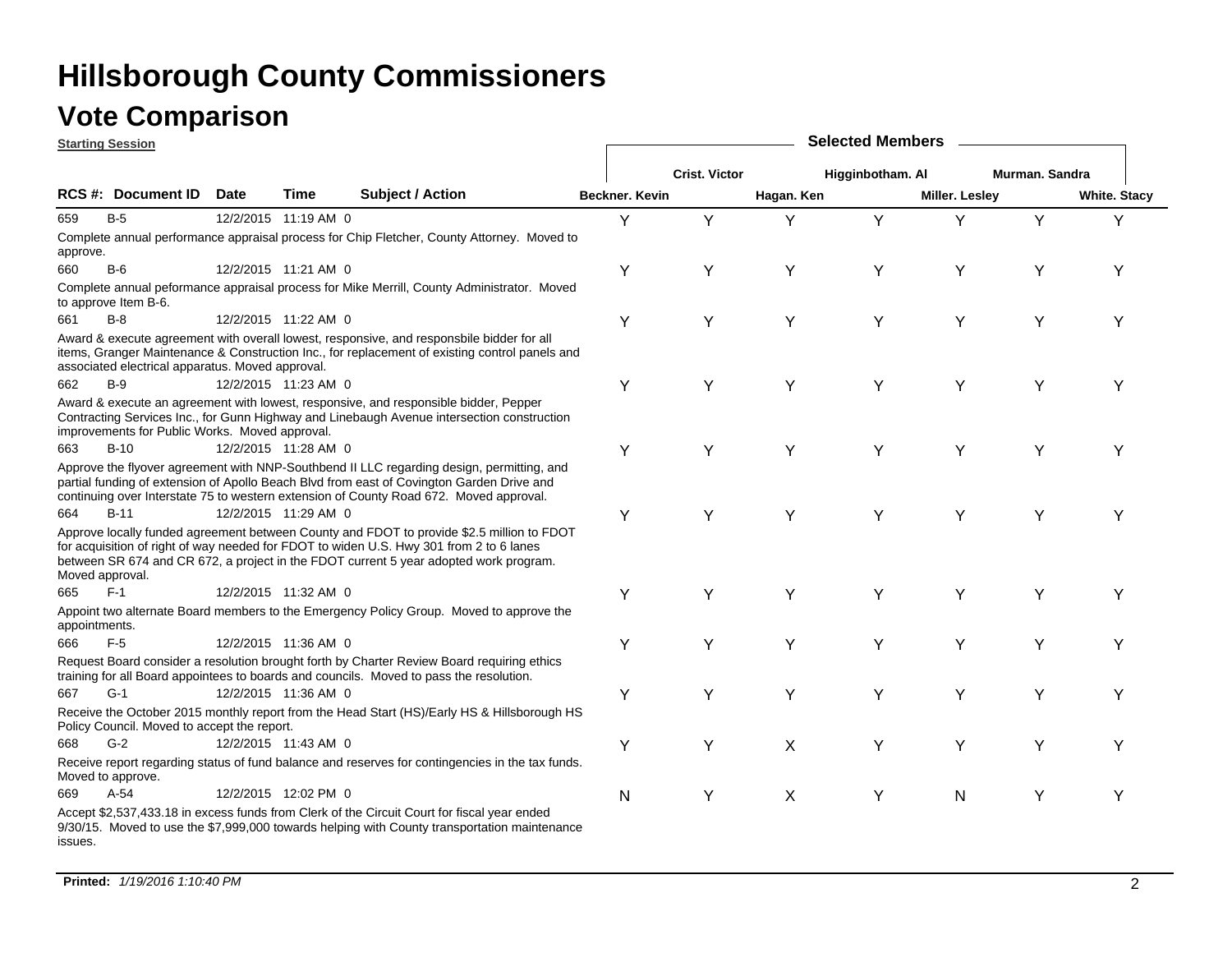# Hillsborough County Commissioners

## Vote Comparison

**Starting Session**

| RCS #: | Document ID | Date | Time | | Subject / Action | Beckner. Kevin | Crist. Victor | Hagan. Ken | Higginbotham. Al | Miller. Lesley | Murman. Sandra | White. Stacy |
|---|---|---|---|---|---|---|---|---|---|---|---|---|
| 659 | B-5 | 12/2/2015 | 11:19 AM | 0 | Complete annual performance appraisal process for Chip Fletcher, County Attorney. Moved to approve. | Y | Y | Y | Y | Y | Y | Y |
| 660 | B-6 | 12/2/2015 | 11:21 AM | 0 | Complete annual peformance appraisal process for Mike Merrill, County Administrator. Moved to approve Item B-6. | Y | Y | Y | Y | Y | Y | Y |
| 661 | B-8 | 12/2/2015 | 11:22 AM | 0 | Award & execute agreement with overall lowest, responsive, and responsbile bidder for all items, Granger Maintenance & Construction Inc., for replacement of existing control panels and associated electrical apparatus. Moved approval. | Y | Y | Y | Y | Y | Y | Y |
| 662 | B-9 | 12/2/2015 | 11:23 AM | 0 | Award & execute an agreement with lowest, responsive, and responsible bidder, Pepper Contracting Services Inc., for Gunn Highway and Linebaugh Avenue intersection construction improvements for Public Works. Moved approval. | Y | Y | Y | Y | Y | Y | Y |
| 663 | B-10 | 12/2/2015 | 11:28 AM | 0 | Approve the flyover agreement with NNP-Southbend II LLC regarding design, permitting, and partial funding of extension of Apollo Beach Blvd from east of Covington Garden Drive and continuing over Interstate 75 to western extension of County Road 672. Moved approval. | Y | Y | Y | Y | Y | Y | Y |
| 664 | B-11 | 12/2/2015 | 11:29 AM | 0 | Approve locally funded agreement between County and FDOT to provide $2.5 million to FDOT for acquisition of right of way needed for FDOT to widen U.S. Hwy 301 from 2 to 6 lanes between SR 674 and CR 672, a project in the FDOT current 5 year adopted work program. Moved approval. | Y | Y | Y | Y | Y | Y | Y |
| 665 | F-1 | 12/2/2015 | 11:32 AM | 0 | Appoint two alternate Board members to the Emergency Policy Group. Moved to approve the appointments. | Y | Y | Y | Y | Y | Y | Y |
| 666 | F-5 | 12/2/2015 | 11:36 AM | 0 | Request Board consider a resolution brought forth by Charter Review Board requiring ethics training for all Board appointees to boards and councils. Moved to pass the resolution. | Y | Y | Y | Y | Y | Y | Y |
| 667 | G-1 | 12/2/2015 | 11:36 AM | 0 | Receive the October 2015 monthly report from the Head Start (HS)/Early HS & Hillsborough HS Policy Council. Moved to accept the report. | Y | Y | Y | Y | Y | Y | Y |
| 668 | G-2 | 12/2/2015 | 11:43 AM | 0 | Receive report regarding status of fund balance and reserves for contingencies in the tax funds. Moved to approve. | Y | Y | X | Y | Y | Y | Y |
| 669 | A-54 | 12/2/2015 | 12:02 PM | 0 | Accept $2,537,433.18 in excess funds from Clerk of the Circuit Court for fiscal year ended 9/30/15. Moved to use the $7,999,000 towards helping with County transportation maintenance issues. | N | Y | X | Y | N | Y | Y |

**Printed:** *1/19/2016 1:10:40 PM*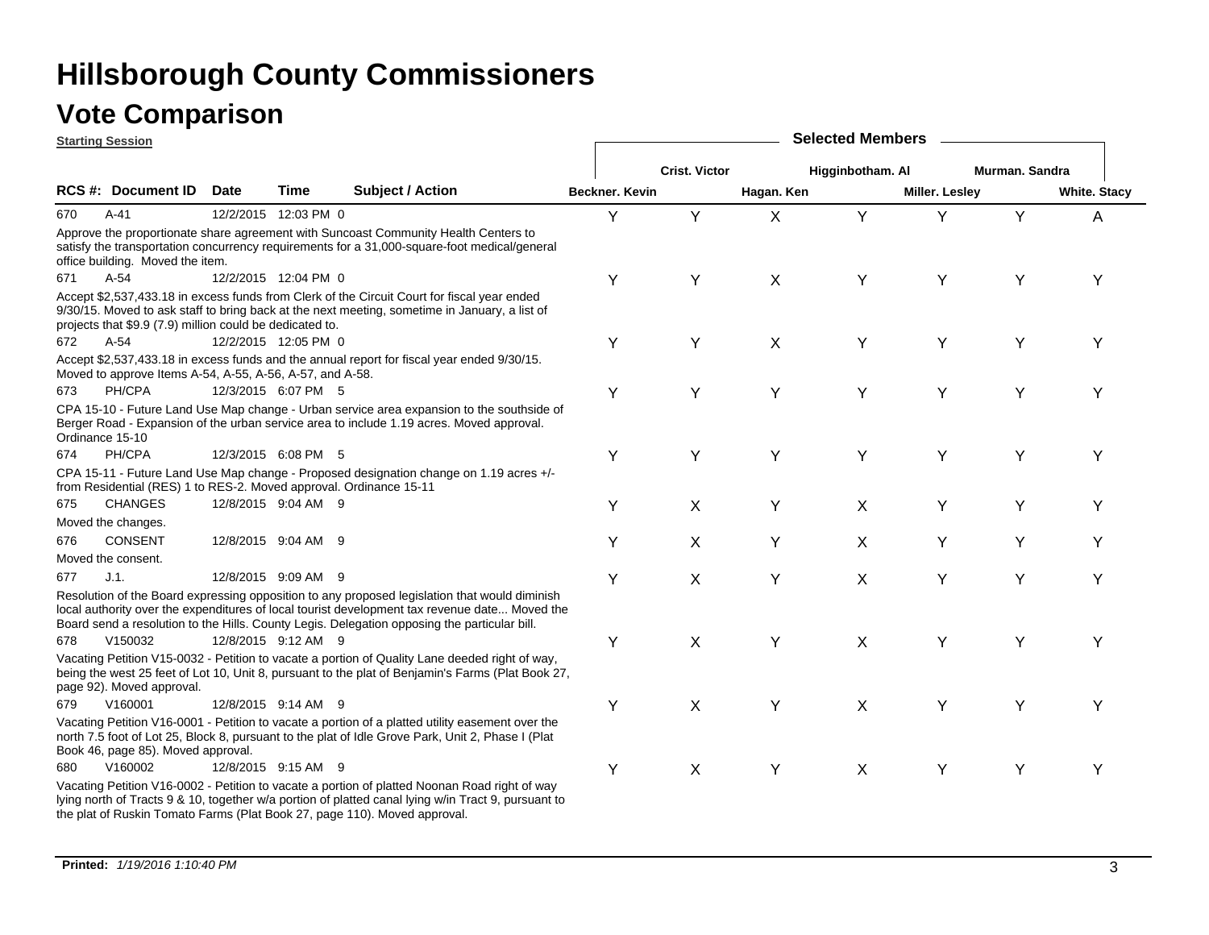# Hillsborough County Commissioners

## Vote Comparison

**Starting Session**

| RCS # | Document ID | Date | Time | Session | Subject / Action | Beckner. Kevin | Crist. Victor | Hagan. Ken | Higginbotham. Al | Miller. Lesley | Murman. Sandra | White. Stacy |
|---|---|---|---|---|---|---|---|---|---|---|---|---|
| 670 | A-41 | 12/2/2015 | 12:03 PM | 0 | Approve the proportionate share agreement with Suncoast Community Health Centers to satisfy the transportation concurrency requirements for a 31,000-square-foot medical/general office building. Moved the item. | Y | Y | X | Y | Y | Y | A |
| 671 | A-54 | 12/2/2015 | 12:04 PM | 0 | Accept $2,537,433.18 in excess funds from Clerk of the Circuit Court for fiscal year ended 9/30/15. Moved to ask staff to bring back at the next meeting, sometime in January, a list of projects that $9.9 (7.9) million could be dedicated to. | Y | Y | X | Y | Y | Y | Y |
| 672 | A-54 | 12/2/2015 | 12:05 PM | 0 | Accept $2,537,433.18 in excess funds and the annual report for fiscal year ended 9/30/15. Moved to approve Items A-54, A-55, A-56, A-57, and A-58. | Y | Y | X | Y | Y | Y | Y |
| 673 | PH/CPA | 12/3/2015 | 6:07 PM | 5 | CPA 15-10 - Future Land Use Map change - Urban service area expansion to the southside of Berger Road - Expansion of the urban service area to include 1.19 acres. Moved approval. Ordinance 15-10 | Y | Y | Y | Y | Y | Y | Y |
| 674 | PH/CPA | 12/3/2015 | 6:08 PM | 5 | CPA 15-11 - Future Land Use Map change - Proposed designation change on 1.19 acres +/- from Residential (RES) 1 to RES-2. Moved approval. Ordinance 15-11 | Y | Y | Y | Y | Y | Y | Y |
| 675 | CHANGES | 12/8/2015 | 9:04 AM | 9 | Moved the changes. | Y | X | Y | X | Y | Y | Y |
| 676 | CONSENT | 12/8/2015 | 9:04 AM | 9 | Moved the consent. | Y | X | Y | X | Y | Y | Y |
| 677 | J.1. | 12/8/2015 | 9:09 AM | 9 | Resolution of the Board expressing opposition to any proposed legislation that would diminish local authority over the expenditures of local tourist development tax revenue date... Moved the Board send a resolution to the Hills. County Legis. Delegation opposing the particular bill. | Y | X | Y | X | Y | Y | Y |
| 678 | V150032 | 12/8/2015 | 9:12 AM | 9 | Vacating Petition V15-0032 - Petition to vacate a portion of Quality Lane deeded right of way, being the west 25 feet of Lot 10, Unit 8, pursuant to the plat of Benjamin's Farms (Plat Book 27, page 92). Moved approval. | Y | X | Y | X | Y | Y | Y |
| 679 | V160001 | 12/8/2015 | 9:14 AM | 9 | Vacating Petition V16-0001 - Petition to vacate a portion of a platted utility easement over the north 7.5 foot of Lot 25, Block 8, pursuant to the plat of Idle Grove Park, Unit 2, Phase I (Plat Book 46, page 85). Moved approval. | Y | X | Y | X | Y | Y | Y |
| 680 | V160002 | 12/8/2015 | 9:15 AM | 9 | Vacating Petition V16-0002 - Petition to vacate a portion of platted Noonan Road right of way lying north of Tracts 9 & 10, together w/a portion of platted canal lying w/in Tract 9, pursuant to the plat of Ruskin Tomato Farms (Plat Book 27, page 110). Moved approval. | Y | X | Y | X | Y | Y | Y |

**Printed:** *1/19/2016 1:10:40 PM*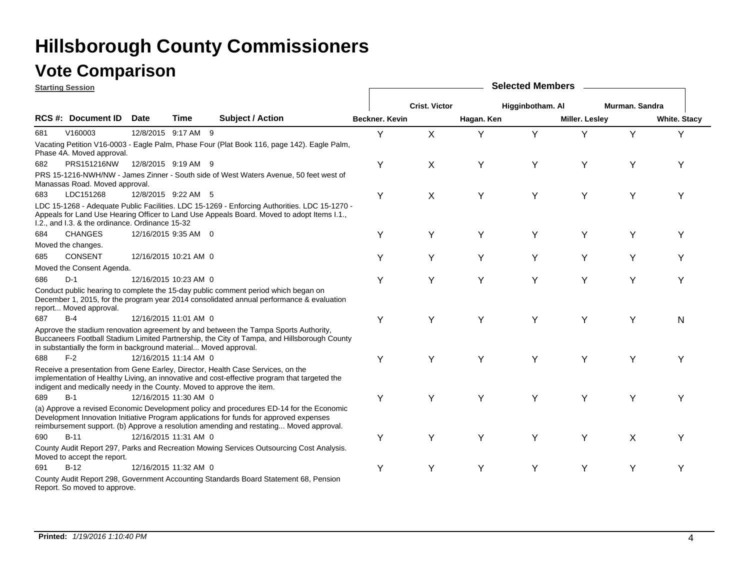# Hillsborough County Commissioners

## Vote Comparison

**Starting Session**

| RCS #: | Document ID | Date | Time | Subject / Action | Beckner. Kevin | Crist. Victor | Hagan. Ken | Higginbotham. Al | Miller. Lesley | Murman. Sandra | White. Stacy |
|---|---|---|---|---|---|---|---|---|---|---|---|
| 681 | V160003 | 12/8/2015 | 9:17 AM | 9 | Y | X | Y | Y | Y | Y | Y |
| | Vacating Petition V16-0003 - Eagle Palm, Phase Four (Plat Book 116, page 142). Eagle Palm, Phase 4A. Moved approval. | | | | | | | | | | |
| 682 | PRS151216NW | 12/8/2015 | 9:19 AM | 9 | Y | X | Y | Y | Y | Y | Y |
| | PRS 15-1216-NWH/NW - James Zinner - South side of West Waters Avenue, 50 feet west of Manassas Road. Moved approval. | | | | | | | | | | |
| 683 | LDC151268 | 12/8/2015 | 9:22 AM | 5 | Y | X | Y | Y | Y | Y | Y |
| | LDC 15-1268 - Adequate Public Facilities. LDC 15-1269 - Enforcing Authorities. LDC 15-1270 - Appeals for Land Use Hearing Officer to Land Use Appeals Board. Moved to adopt Items I.1., I.2., and I.3. & the ordinance. Ordinance 15-32 | | | | | | | | | | |
| 684 | CHANGES | 12/16/2015 | 9:35 AM | 0 | Y | Y | Y | Y | Y | Y | Y |
| | Moved the changes. | | | | | | | | | | |
| 685 | CONSENT | 12/16/2015 | 10:21 AM | 0 | Y | Y | Y | Y | Y | Y | Y |
| | Moved the Consent Agenda. | | | | | | | | | | |
| 686 | D-1 | 12/16/2015 | 10:23 AM | 0 | Y | Y | Y | Y | Y | Y | Y |
| | Conduct public hearing to complete the 15-day public comment period which began on December 1, 2015, for the program year 2014 consolidated annual performance & evaluation report... Moved approval. | | | | | | | | | | |
| 687 | B-4 | 12/16/2015 | 11:01 AM | 0 | Y | Y | Y | Y | Y | Y | N |
| | Approve the stadium renovation agreement by and between the Tampa Sports Authority, Buccaneers Football Stadium Limited Partnership, the City of Tampa, and Hillsborough County in substantially the form in background material... Moved approval. | | | | | | | | | | |
| 688 | F-2 | 12/16/2015 | 11:14 AM | 0 | Y | Y | Y | Y | Y | Y | Y |
| | Receive a presentation from Gene Earley, Director, Health Case Services, on the implementation of Healthy Living, an innovative and cost-effective program that targeted the indigent and medically needy in the County. Moved to approve the item. | | | | | | | | | | |
| 689 | B-1 | 12/16/2015 | 11:30 AM | 0 | Y | Y | Y | Y | Y | Y | Y |
| | (a) Approve a revised Economic Development policy and procedures ED-14 for the Economic Development Innovation Initiative Program applications for funds for approved expenses reimbursement support. (b) Approve a resolution amending and restating... Moved approval. | | | | | | | | | | |
| 690 | B-11 | 12/16/2015 | 11:31 AM | 0 | Y | Y | Y | Y | Y | X | Y |
| | County Audit Report 297, Parks and Recreation Mowing Services Outsourcing Cost Analysis. Moved to accept the report. | | | | | | | | | | |
| 691 | B-12 | 12/16/2015 | 11:32 AM | 0 | Y | Y | Y | Y | Y | Y | Y |
| | County Audit Report 298, Government Accounting Standards Board Statement 68, Pension Report. So moved to approve. | | | | | | | | | | |

**Printed:** *1/19/2016 1:10:40 PM*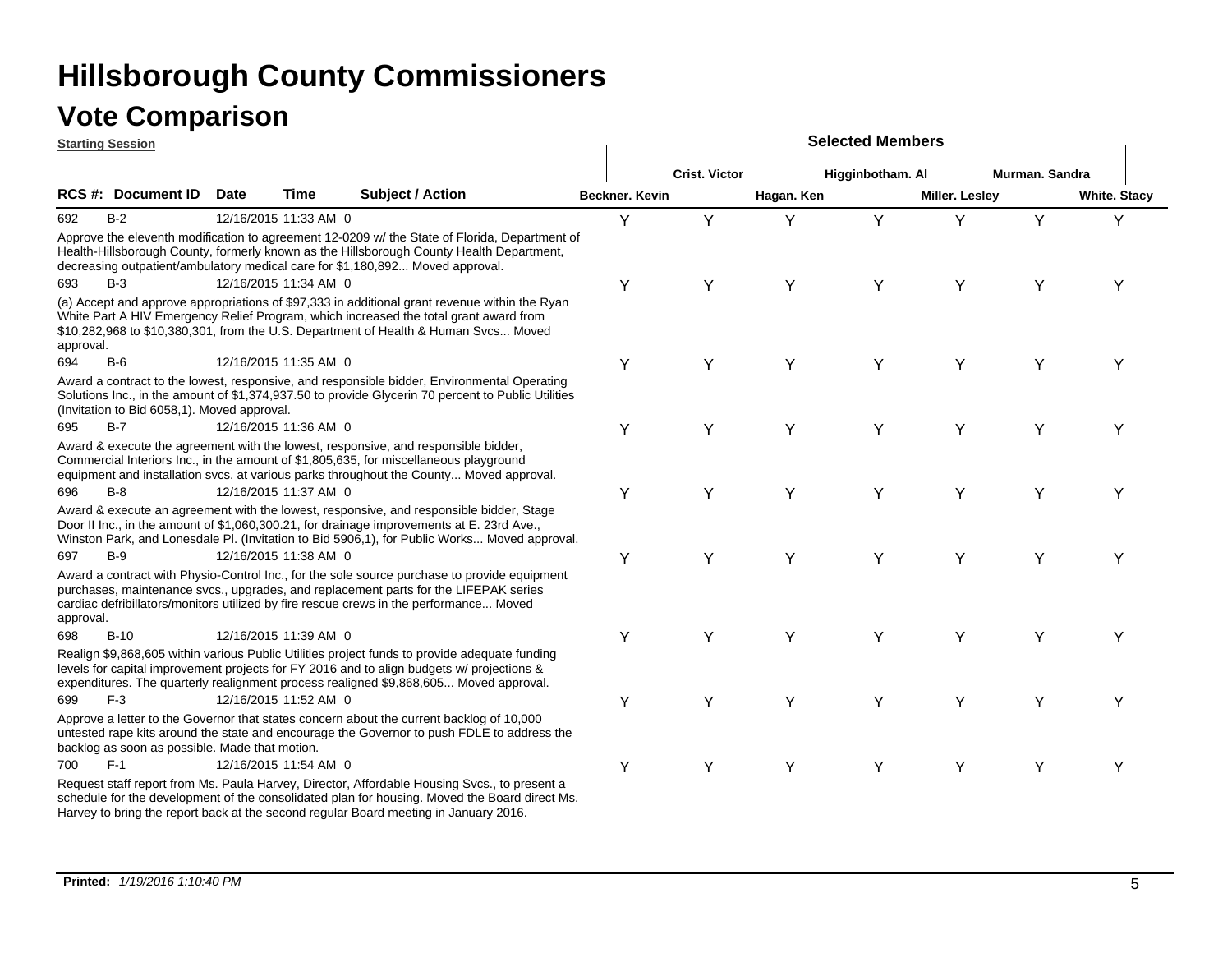# Hillsborough County Commissioners

## Vote Comparison

**Starting Session**

| RCS # | Document ID | Date | Time | Subject / Action | Beckner. Kevin | Crist. Victor | Hagan. Ken | Higginbotham. Al | Miller. Lesley | Murman. Sandra | White. Stacy |
|---|---|---|---|---|---|---|---|---|---|---|---|
| 692 | B-2 | 12/16/2015 | 11:33 AM | 0 | Y | Y | Y | Y | Y | Y | Y |
| | | | | Approve the eleventh modification to agreement 12-0209 w/ the State of Florida, Department of Health-Hillsborough County, formerly known as the Hillsborough County Health Department, decreasing outpatient/ambulatory medical care for $1,180,892... Moved approval. | | | | | | | |
| 693 | B-3 | 12/16/2015 | 11:34 AM | 0 | Y | Y | Y | Y | Y | Y | Y |
| | | | | (a) Accept and approve appropriations of $97,333 in additional grant revenue within the Ryan White Part A HIV Emergency Relief Program, which increased the total grant award from $10,282,968 to $10,380,301, from the U.S. Department of Health & Human Svcs... Moved approval. | | | | | | | |
| 694 | B-6 | 12/16/2015 | 11:35 AM | 0 | Y | Y | Y | Y | Y | Y | Y |
| | | | | Award a contract to the lowest, responsive, and responsible bidder, Environmental Operating Solutions Inc., in the amount of $1,374,937.50 to provide Glycerin 70 percent to Public Utilities (Invitation to Bid 6058,1). Moved approval. | | | | | | | |
| 695 | B-7 | 12/16/2015 | 11:36 AM | 0 | Y | Y | Y | Y | Y | Y | Y |
| | | | | Award & execute the agreement with the lowest, responsive, and responsible bidder, Commercial Interiors Inc., in the amount of $1,805,635, for miscellaneous playground equipment and installation svcs. at various parks throughout the County... Moved approval. | | | | | | | |
| 696 | B-8 | 12/16/2015 | 11:37 AM | 0 | Y | Y | Y | Y | Y | Y | Y |
| | | | | Award & execute an agreement with the lowest, responsive, and responsible bidder, Stage Door II Inc., in the amount of $1,060,300.21, for drainage improvements at E. 23rd Ave., Winston Park, and Lonesdale Pl. (Invitation to Bid 5906,1), for Public Works... Moved approval. | | | | | | | |
| 697 | B-9 | 12/16/2015 | 11:38 AM | 0 | Y | Y | Y | Y | Y | Y | Y |
| | | | | Award a contract with Physio-Control Inc., for the sole source purchase to provide equipment purchases, maintenance svcs., upgrades, and replacement parts for the LIFEPAK series cardiac defribillators/monitors utilized by fire rescue crews in the performance... Moved approval. | | | | | | | |
| 698 | B-10 | 12/16/2015 | 11:39 AM | 0 | Y | Y | Y | Y | Y | Y | Y |
| | | | | Realign $9,868,605 within various Public Utilities project funds to provide adequate funding levels for capital improvement projects for FY 2016 and to align budgets w/ projections & expenditures. The quarterly realignment process realigned $9,868,605... Moved approval. | | | | | | | |
| 699 | F-3 | 12/16/2015 | 11:52 AM | 0 | Y | Y | Y | Y | Y | Y | Y |
| | | | | Approve a letter to the Governor that states concern about the current backlog of 10,000 untested rape kits around the state and encourage the Governor to push FDLE to address the backlog as soon as possible. Made that motion. | | | | | | | |
| 700 | F-1 | 12/16/2015 | 11:54 AM | 0 | Y | Y | Y | Y | Y | Y | Y |
| | | | | Request staff report from Ms. Paula Harvey, Director, Affordable Housing Svcs., to present a schedule for the development of the consolidated plan for housing. Moved the Board direct Ms. Harvey to bring the report back at the second regular Board meeting in January 2016. | | | | | | | |

**Printed:** *1/19/2016 1:10:40 PM*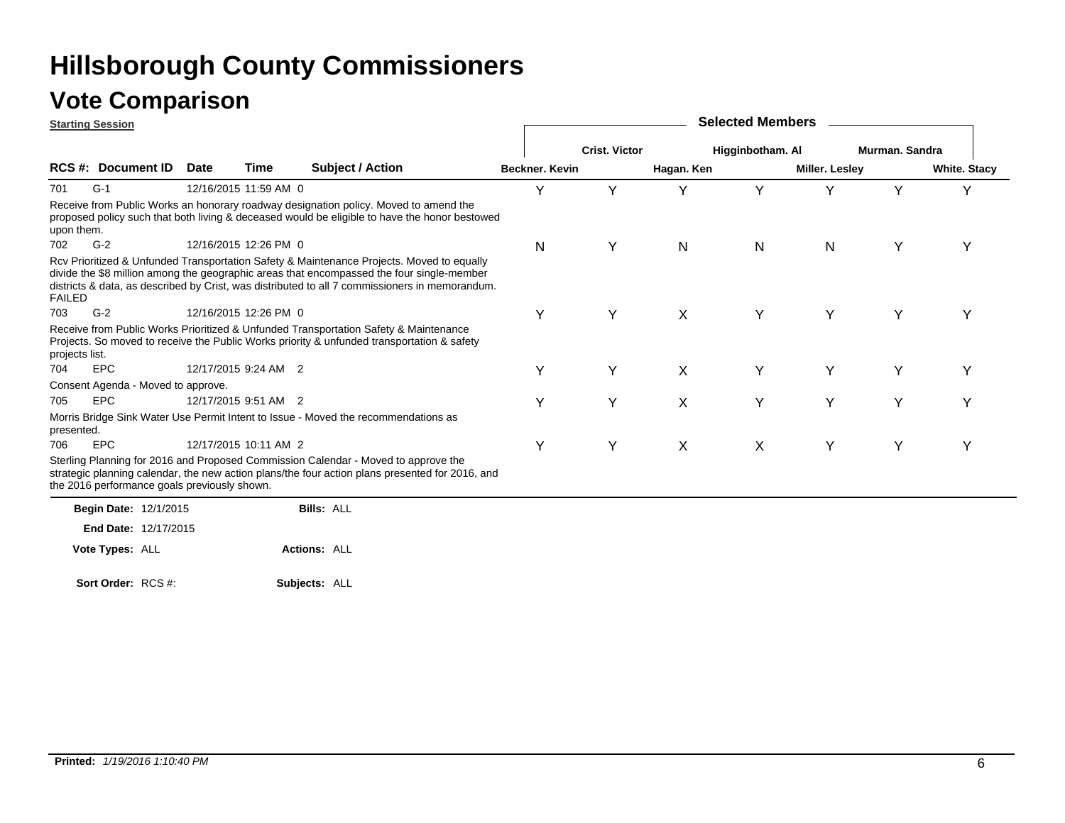# Hillsborough County Commissioners

## Vote Comparison

**Starting Session**

**Selected Members**

| RCS #: | Document ID | Date | Time | | Subject / Action | Beckner. Kevin | Crist. Victor | Hagan. Ken | Higginbotham. Al | Miller. Lesley | Murman. Sandra | White. Stacy |
|---|---|---|---|---|---|---|---|---|---|---|---|---|
| 701 | G-1 | 12/16/2015 | 11:59 AM | 0 | Receive from Public Works an honorary roadway designation policy. Moved to amend the proposed policy such that both living & deceased would be eligible to have the honor bestowed upon them. | Y | Y | Y | Y | Y | Y | Y |
| 702 | G-2 | 12/16/2015 | 12:26 PM | 0 | Rcv Prioritized & Unfunded Transportation Safety & Maintenance Projects. Moved to equally divide the $8 million among the geographic areas that encompassed the four single-member districts & data, as described by Crist, was distributed to all 7 commissioners in memorandum. FAILED | N | Y | N | N | N | Y | Y |
| 703 | G-2 | 12/16/2015 | 12:26 PM | 0 | Receive from Public Works Prioritized & Unfunded Transportation Safety & Maintenance Projects. So moved to receive the Public Works priority & unfunded transportation & safety projects list. | Y | Y | X | Y | Y | Y | Y |
| 704 | EPC | 12/17/2015 | 9:24 AM | 2 | Consent Agenda - Moved to approve. | Y | Y | X | Y | Y | Y | Y |
| 705 | EPC | 12/17/2015 | 9:51 AM | 2 | Morris Bridge Sink Water Use Permit Intent to Issue - Moved the recommendations as presented. | Y | Y | X | Y | Y | Y | Y |
| 706 | EPC | 12/17/2015 | 10:11 AM | 2 | Sterling Planning for 2016 and Proposed Commission Calendar - Moved to approve the strategic planning calendar, the new action plans/the four action plans presented for 2016, and the 2016 performance goals previously shown. | Y | Y | X | X | Y | Y | Y |

**Begin Date:** 12/1/2015 **Bills:** ALL

**End Date:** 12/17/2015

**Vote Types:** ALL **Actions:** ALL

**Sort Order:** RCS #: **Subjects:** ALL

**Printed:** *1/19/2016 1:10:40 PM*